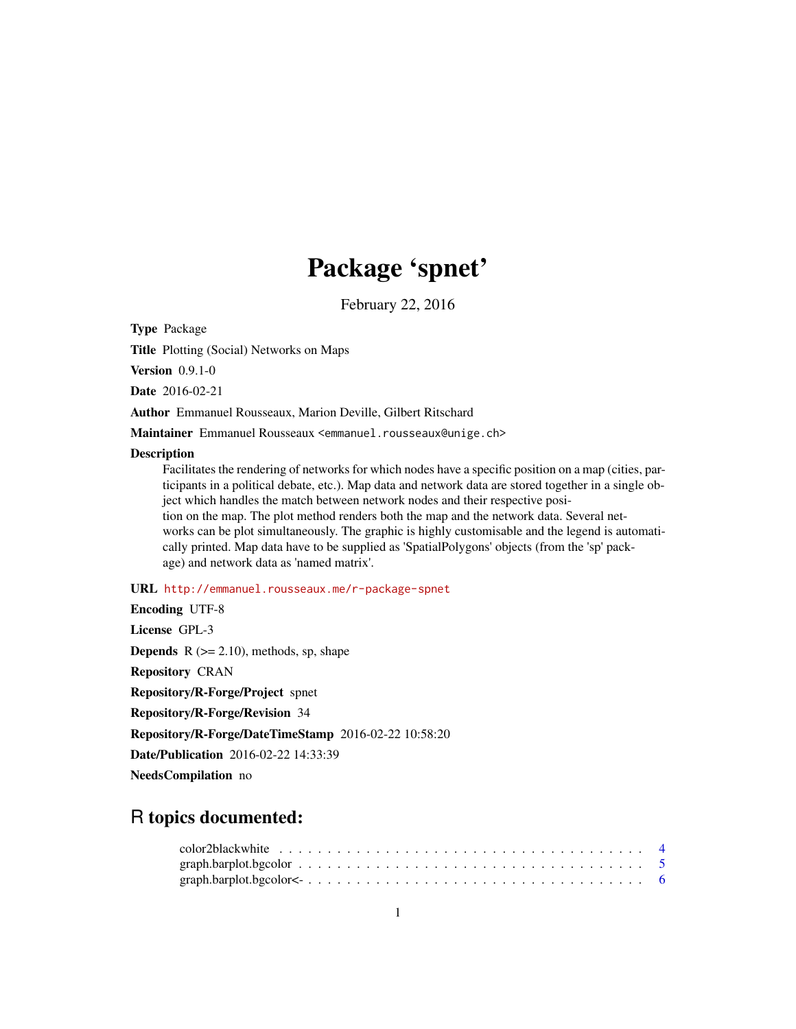# Package 'spnet'

February 22, 2016

**Type** Package

**Title** Plotting (Social) Networks on Maps

**Version** 0.9.1-0

**Date** 2016-02-21

**Author** Emmanuel Rousseaux, Marion Deville, Gilbert Ritschard

**Maintainer** Emmanuel Rousseaux <emmanuel.rousseaux@unige.ch>

**Description**
Facilitates the rendering of networks for which nodes have a specific position on a map (cities, participants in a political debate, etc.). Map data and network data are stored together in a single object which handles the match between network nodes and their respective position on the map. The plot method renders both the map and the network data. Several networks can be plot simultaneously. The graphic is highly customisable and the legend is automatically printed. Map data have to be supplied as 'SpatialPolygons' objects (from the 'sp' package) and network data as 'named matrix'.

**URL** http://emmanuel.rousseaux.me/r-package-spnet

**Encoding** UTF-8

**License** GPL-3

**Depends** R (>= 2.10), methods, sp, shape

**Repository** CRAN

**Repository/R-Forge/Project** spnet

**Repository/R-Forge/Revision** 34

**Repository/R-Forge/DateTimeStamp** 2016-02-22 10:58:20

**Date/Publication** 2016-02-22 14:33:39

**NeedsCompilation** no

## R topics documented:

- color2blackwhite . . . . . . . . . . . . . . . . . . . . . . . . . . . . . . . . . . . . . . . 4
- graph.barplot.bgcolor . . . . . . . . . . . . . . . . . . . . . . . . . . . . . . . . . . . . 5
- graph.barplot.bgcolor<- . . . . . . . . . . . . . . . . . . . . . . . . . . . . . . . . . . 6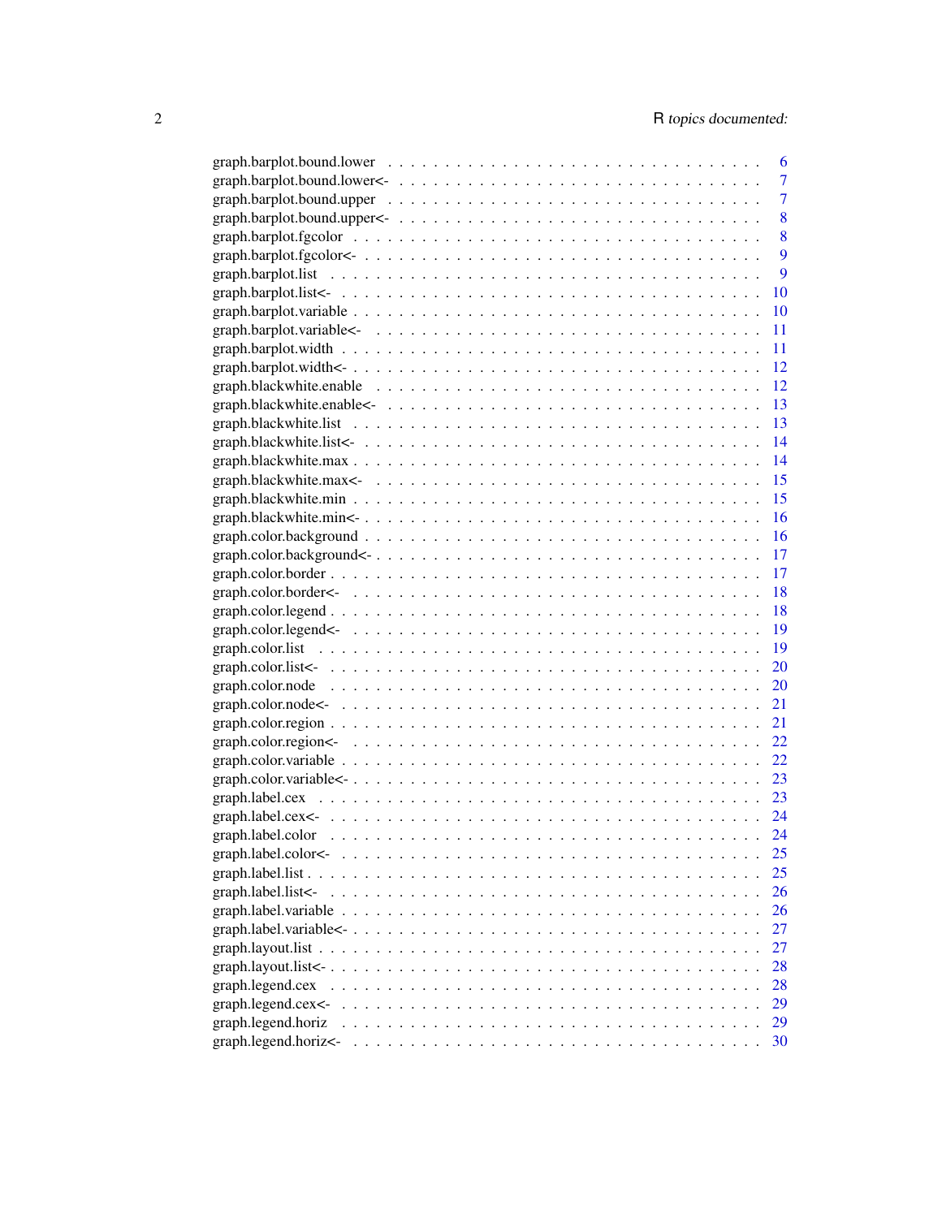graph.barplot.bound.lower . . . . . . . . . . . . . . . . . . . . . . . . . . . . . . . . . 6
graph.barplot.bound.lower<- . . . . . . . . . . . . . . . . . . . . . . . . . . . . . . . . 7
graph.barplot.bound.upper . . . . . . . . . . . . . . . . . . . . . . . . . . . . . . . . . 7
graph.barplot.bound.upper<- . . . . . . . . . . . . . . . . . . . . . . . . . . . . . . . . 8
graph.barplot.fgcolor . . . . . . . . . . . . . . . . . . . . . . . . . . . . . . . . . . . 8
graph.barplot.fgcolor<- . . . . . . . . . . . . . . . . . . . . . . . . . . . . . . . . . . 9
graph.barplot.list . . . . . . . . . . . . . . . . . . . . . . . . . . . . . . . . . . . . . 9
graph.barplot.list<- . . . . . . . . . . . . . . . . . . . . . . . . . . . . . . . . . . . . 10
graph.barplot.variable . . . . . . . . . . . . . . . . . . . . . . . . . . . . . . . . . . . 10
graph.barplot.variable<- . . . . . . . . . . . . . . . . . . . . . . . . . . . . . . . . . . 11
graph.barplot.width . . . . . . . . . . . . . . . . . . . . . . . . . . . . . . . . . . . . 11
graph.barplot.width<- . . . . . . . . . . . . . . . . . . . . . . . . . . . . . . . . . . . 12
graph.blackwhite.enable . . . . . . . . . . . . . . . . . . . . . . . . . . . . . . . . . . 12
graph.blackwhite.enable<- . . . . . . . . . . . . . . . . . . . . . . . . . . . . . . . . . 13
graph.blackwhite.list . . . . . . . . . . . . . . . . . . . . . . . . . . . . . . . . . . . 13
graph.blackwhite.list<- . . . . . . . . . . . . . . . . . . . . . . . . . . . . . . . . . . 14
graph.blackwhite.max . . . . . . . . . . . . . . . . . . . . . . . . . . . . . . . . . . . 14
graph.blackwhite.max<- . . . . . . . . . . . . . . . . . . . . . . . . . . . . . . . . . . 15
graph.blackwhite.min . . . . . . . . . . . . . . . . . . . . . . . . . . . . . . . . . . . 15
graph.blackwhite.min<- . . . . . . . . . . . . . . . . . . . . . . . . . . . . . . . . . . 16
graph.color.background . . . . . . . . . . . . . . . . . . . . . . . . . . . . . . . . . . 16
graph.color.background<- . . . . . . . . . . . . . . . . . . . . . . . . . . . . . . . . . 17
graph.color.border . . . . . . . . . . . . . . . . . . . . . . . . . . . . . . . . . . . . 17
graph.color.border<- . . . . . . . . . . . . . . . . . . . . . . . . . . . . . . . . . . . 18
graph.color.legend . . . . . . . . . . . . . . . . . . . . . . . . . . . . . . . . . . . . 18
graph.color.legend<- . . . . . . . . . . . . . . . . . . . . . . . . . . . . . . . . . . . 19
graph.color.list . . . . . . . . . . . . . . . . . . . . . . . . . . . . . . . . . . . . . 19
graph.color.list<- . . . . . . . . . . . . . . . . . . . . . . . . . . . . . . . . . . . . 20
graph.color.node . . . . . . . . . . . . . . . . . . . . . . . . . . . . . . . . . . . . . 20
graph.color.node<- . . . . . . . . . . . . . . . . . . . . . . . . . . . . . . . . . . . . 21
graph.color.region . . . . . . . . . . . . . . . . . . . . . . . . . . . . . . . . . . . . 21
graph.color.region<- . . . . . . . . . . . . . . . . . . . . . . . . . . . . . . . . . . . 22
graph.color.variable . . . . . . . . . . . . . . . . . . . . . . . . . . . . . . . . . . . 22
graph.color.variable<- . . . . . . . . . . . . . . . . . . . . . . . . . . . . . . . . . . 23
graph.label.cex . . . . . . . . . . . . . . . . . . . . . . . . . . . . . . . . . . . . . 23
graph.label.cex<- . . . . . . . . . . . . . . . . . . . . . . . . . . . . . . . . . . . . 24
graph.label.color . . . . . . . . . . . . . . . . . . . . . . . . . . . . . . . . . . . . 24
graph.label.color<- . . . . . . . . . . . . . . . . . . . . . . . . . . . . . . . . . . . 25
graph.label.list . . . . . . . . . . . . . . . . . . . . . . . . . . . . . . . . . . . . . 25
graph.label.list<- . . . . . . . . . . . . . . . . . . . . . . . . . . . . . . . . . . . . 26
graph.label.variable . . . . . . . . . . . . . . . . . . . . . . . . . . . . . . . . . . . 26
graph.label.variable<- . . . . . . . . . . . . . . . . . . . . . . . . . . . . . . . . . . 27
graph.layout.list . . . . . . . . . . . . . . . . . . . . . . . . . . . . . . . . . . . . 27
graph.layout.list<- . . . . . . . . . . . . . . . . . . . . . . . . . . . . . . . . . . . 28
graph.legend.cex . . . . . . . . . . . . . . . . . . . . . . . . . . . . . . . . . . . . 28
graph.legend.cex<- . . . . . . . . . . . . . . . . . . . . . . . . . . . . . . . . . . . 29
graph.legend.horiz . . . . . . . . . . . . . . . . . . . . . . . . . . . . . . . . . . . 29
graph.legend.horiz<- . . . . . . . . . . . . . . . . . . . . . . . . . . . . . . . . . . 30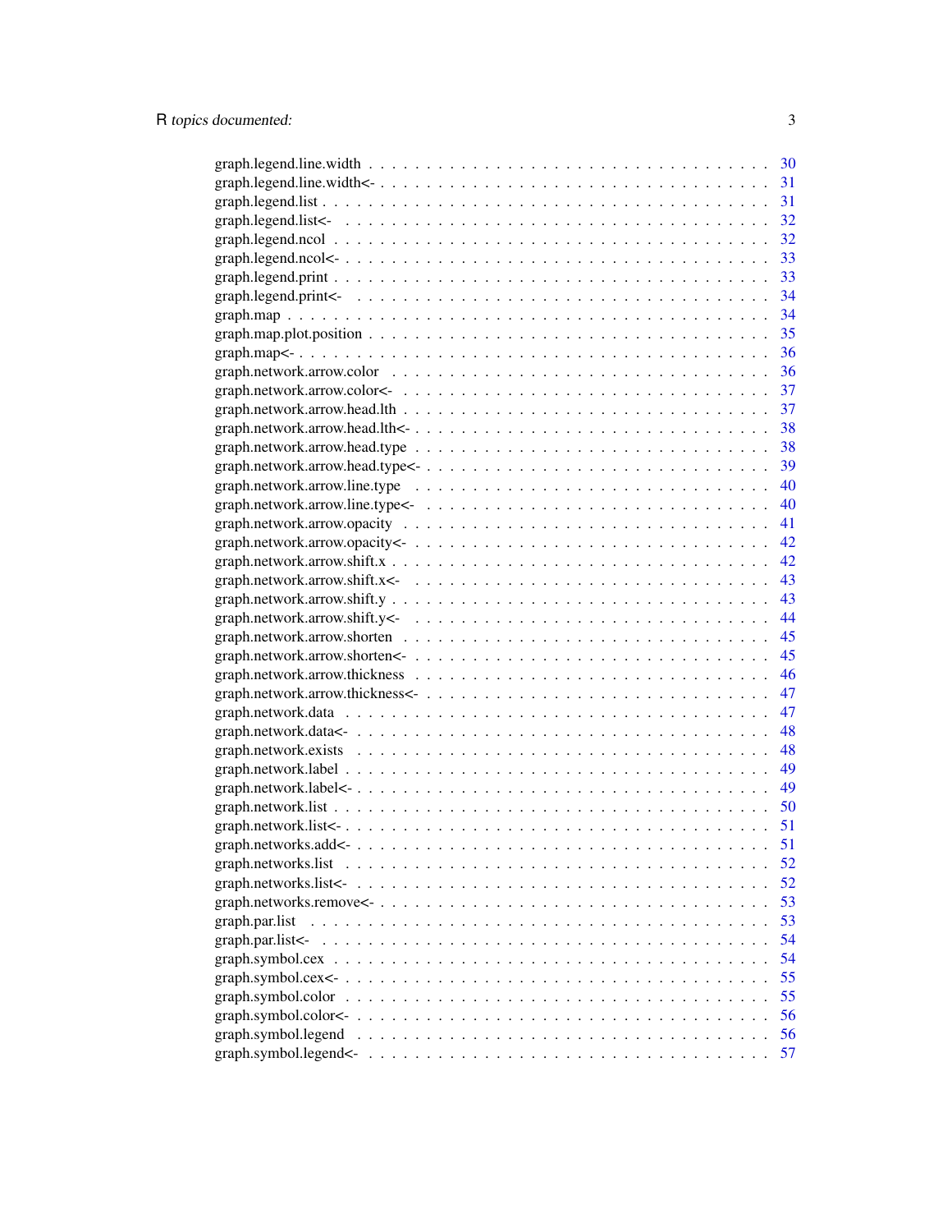graph.legend.line.width . . . . . . . . . . . . . . . . . . . . . . . . . . . . . . . . 30
graph.legend.line.width<- . . . . . . . . . . . . . . . . . . . . . . . . . . . . . . . 31
graph.legend.list . . . . . . . . . . . . . . . . . . . . . . . . . . . . . . . . . . . 31
graph.legend.list<- . . . . . . . . . . . . . . . . . . . . . . . . . . . . . . . . . . 32
graph.legend.ncol . . . . . . . . . . . . . . . . . . . . . . . . . . . . . . . . . . . 32
graph.legend.ncol<- . . . . . . . . . . . . . . . . . . . . . . . . . . . . . . . . . . 33
graph.legend.print . . . . . . . . . . . . . . . . . . . . . . . . . . . . . . . . . . 33
graph.legend.print<- . . . . . . . . . . . . . . . . . . . . . . . . . . . . . . . . . 34
graph.map . . . . . . . . . . . . . . . . . . . . . . . . . . . . . . . . . . . . . . . 34
graph.map.plot.position . . . . . . . . . . . . . . . . . . . . . . . . . . . . . . . 35
graph.map<- . . . . . . . . . . . . . . . . . . . . . . . . . . . . . . . . . . . . . . 36
graph.network.arrow.color . . . . . . . . . . . . . . . . . . . . . . . . . . . . . . 36
graph.network.arrow.color<- . . . . . . . . . . . . . . . . . . . . . . . . . . . . . 37
graph.network.arrow.head.lth . . . . . . . . . . . . . . . . . . . . . . . . . . . . 37
graph.network.arrow.head.lth<- . . . . . . . . . . . . . . . . . . . . . . . . . . . 38
graph.network.arrow.head.type . . . . . . . . . . . . . . . . . . . . . . . . . . . . 38
graph.network.arrow.head.type<- . . . . . . . . . . . . . . . . . . . . . . . . . . . 39
graph.network.arrow.line.type . . . . . . . . . . . . . . . . . . . . . . . . . . . . 40
graph.network.arrow.line.type<- . . . . . . . . . . . . . . . . . . . . . . . . . . . 40
graph.network.arrow.opacity . . . . . . . . . . . . . . . . . . . . . . . . . . . . . 41
graph.network.arrow.opacity<- . . . . . . . . . . . . . . . . . . . . . . . . . . . . 42
graph.network.arrow.shift.x . . . . . . . . . . . . . . . . . . . . . . . . . . . . . 42
graph.network.arrow.shift.x<- . . . . . . . . . . . . . . . . . . . . . . . . . . . . 43
graph.network.arrow.shift.y . . . . . . . . . . . . . . . . . . . . . . . . . . . . . 43
graph.network.arrow.shift.y<- . . . . . . . . . . . . . . . . . . . . . . . . . . . . 44
graph.network.arrow.shorten . . . . . . . . . . . . . . . . . . . . . . . . . . . . . 45
graph.network.arrow.shorten<- . . . . . . . . . . . . . . . . . . . . . . . . . . . . 45
graph.network.arrow.thickness . . . . . . . . . . . . . . . . . . . . . . . . . . . . 46
graph.network.arrow.thickness<- . . . . . . . . . . . . . . . . . . . . . . . . . . . 47
graph.network.data . . . . . . . . . . . . . . . . . . . . . . . . . . . . . . . . . . 47
graph.network.data<- . . . . . . . . . . . . . . . . . . . . . . . . . . . . . . . . . 48
graph.network.exists . . . . . . . . . . . . . . . . . . . . . . . . . . . . . . . . . 48
graph.network.label . . . . . . . . . . . . . . . . . . . . . . . . . . . . . . . . . . 49
graph.network.label<- . . . . . . . . . . . . . . . . . . . . . . . . . . . . . . . . . 49
graph.network.list . . . . . . . . . . . . . . . . . . . . . . . . . . . . . . . . . . 50
graph.network.list<- . . . . . . . . . . . . . . . . . . . . . . . . . . . . . . . . . 51
graph.networks.add<- . . . . . . . . . . . . . . . . . . . . . . . . . . . . . . . . . 51
graph.networks.list . . . . . . . . . . . . . . . . . . . . . . . . . . . . . . . . . . 52
graph.networks.list<- . . . . . . . . . . . . . . . . . . . . . . . . . . . . . . . . . 52
graph.networks.remove<- . . . . . . . . . . . . . . . . . . . . . . . . . . . . . . . 53
graph.par.list . . . . . . . . . . . . . . . . . . . . . . . . . . . . . . . . . . . . . 53
graph.par.list<- . . . . . . . . . . . . . . . . . . . . . . . . . . . . . . . . . . . . 54
graph.symbol.cex . . . . . . . . . . . . . . . . . . . . . . . . . . . . . . . . . . . 54
graph.symbol.cex<- . . . . . . . . . . . . . . . . . . . . . . . . . . . . . . . . . . 55
graph.symbol.color . . . . . . . . . . . . . . . . . . . . . . . . . . . . . . . . . . 55
graph.symbol.color<- . . . . . . . . . . . . . . . . . . . . . . . . . . . . . . . . . 56
graph.symbol.legend . . . . . . . . . . . . . . . . . . . . . . . . . . . . . . . . . 56
graph.symbol.legend<- . . . . . . . . . . . . . . . . . . . . . . . . . . . . . . . . 57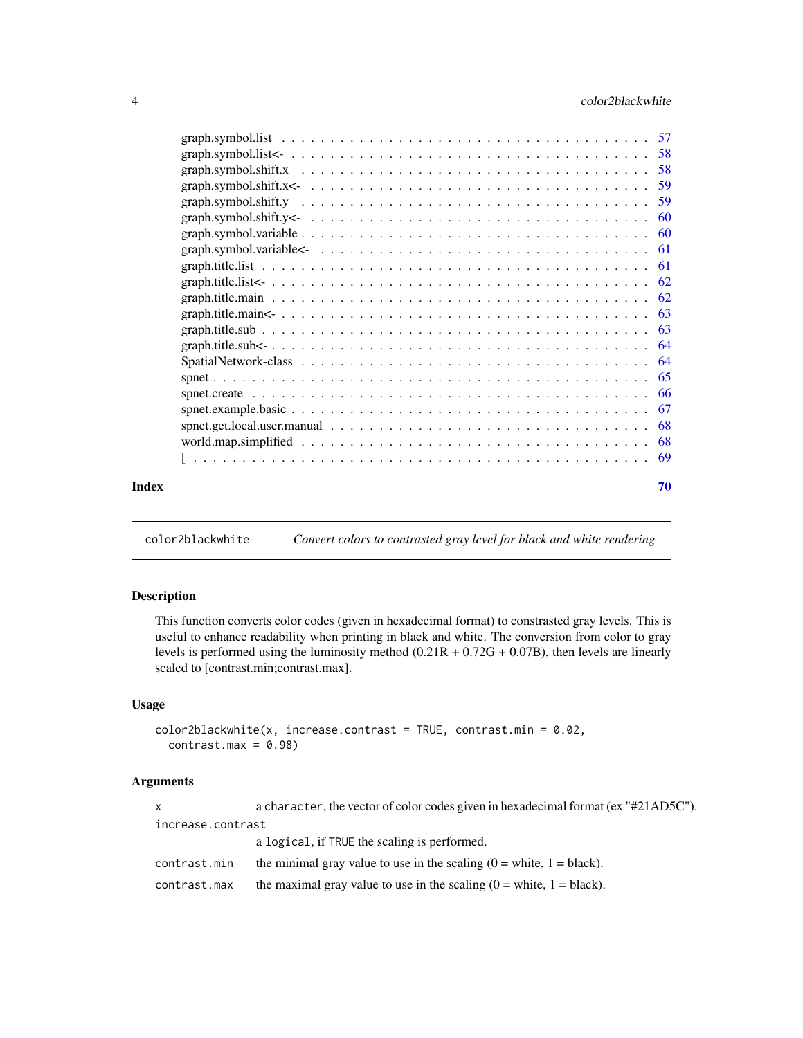graph.symbol.list . . . . . . . . . . . . . . . . . . . . . . . . . . . . . . . . . . . . . 57
graph.symbol.list<- . . . . . . . . . . . . . . . . . . . . . . . . . . . . . . . . . . . . 58
graph.symbol.shift.x . . . . . . . . . . . . . . . . . . . . . . . . . . . . . . . . . . . 58
graph.symbol.shift.x<- . . . . . . . . . . . . . . . . . . . . . . . . . . . . . . . . . 59
graph.symbol.shift.y . . . . . . . . . . . . . . . . . . . . . . . . . . . . . . . . . . . 59
graph.symbol.shift.y<- . . . . . . . . . . . . . . . . . . . . . . . . . . . . . . . . . 60
graph.symbol.variable . . . . . . . . . . . . . . . . . . . . . . . . . . . . . . . . . . 60
graph.symbol.variable<- . . . . . . . . . . . . . . . . . . . . . . . . . . . . . . . . 61
graph.title.list . . . . . . . . . . . . . . . . . . . . . . . . . . . . . . . . . . . . . . 61
graph.title.list<- . . . . . . . . . . . . . . . . . . . . . . . . . . . . . . . . . . . . 62
graph.title.main . . . . . . . . . . . . . . . . . . . . . . . . . . . . . . . . . . . . . 62
graph.title.main<- . . . . . . . . . . . . . . . . . . . . . . . . . . . . . . . . . . . 63
graph.title.sub . . . . . . . . . . . . . . . . . . . . . . . . . . . . . . . . . . . . . . 63
graph.title.sub<- . . . . . . . . . . . . . . . . . . . . . . . . . . . . . . . . . . . . 64
SpatialNetwork-class . . . . . . . . . . . . . . . . . . . . . . . . . . . . . . . . . . . 64
spnet . . . . . . . . . . . . . . . . . . . . . . . . . . . . . . . . . . . . . . . . . . . 65
spnet.create . . . . . . . . . . . . . . . . . . . . . . . . . . . . . . . . . . . . . . . 66
spnet.example.basic . . . . . . . . . . . . . . . . . . . . . . . . . . . . . . . . . . . 67
spnet.get.local.user.manual . . . . . . . . . . . . . . . . . . . . . . . . . . . . . . . 68
world.map.simplified . . . . . . . . . . . . . . . . . . . . . . . . . . . . . . . . . . . 68
[ . . . . . . . . . . . . . . . . . . . . . . . . . . . . . . . . . . . . . . . . . . . . . 69

**Index** **70**

---

`color2blackwhite` *Convert colors to contrasted gray level for black and white rendering*

---

## Description

This function converts color codes (given in hexadecimal format) to constrasted gray levels. This is useful to enhance readability when printing in black and white. The conversion from color to gray levels is performed using the luminosity method (0.21R + 0.72G + 0.07B), then levels are linearly scaled to [contrast.min;contrast.max].

## Usage

```
color2blackwhite(x, increase.contrast = TRUE, contrast.min = 0.02,
  contrast.max = 0.98)
```

## Arguments

| | |
|---|---|
| `x` | a `character`, the vector of color codes given in hexadecimal format (ex "#21AD5C"). |
| `increase.contrast` | a `logical`, if `TRUE` the scaling is performed. |
| `contrast.min` | the minimal gray value to use in the scaling (0 = white, 1 = black). |
| `contrast.max` | the maximal gray value to use in the scaling (0 = white, 1 = black). |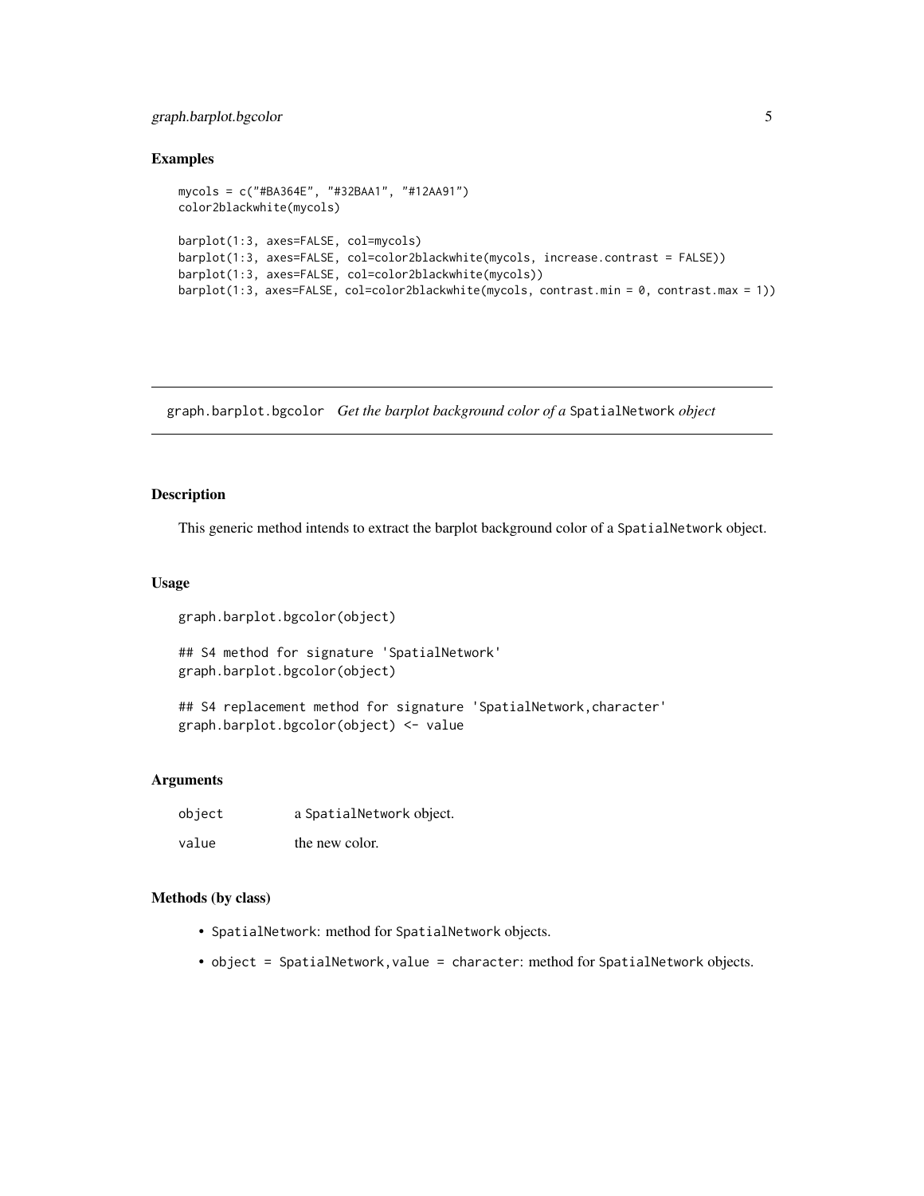## Examples

```
mycols = c("#BA364E", "#32BAA1", "#12AA91")
color2blackwhite(mycols)

barplot(1:3, axes=FALSE, col=mycols)
barplot(1:3, axes=FALSE, col=color2blackwhite(mycols, increase.contrast = FALSE))
barplot(1:3, axes=FALSE, col=color2blackwhite(mycols))
barplot(1:3, axes=FALSE, col=color2blackwhite(mycols, contrast.min = 0, contrast.max = 1))
```

---

# graph.barplot.bgcolor *Get the barplot background color of a* SpatialNetwork *object*

---

## Description

This generic method intends to extract the barplot background color of a `SpatialNetwork` object.

## Usage

```
graph.barplot.bgcolor(object)

## S4 method for signature 'SpatialNetwork'
graph.barplot.bgcolor(object)

## S4 replacement method for signature 'SpatialNetwork,character'
graph.barplot.bgcolor(object) <- value
```

## Arguments

| | |
|---|---|
| `object` | a `SpatialNetwork` object. |
| `value` | the new color. |

## Methods (by class)

- `SpatialNetwork`: method for `SpatialNetwork` objects.
- `object = SpatialNetwork,value = character`: method for `SpatialNetwork` objects.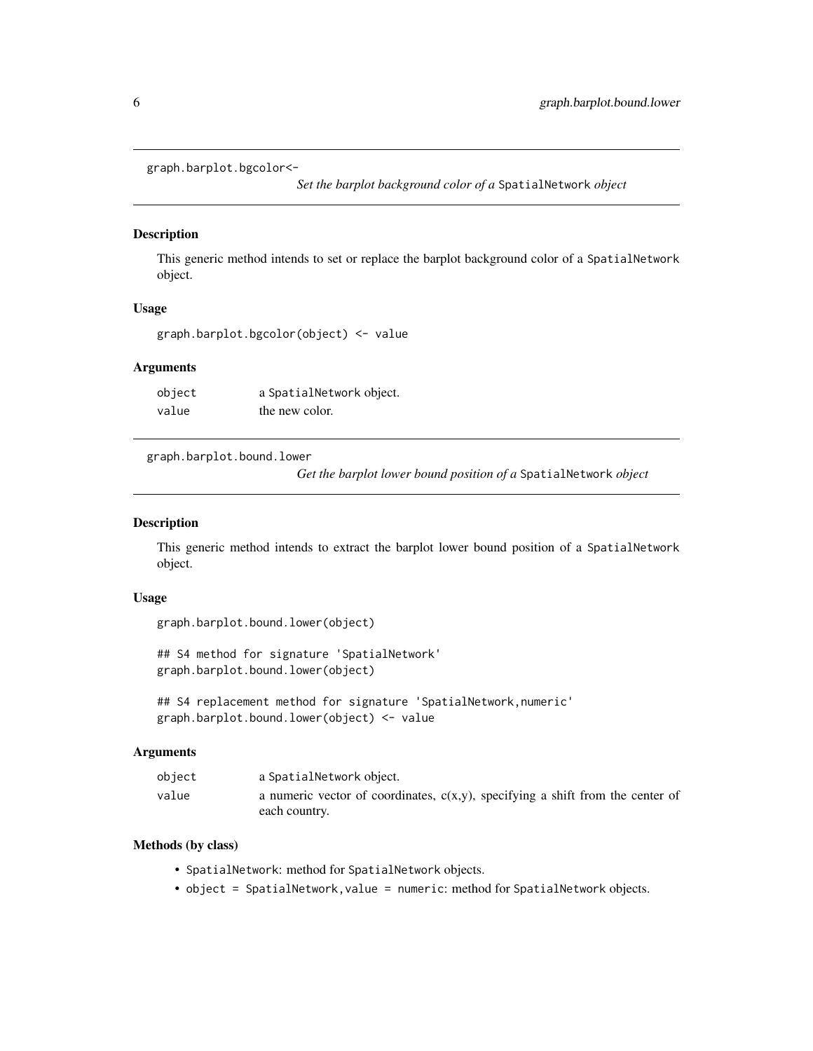## `graph.barplot.bgcolor<-` *Set the barplot background color of a* `SpatialNetwork` *object*

### Description

This generic method intends to set or replace the barplot background color of a `SpatialNetwork` object.

### Usage

```
graph.barplot.bgcolor(object) <- value
```

### Arguments

| | |
|---|---|
| `object` | a `SpatialNetwork` object. |
| `value` | the new color. |

## `graph.barplot.bound.lower` *Get the barplot lower bound position of a* `SpatialNetwork` *object*

### Description

This generic method intends to extract the barplot lower bound position of a `SpatialNetwork` object.

### Usage

```
graph.barplot.bound.lower(object)

## S4 method for signature 'SpatialNetwork'
graph.barplot.bound.lower(object)

## S4 replacement method for signature 'SpatialNetwork,numeric'
graph.barplot.bound.lower(object) <- value
```

### Arguments

| | |
|---|---|
| `object` | a `SpatialNetwork` object. |
| `value` | a numeric vector of coordinates, c(x,y), specifying a shift from the center of each country. |

### Methods (by class)

- `SpatialNetwork`: method for `SpatialNetwork` objects.
- `object = SpatialNetwork,value = numeric`: method for `SpatialNetwork` objects.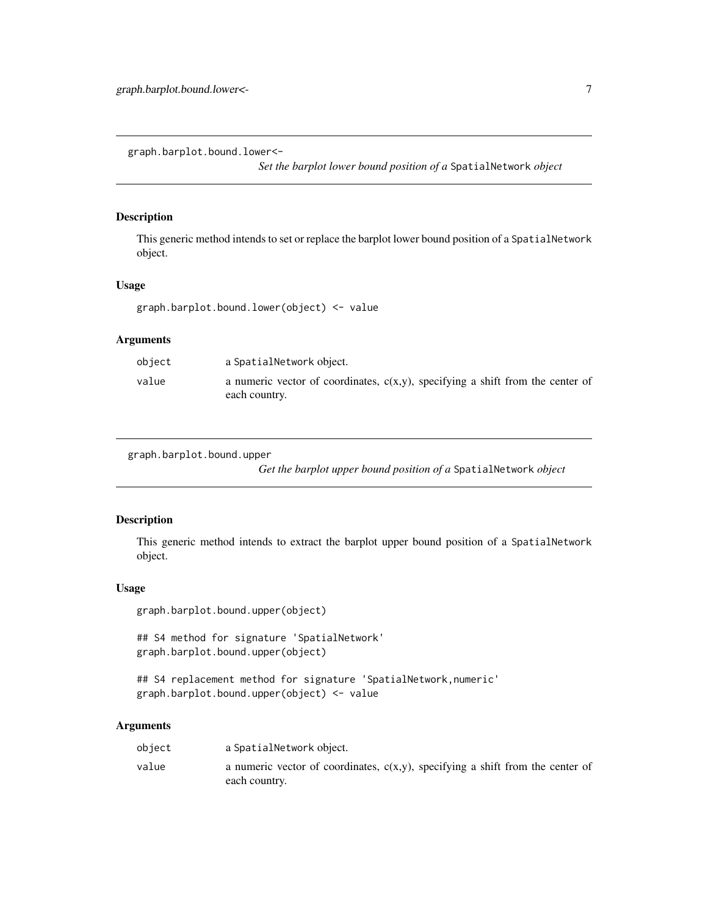## graph.barplot.bound.lower<-

*Set the barplot lower bound position of a* `SpatialNetwork` *object*

### Description

This generic method intends to set or replace the barplot lower bound position of a `SpatialNetwork` object.

### Usage

```
graph.barplot.bound.lower(object) <- value
```

### Arguments

| | |
|---|---|
| `object` | a `SpatialNetwork` object. |
| `value` | a numeric vector of coordinates, c(x,y), specifying a shift from the center of each country. |

## graph.barplot.bound.upper

*Get the barplot upper bound position of a* `SpatialNetwork` *object*

### Description

This generic method intends to extract the barplot upper bound position of a `SpatialNetwork` object.

### Usage

```
graph.barplot.bound.upper(object)

## S4 method for signature 'SpatialNetwork'
graph.barplot.bound.upper(object)

## S4 replacement method for signature 'SpatialNetwork,numeric'
graph.barplot.bound.upper(object) <- value
```

### Arguments

| | |
|---|---|
| `object` | a `SpatialNetwork` object. |
| `value` | a numeric vector of coordinates, c(x,y), specifying a shift from the center of each country. |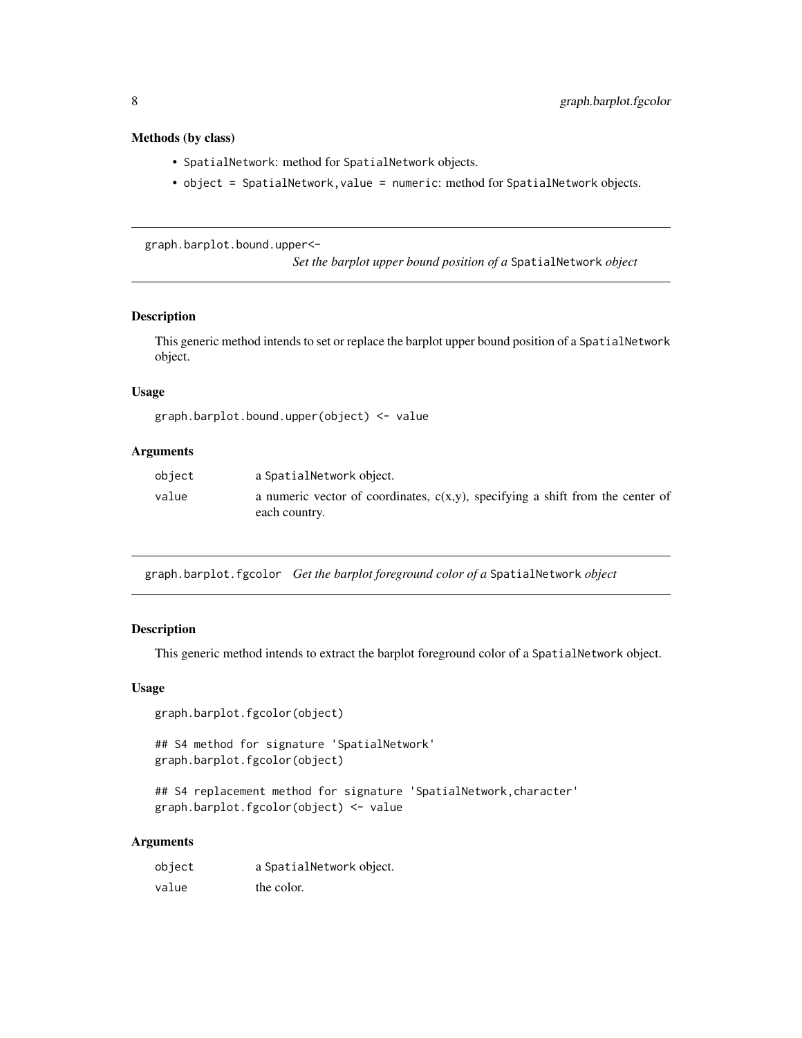### Methods (by class)

- `SpatialNetwork`: method for `SpatialNetwork` objects.
- `object = SpatialNetwork,value = numeric`: method for `SpatialNetwork` objects.

---

## graph.barplot.bound.upper<- *Set the barplot upper bound position of a* `SpatialNetwork` *object*

### Description

This generic method intends to set or replace the barplot upper bound position of a `SpatialNetwork` object.

### Usage

```
graph.barplot.bound.upper(object) <- value
```

### Arguments

| | |
|---|---|
| `object` | a `SpatialNetwork` object. |
| `value` | a numeric vector of coordinates, c(x,y), specifying a shift from the center of each country. |

---

## graph.barplot.fgcolor *Get the barplot foreground color of a* `SpatialNetwork` *object*

### Description

This generic method intends to extract the barplot foreground color of a `SpatialNetwork` object.

### Usage

```
graph.barplot.fgcolor(object)

## S4 method for signature 'SpatialNetwork'
graph.barplot.fgcolor(object)

## S4 replacement method for signature 'SpatialNetwork,character'
graph.barplot.fgcolor(object) <- value
```

### Arguments

| | |
|---|---|
| `object` | a `SpatialNetwork` object. |
| `value` | the color. |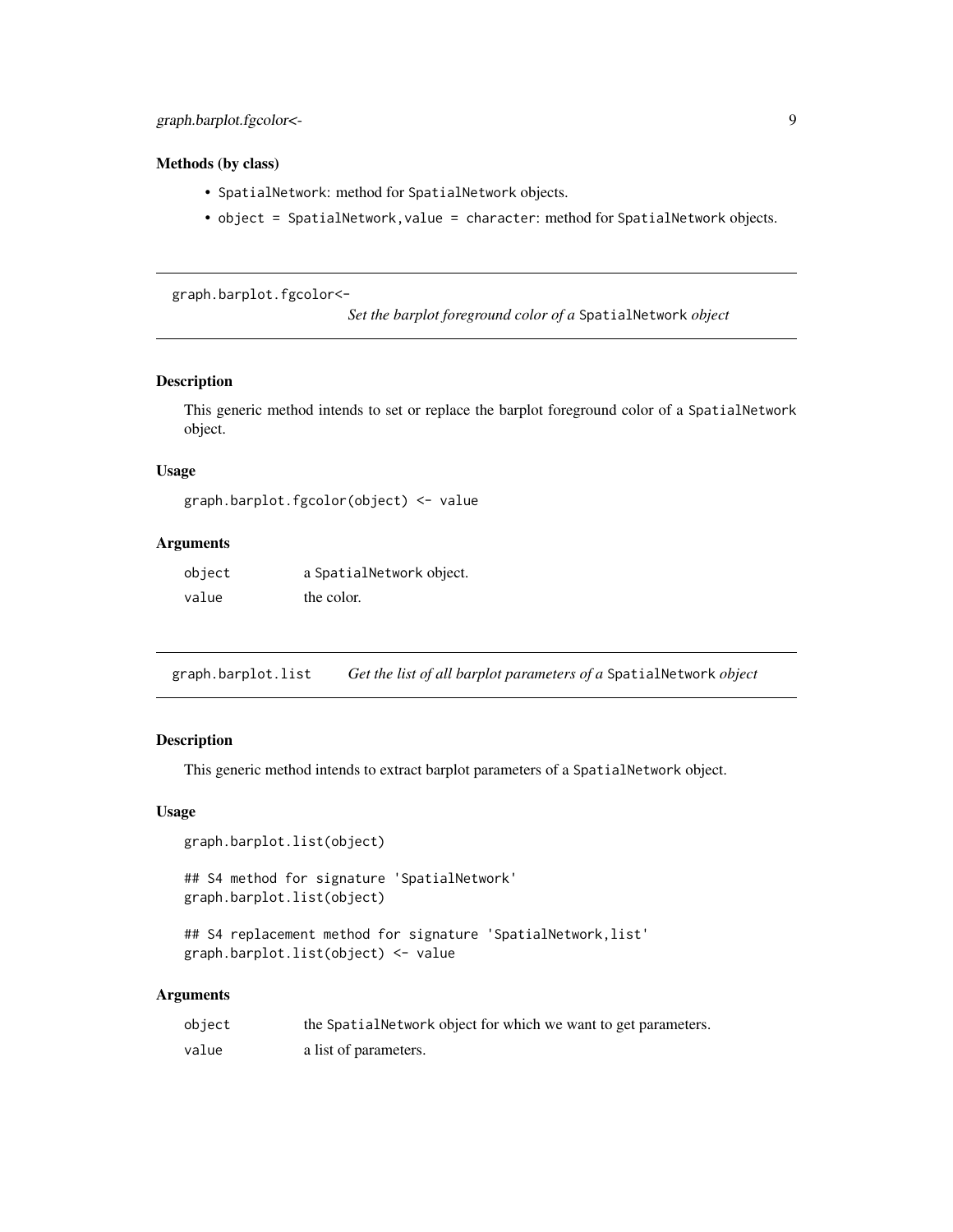### Methods (by class)

- `SpatialNetwork`: method for `SpatialNetwork` objects.
- `object = SpatialNetwork,value = character`: method for `SpatialNetwork` objects.

---

## graph.barplot.fgcolor<-

*Set the barplot foreground color of a* `SpatialNetwork` *object*

### Description

This generic method intends to set or replace the barplot foreground color of a `SpatialNetwork` object.

### Usage

```
graph.barplot.fgcolor(object) <- value
```

### Arguments

| | |
|---|---|
| `object` | a `SpatialNetwork` object. |
| `value` | the color. |

---

## graph.barplot.list

*Get the list of all barplot parameters of a* `SpatialNetwork` *object*

### Description

This generic method intends to extract barplot parameters of a `SpatialNetwork` object.

### Usage

```
graph.barplot.list(object)

## S4 method for signature 'SpatialNetwork'
graph.barplot.list(object)

## S4 replacement method for signature 'SpatialNetwork,list'
graph.barplot.list(object) <- value
```

### Arguments

| | |
|---|---|
| `object` | the `SpatialNetwork` object for which we want to get parameters. |
| `value` | a list of parameters. |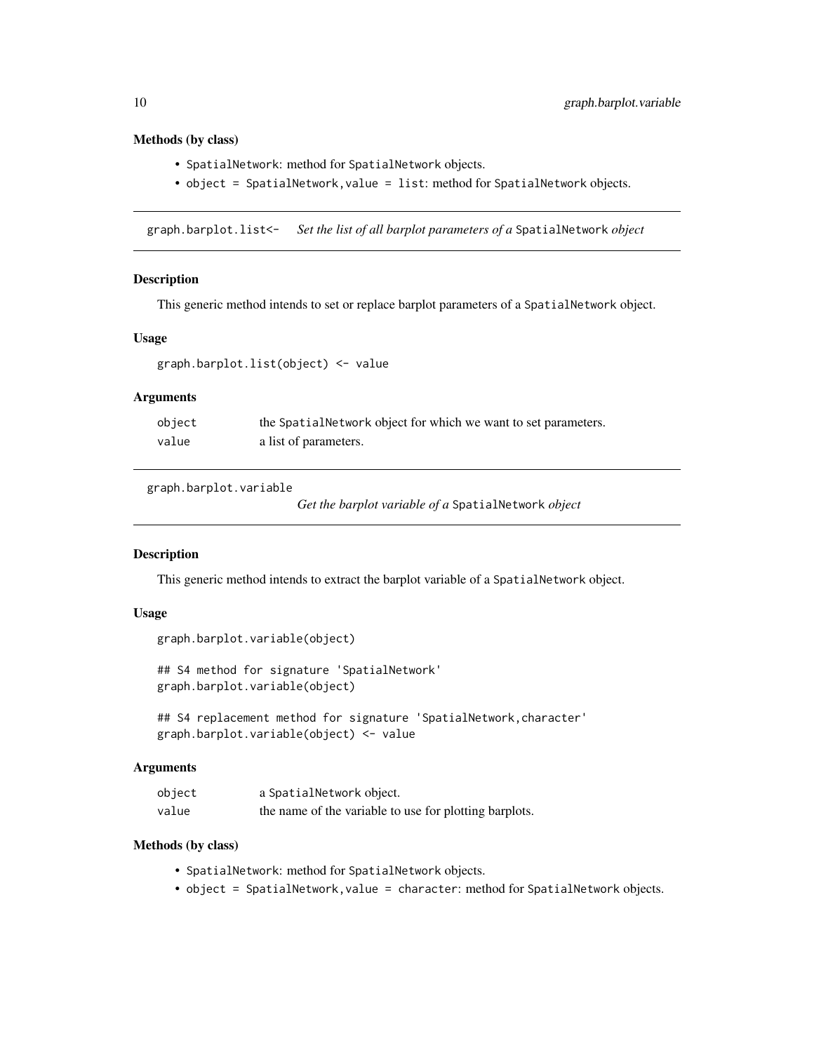### Methods (by class)

- `SpatialNetwork`: method for `SpatialNetwork` objects.
- `object = SpatialNetwork,value = list`: method for `SpatialNetwork` objects.

## graph.barplot.list<- *Set the list of all barplot parameters of a* `SpatialNetwork` *object*

### Description

This generic method intends to set or replace barplot parameters of a `SpatialNetwork` object.

### Usage

```
graph.barplot.list(object) <- value
```

### Arguments

| | |
|---|---|
| `object` | the `SpatialNetwork` object for which we want to set parameters. |
| `value` | a list of parameters. |

## graph.barplot.variable *Get the barplot variable of a* `SpatialNetwork` *object*

### Description

This generic method intends to extract the barplot variable of a `SpatialNetwork` object.

### Usage

```
graph.barplot.variable(object)

## S4 method for signature 'SpatialNetwork'
graph.barplot.variable(object)

## S4 replacement method for signature 'SpatialNetwork,character'
graph.barplot.variable(object) <- value
```

### Arguments

| | |
|---|---|
| `object` | a `SpatialNetwork` object. |
| `value` | the name of the variable to use for plotting barplots. |

### Methods (by class)

- `SpatialNetwork`: method for `SpatialNetwork` objects.
- `object = SpatialNetwork,value = character`: method for `SpatialNetwork` objects.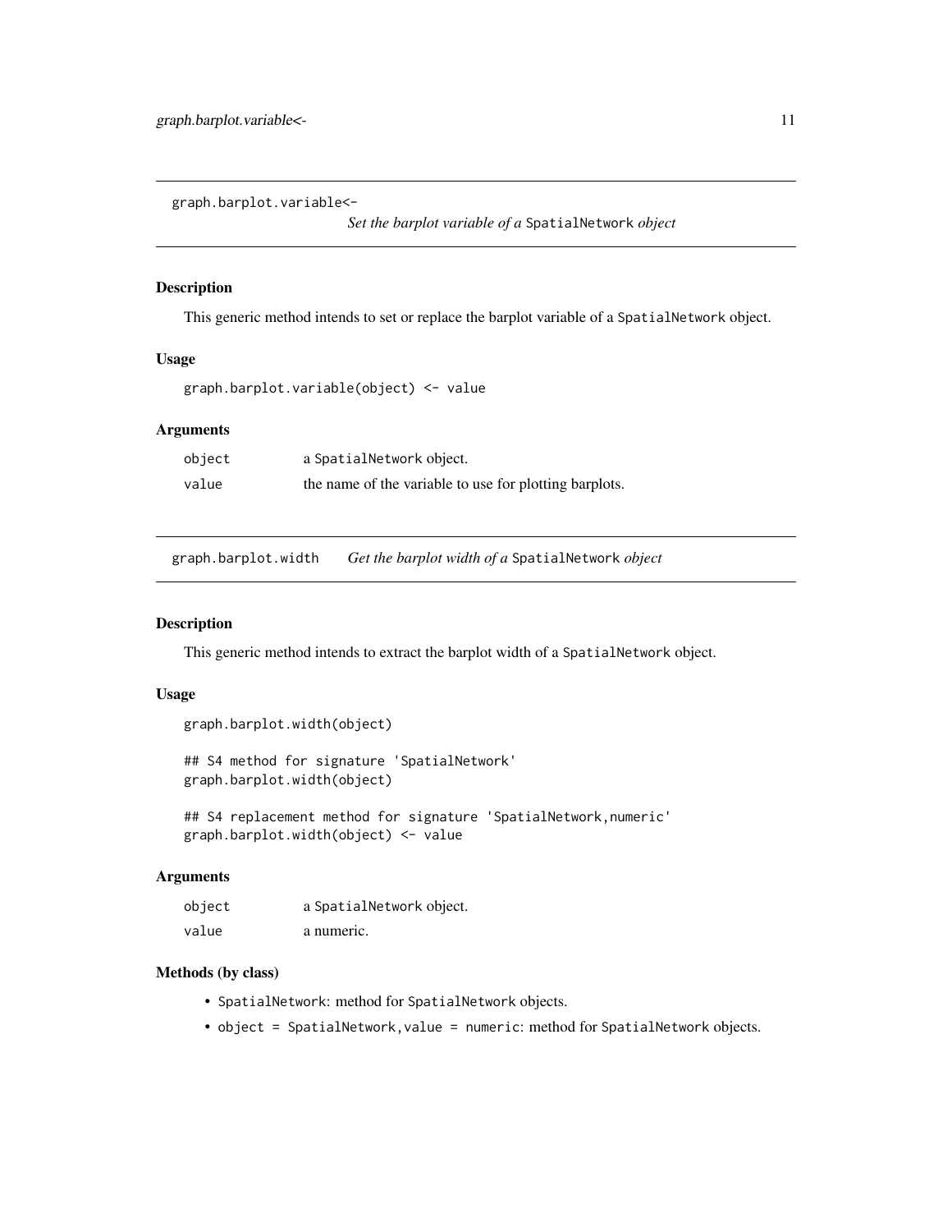## graph.barplot.variable<-

*Set the barplot variable of a* `SpatialNetwork` *object*

### Description

This generic method intends to set or replace the barplot variable of a `SpatialNetwork` object.

### Usage

```
graph.barplot.variable(object) <- value
```

### Arguments

| | |
|---|---|
| `object` | a `SpatialNetwork` object. |
| `value` | the name of the variable to use for plotting barplots. |

## graph.barplot.width

*Get the barplot width of a* `SpatialNetwork` *object*

### Description

This generic method intends to extract the barplot width of a `SpatialNetwork` object.

### Usage

```
graph.barplot.width(object)

## S4 method for signature 'SpatialNetwork'
graph.barplot.width(object)

## S4 replacement method for signature 'SpatialNetwork,numeric'
graph.barplot.width(object) <- value
```

### Arguments

| | |
|---|---|
| `object` | a `SpatialNetwork` object. |
| `value` | a numeric. |

### Methods (by class)

- `SpatialNetwork`: method for `SpatialNetwork` objects.
- `object = SpatialNetwork,value = numeric`: method for `SpatialNetwork` objects.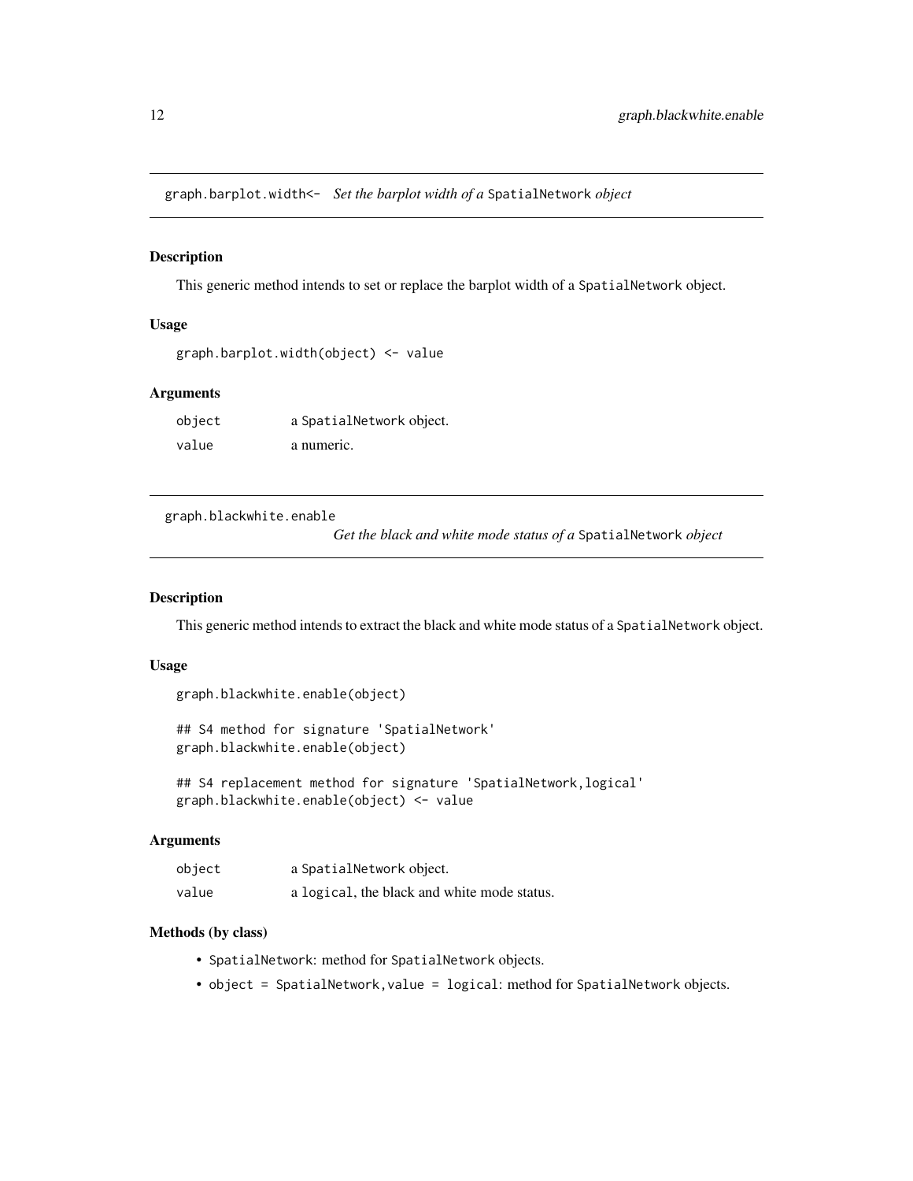## graph.barplot.width<- *Set the barplot width of a* SpatialNetwork *object*

### Description

This generic method intends to set or replace the barplot width of a SpatialNetwork object.

### Usage

```
graph.barplot.width(object) <- value
```

### Arguments

| | |
|---|---|
| object | a SpatialNetwork object. |
| value | a numeric. |

## graph.blackwhite.enable *Get the black and white mode status of a* SpatialNetwork *object*

### Description

This generic method intends to extract the black and white mode status of a SpatialNetwork object.

### Usage

```
graph.blackwhite.enable(object)

## S4 method for signature 'SpatialNetwork'
graph.blackwhite.enable(object)

## S4 replacement method for signature 'SpatialNetwork,logical'
graph.blackwhite.enable(object) <- value
```

### Arguments

| | |
|---|---|
| object | a SpatialNetwork object. |
| value | a logical, the black and white mode status. |

### Methods (by class)

- SpatialNetwork: method for SpatialNetwork objects.
- object = SpatialNetwork,value = logical: method for SpatialNetwork objects.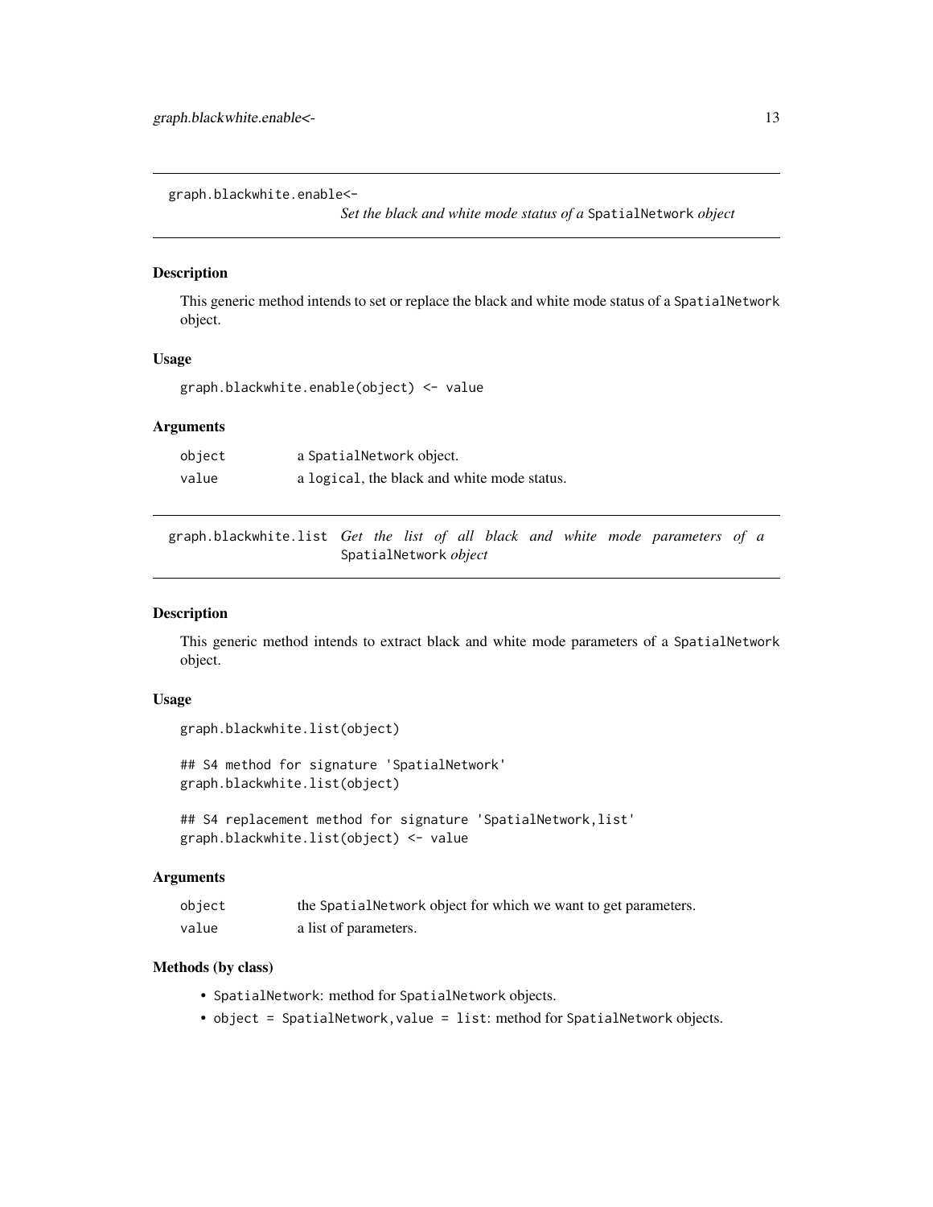## graph.blackwhite.enable<- — *Set the black and white mode status of a* `SpatialNetwork` *object*

### Description

This generic method intends to set or replace the black and white mode status of a `SpatialNetwork` object.

### Usage

```
graph.blackwhite.enable(object) <- value
```

### Arguments

| | |
|---|---|
| `object` | a `SpatialNetwork` object. |
| `value` | a `logical`, the black and white mode status. |

## graph.blackwhite.list — *Get the list of all black and white mode parameters of a* `SpatialNetwork` *object*

### Description

This generic method intends to extract black and white mode parameters of a `SpatialNetwork` object.

### Usage

```
graph.blackwhite.list(object)

## S4 method for signature 'SpatialNetwork'
graph.blackwhite.list(object)

## S4 replacement method for signature 'SpatialNetwork,list'
graph.blackwhite.list(object) <- value
```

### Arguments

| | |
|---|---|
| `object` | the `SpatialNetwork` object for which we want to get parameters. |
| `value` | a list of parameters. |

### Methods (by class)

- `SpatialNetwork`: method for `SpatialNetwork` objects.
- `object = SpatialNetwork,value = list`: method for `SpatialNetwork` objects.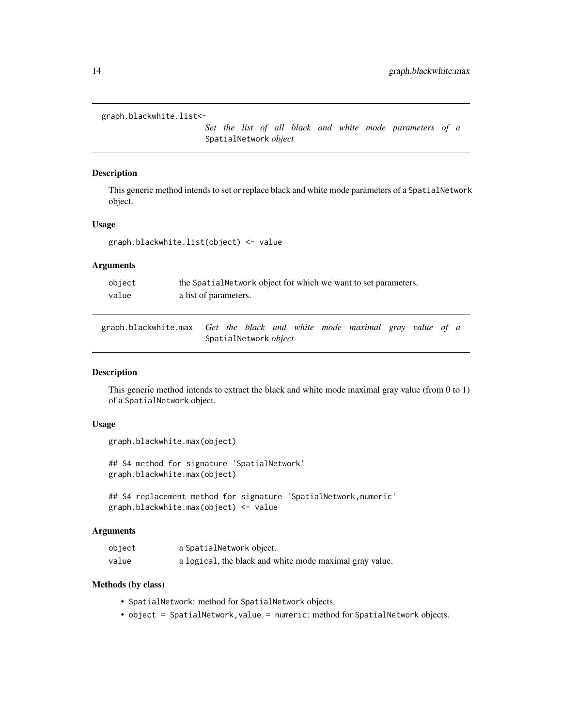## graph.blackwhite.list<- — *Set the list of all black and white mode parameters of a* SpatialNetwork *object*

### Description

This generic method intends to set or replace black and white mode parameters of a SpatialNetwork object.

### Usage

```
graph.blackwhite.list(object) <- value
```

### Arguments

| | |
|---|---|
| object | the SpatialNetwork object for which we want to set parameters. |
| value | a list of parameters. |

## graph.blackwhite.max — *Get the black and white mode maximal gray value of a* SpatialNetwork *object*

### Description

This generic method intends to extract the black and white mode maximal gray value (from 0 to 1) of a SpatialNetwork object.

### Usage

```
graph.blackwhite.max(object)

## S4 method for signature 'SpatialNetwork'
graph.blackwhite.max(object)

## S4 replacement method for signature 'SpatialNetwork,numeric'
graph.blackwhite.max(object) <- value
```

### Arguments

| | |
|---|---|
| object | a SpatialNetwork object. |
| value | a logical, the black and white mode maximal gray value. |

### Methods (by class)

- SpatialNetwork: method for SpatialNetwork objects.
- object = SpatialNetwork,value = numeric: method for SpatialNetwork objects.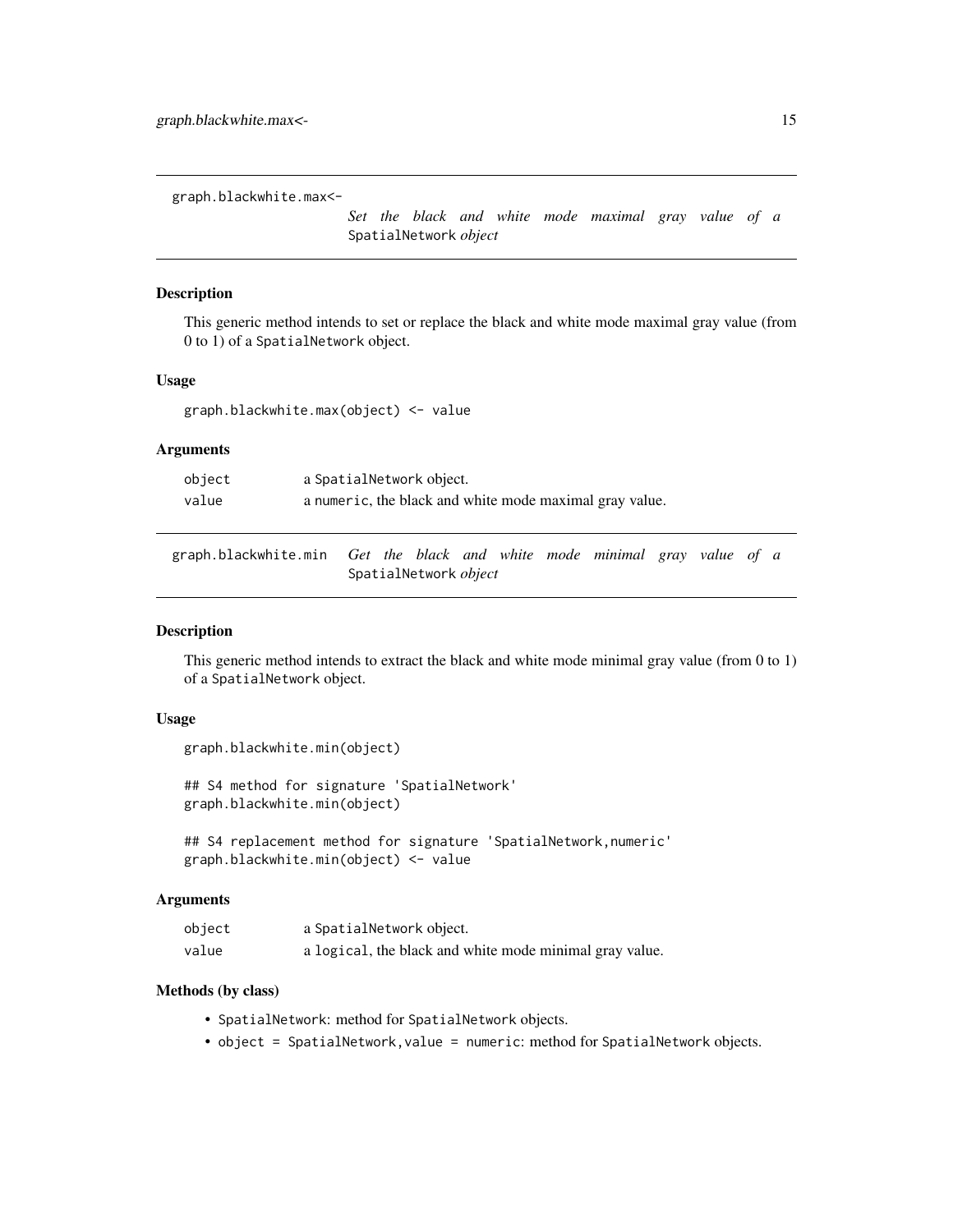## graph.blackwhite.max<- *Set the black and white mode maximal gray value of a* SpatialNetwork *object*

### Description

This generic method intends to set or replace the black and white mode maximal gray value (from 0 to 1) of a SpatialNetwork object.

### Usage

```
graph.blackwhite.max(object) <- value
```

### Arguments

| | |
|---|---|
| object | a SpatialNetwork object. |
| value | a numeric, the black and white mode maximal gray value. |

## graph.blackwhite.min *Get the black and white mode minimal gray value of a* SpatialNetwork *object*

### Description

This generic method intends to extract the black and white mode minimal gray value (from 0 to 1) of a SpatialNetwork object.

### Usage

```
graph.blackwhite.min(object)

## S4 method for signature 'SpatialNetwork'
graph.blackwhite.min(object)

## S4 replacement method for signature 'SpatialNetwork,numeric'
graph.blackwhite.min(object) <- value
```

### Arguments

| | |
|---|---|
| object | a SpatialNetwork object. |
| value | a logical, the black and white mode minimal gray value. |

### Methods (by class)

- SpatialNetwork: method for SpatialNetwork objects.
- object = SpatialNetwork,value = numeric: method for SpatialNetwork objects.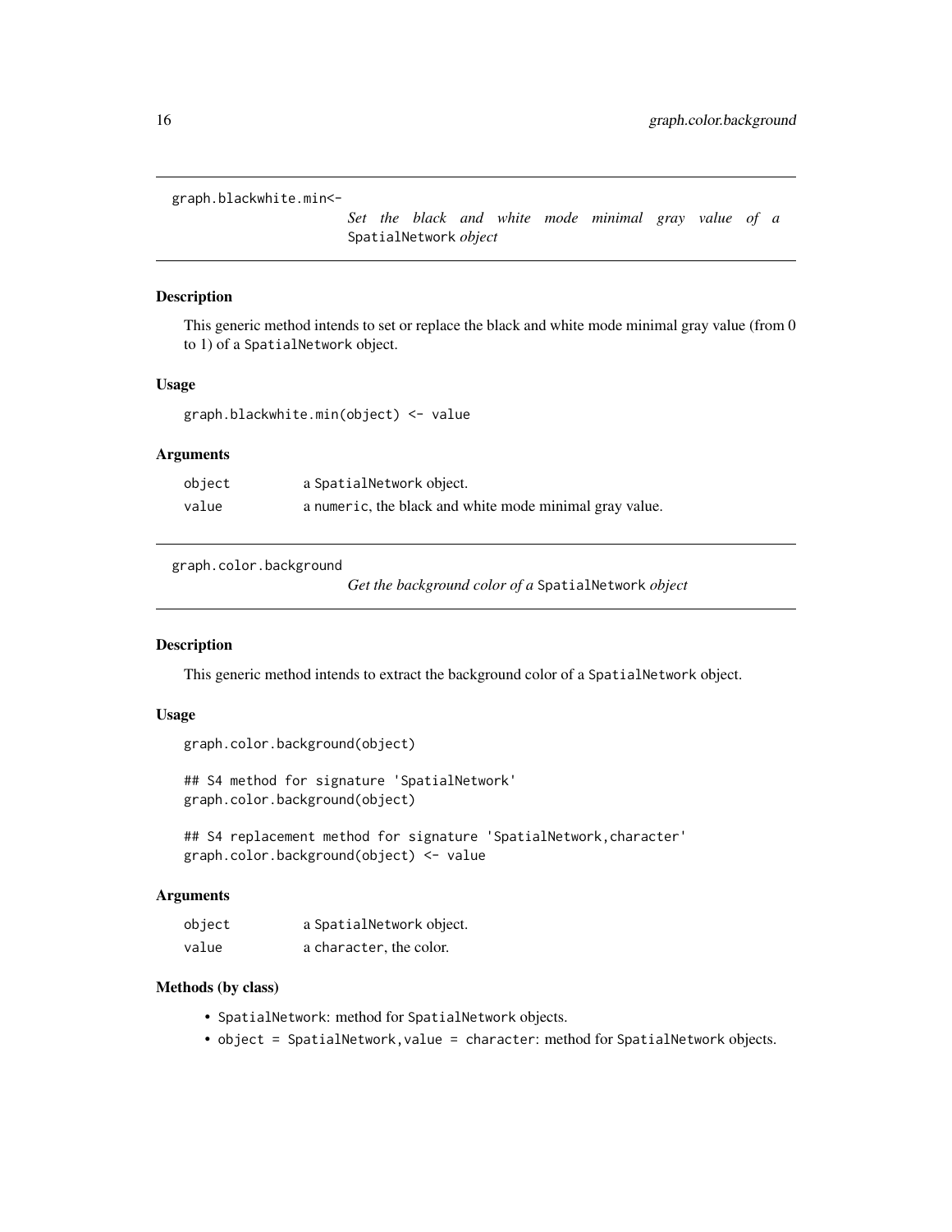## graph.blackwhite.min<- *Set the black and white mode minimal gray value of a* `SpatialNetwork` *object*

### Description

This generic method intends to set or replace the black and white mode minimal gray value (from 0 to 1) of a `SpatialNetwork` object.

### Usage

```
graph.blackwhite.min(object) <- value
```

### Arguments

| | |
|---|---|
| `object` | a `SpatialNetwork` object. |
| `value` | a `numeric`, the black and white mode minimal gray value. |

## graph.color.background *Get the background color of a* `SpatialNetwork` *object*

### Description

This generic method intends to extract the background color of a `SpatialNetwork` object.

### Usage

```
graph.color.background(object)

## S4 method for signature 'SpatialNetwork'
graph.color.background(object)

## S4 replacement method for signature 'SpatialNetwork,character'
graph.color.background(object) <- value
```

### Arguments

| | |
|---|---|
| `object` | a `SpatialNetwork` object. |
| `value` | a `character`, the color. |

### Methods (by class)

- `SpatialNetwork`: method for `SpatialNetwork` objects.
- `object = SpatialNetwork,value = character`: method for `SpatialNetwork` objects.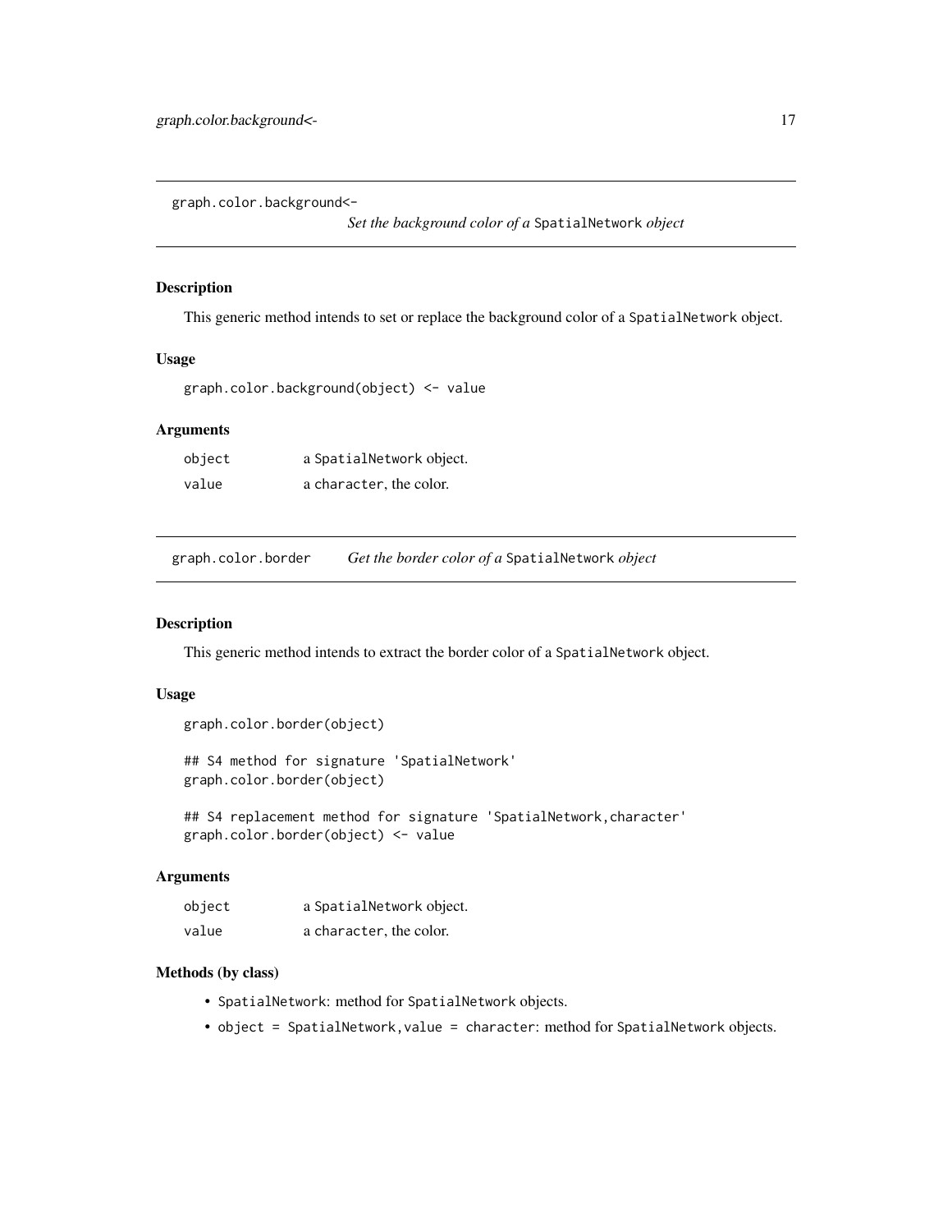## graph.color.background<-

*Set the background color of a* SpatialNetwork *object*

### Description

This generic method intends to set or replace the background color of a SpatialNetwork object.

### Usage

```
graph.color.background(object) <- value
```

### Arguments

| | |
|---|---|
| object | a SpatialNetwork object. |
| value | a character, the color. |

## graph.color.border

*Get the border color of a* SpatialNetwork *object*

### Description

This generic method intends to extract the border color of a SpatialNetwork object.

### Usage

```
graph.color.border(object)

## S4 method for signature 'SpatialNetwork'
graph.color.border(object)

## S4 replacement method for signature 'SpatialNetwork,character'
graph.color.border(object) <- value
```

### Arguments

| | |
|---|---|
| object | a SpatialNetwork object. |
| value | a character, the color. |

### Methods (by class)

- SpatialNetwork: method for SpatialNetwork objects.
- object = SpatialNetwork,value = character: method for SpatialNetwork objects.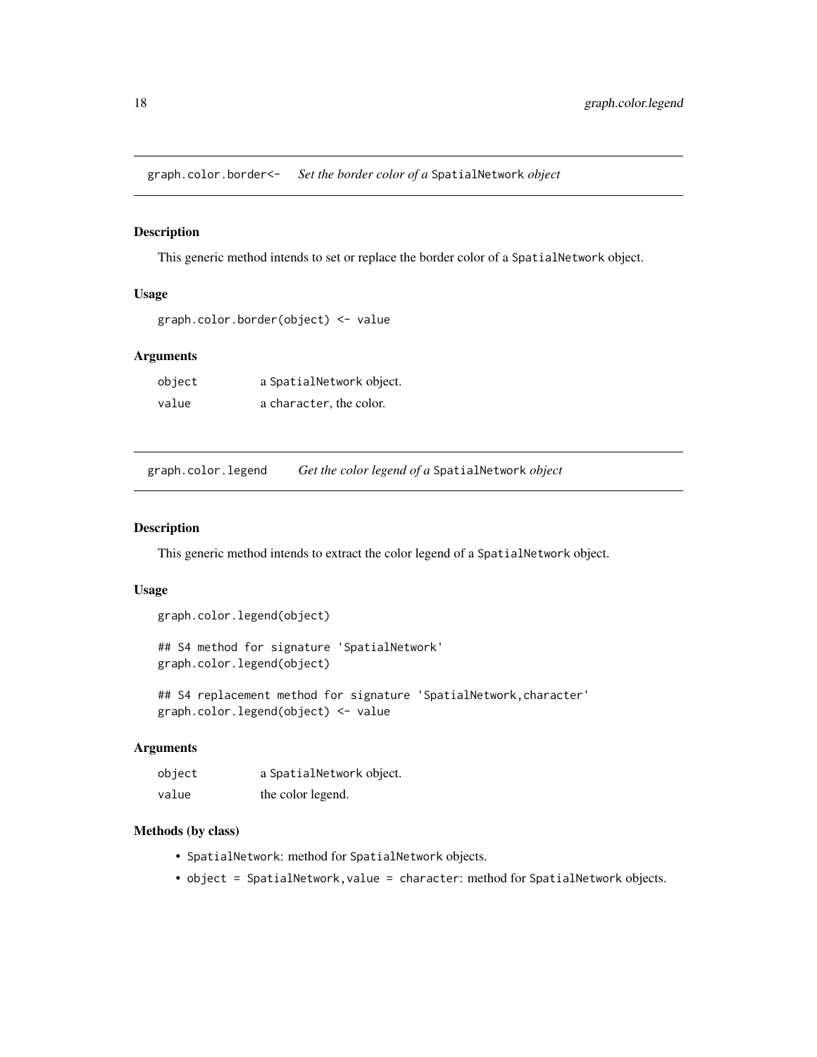## `graph.color.border<-` *Set the border color of a* `SpatialNetwork` *object*

### Description

This generic method intends to set or replace the border color of a `SpatialNetwork` object.

### Usage

```
graph.color.border(object) <- value
```

### Arguments

| | |
|---|---|
| `object` | a `SpatialNetwork` object. |
| `value` | a `character`, the color. |

## `graph.color.legend` *Get the color legend of a* `SpatialNetwork` *object*

### Description

This generic method intends to extract the color legend of a `SpatialNetwork` object.

### Usage

```
graph.color.legend(object)

## S4 method for signature 'SpatialNetwork'
graph.color.legend(object)

## S4 replacement method for signature 'SpatialNetwork,character'
graph.color.legend(object) <- value
```

### Arguments

| | |
|---|---|
| `object` | a `SpatialNetwork` object. |
| `value` | the color legend. |

### Methods (by class)

- `SpatialNetwork`: method for `SpatialNetwork` objects.
- `object = SpatialNetwork,value = character`: method for `SpatialNetwork` objects.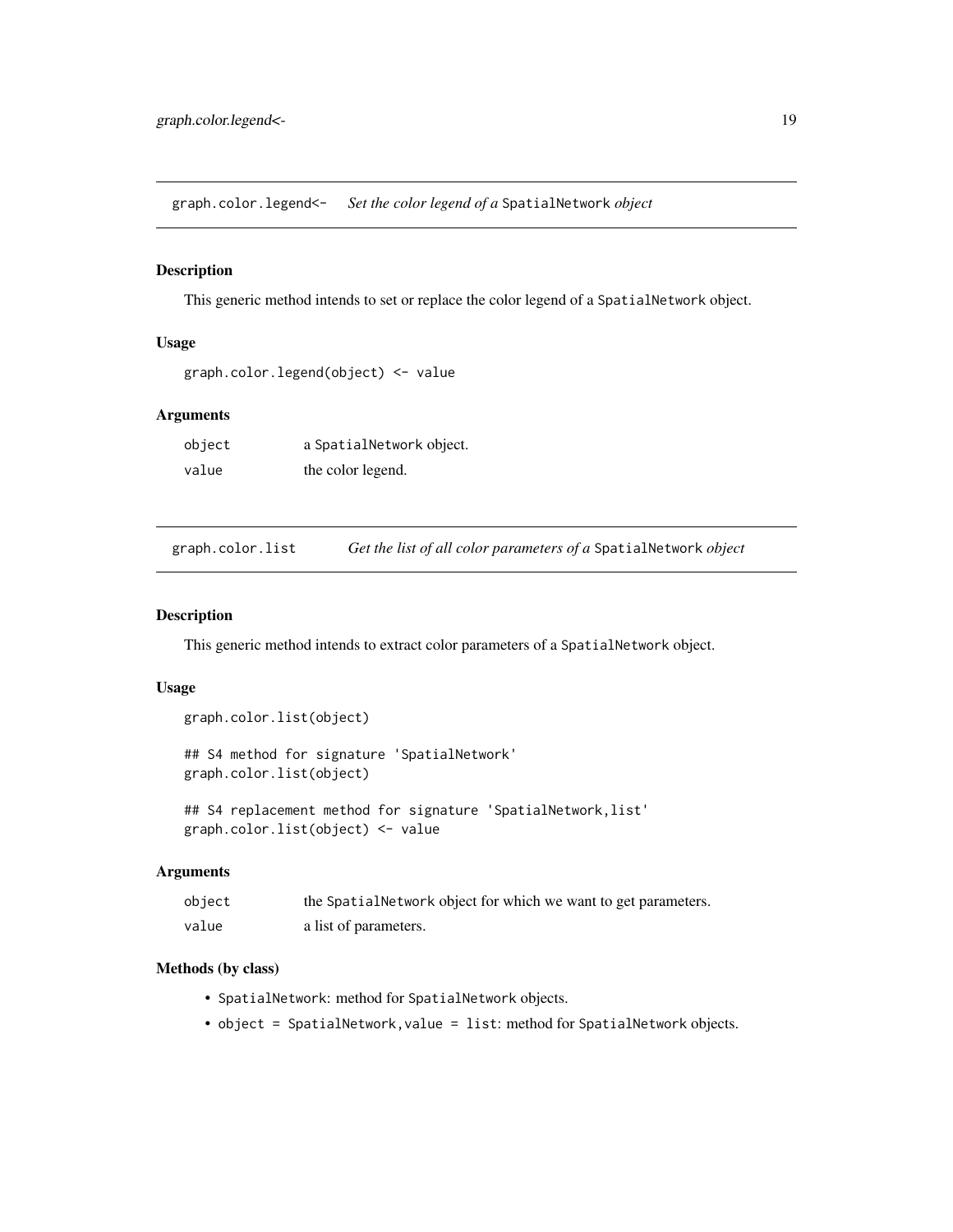## graph.color.legend<- *Set the color legend of a* SpatialNetwork *object*

### Description

This generic method intends to set or replace the color legend of a SpatialNetwork object.

### Usage

```
graph.color.legend(object) <- value
```

### Arguments

| | |
|---|---|
| object | a SpatialNetwork object. |
| value | the color legend. |

## graph.color.list *Get the list of all color parameters of a* SpatialNetwork *object*

### Description

This generic method intends to extract color parameters of a SpatialNetwork object.

### Usage

```
graph.color.list(object)

## S4 method for signature 'SpatialNetwork'
graph.color.list(object)

## S4 replacement method for signature 'SpatialNetwork,list'
graph.color.list(object) <- value
```

### Arguments

| | |
|---|---|
| object | the SpatialNetwork object for which we want to get parameters. |
| value | a list of parameters. |

### Methods (by class)

- SpatialNetwork: method for SpatialNetwork objects.
- object = SpatialNetwork,value = list: method for SpatialNetwork objects.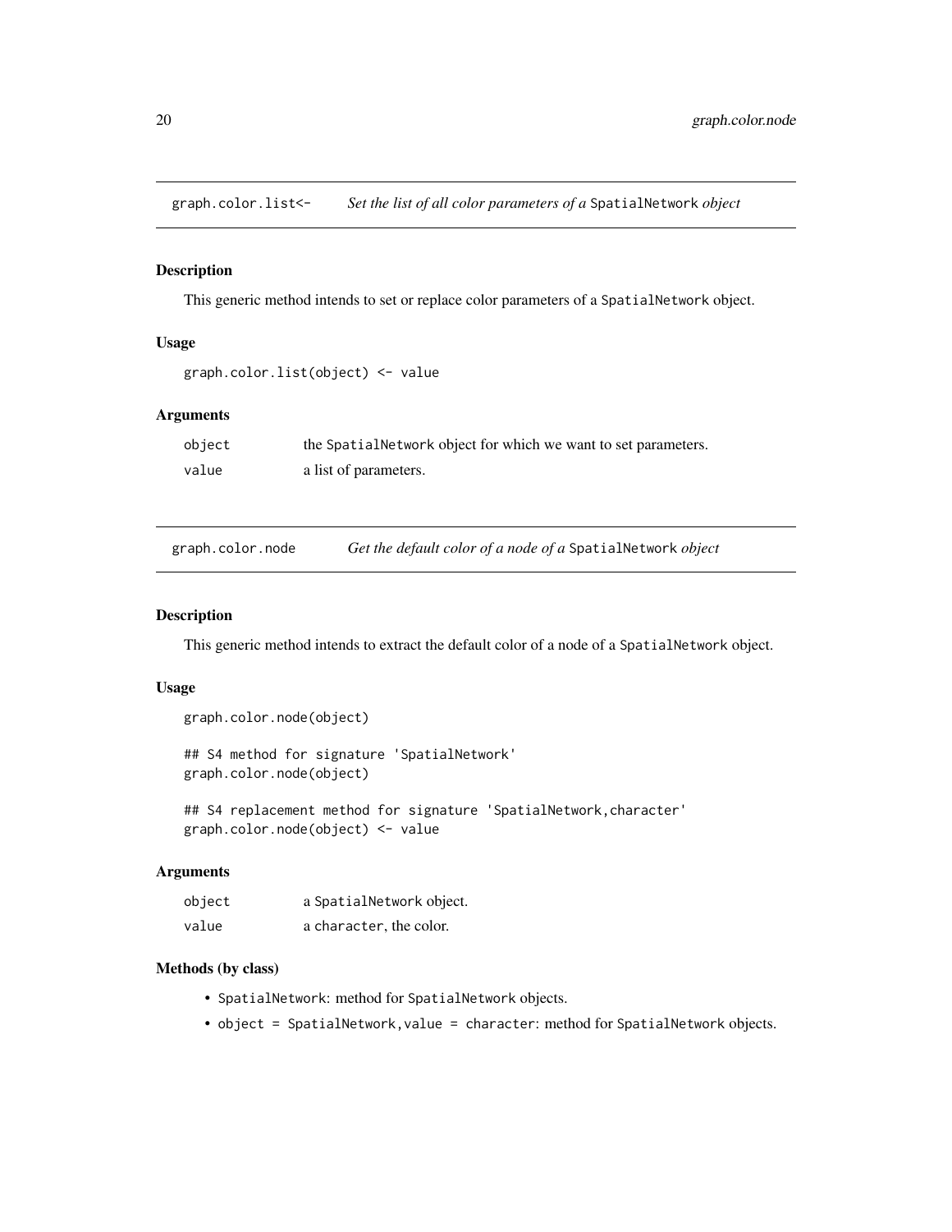## graph.color.list<- *Set the list of all color parameters of a* SpatialNetwork *object*

### Description

This generic method intends to set or replace color parameters of a SpatialNetwork object.

### Usage

```
graph.color.list(object) <- value
```

### Arguments

| | |
|---|---|
| object | the SpatialNetwork object for which we want to set parameters. |
| value | a list of parameters. |

## graph.color.node *Get the default color of a node of a* SpatialNetwork *object*

### Description

This generic method intends to extract the default color of a node of a SpatialNetwork object.

### Usage

```
graph.color.node(object)

## S4 method for signature 'SpatialNetwork'
graph.color.node(object)

## S4 replacement method for signature 'SpatialNetwork,character'
graph.color.node(object) <- value
```

### Arguments

| | |
|---|---|
| object | a SpatialNetwork object. |
| value | a character, the color. |

### Methods (by class)

- SpatialNetwork: method for SpatialNetwork objects.
- object = SpatialNetwork,value = character: method for SpatialNetwork objects.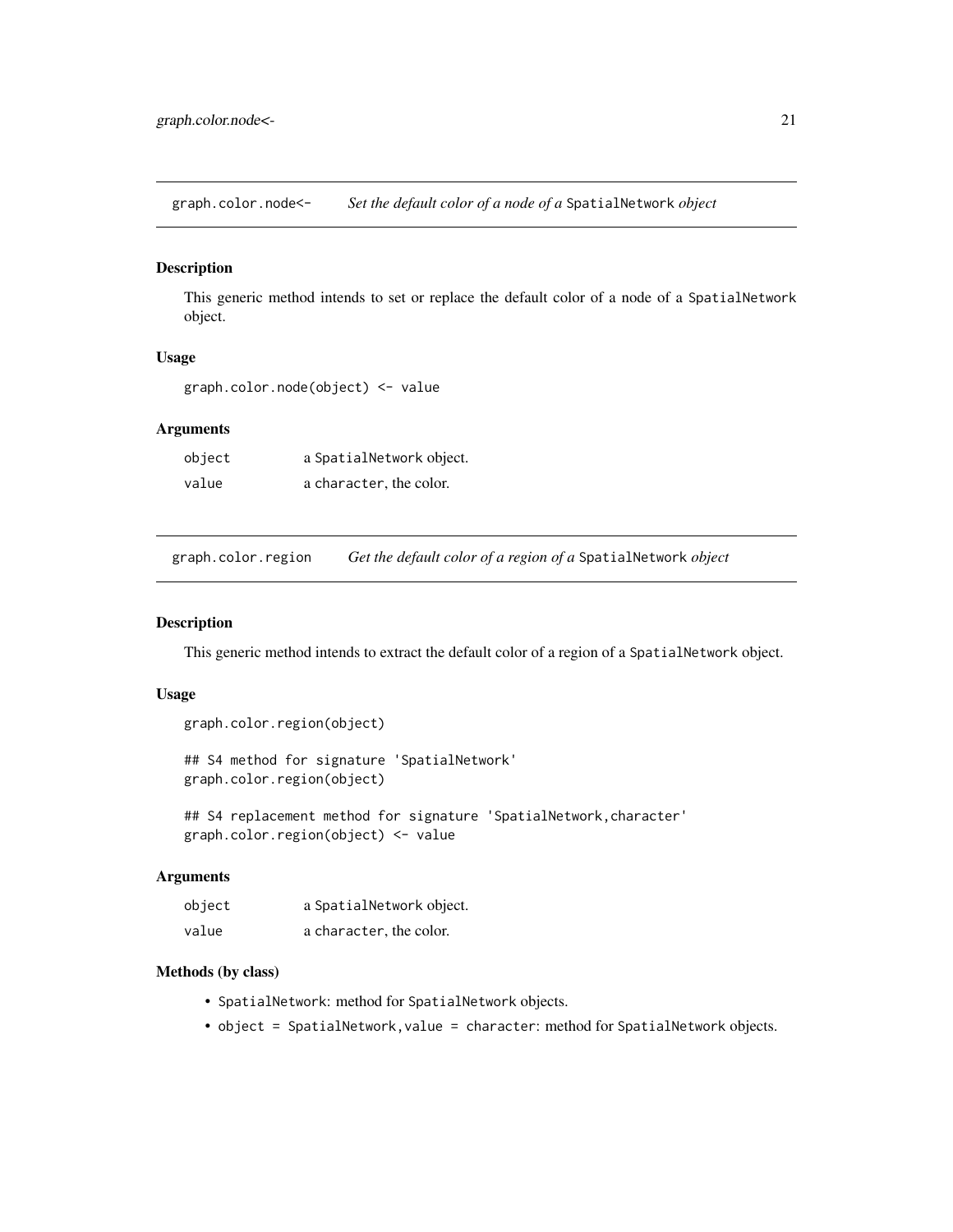## graph.color.node<- *Set the default color of a node of a* SpatialNetwork *object*

### Description

This generic method intends to set or replace the default color of a node of a SpatialNetwork object.

### Usage

```
graph.color.node(object) <- value
```

### Arguments

| | |
|---|---|
| object | a SpatialNetwork object. |
| value | a character, the color. |

## graph.color.region *Get the default color of a region of a* SpatialNetwork *object*

### Description

This generic method intends to extract the default color of a region of a SpatialNetwork object.

### Usage

```
graph.color.region(object)

## S4 method for signature 'SpatialNetwork'
graph.color.region(object)

## S4 replacement method for signature 'SpatialNetwork,character'
graph.color.region(object) <- value
```

### Arguments

| | |
|---|---|
| object | a SpatialNetwork object. |
| value | a character, the color. |

### Methods (by class)

- SpatialNetwork: method for SpatialNetwork objects.
- object = SpatialNetwork,value = character: method for SpatialNetwork objects.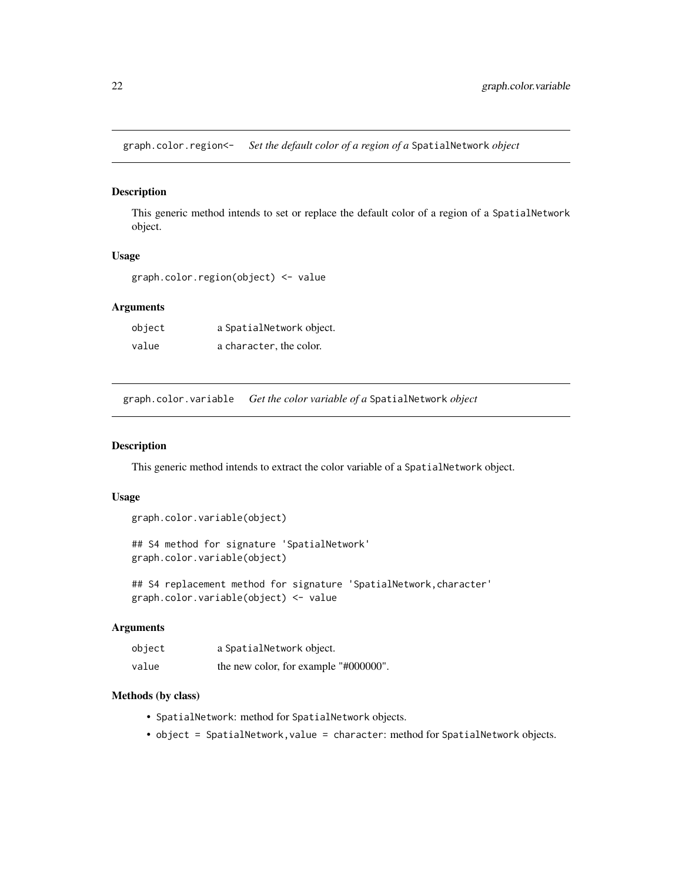## graph.color.region<- *Set the default color of a region of a* `SpatialNetwork` *object*

### Description

This generic method intends to set or replace the default color of a region of a `SpatialNetwork` object.

### Usage

```
graph.color.region(object) <- value
```

### Arguments

| | |
|---|---|
| `object` | a `SpatialNetwork` object. |
| `value` | a `character`, the color. |

## graph.color.variable *Get the color variable of a* `SpatialNetwork` *object*

### Description

This generic method intends to extract the color variable of a `SpatialNetwork` object.

### Usage

```
graph.color.variable(object)

## S4 method for signature 'SpatialNetwork'
graph.color.variable(object)

## S4 replacement method for signature 'SpatialNetwork,character'
graph.color.variable(object) <- value
```

### Arguments

| | |
|---|---|
| `object` | a `SpatialNetwork` object. |
| `value` | the new color, for example "#000000". |

### Methods (by class)

- `SpatialNetwork`: method for `SpatialNetwork` objects.
- `object = SpatialNetwork,value = character`: method for `SpatialNetwork` objects.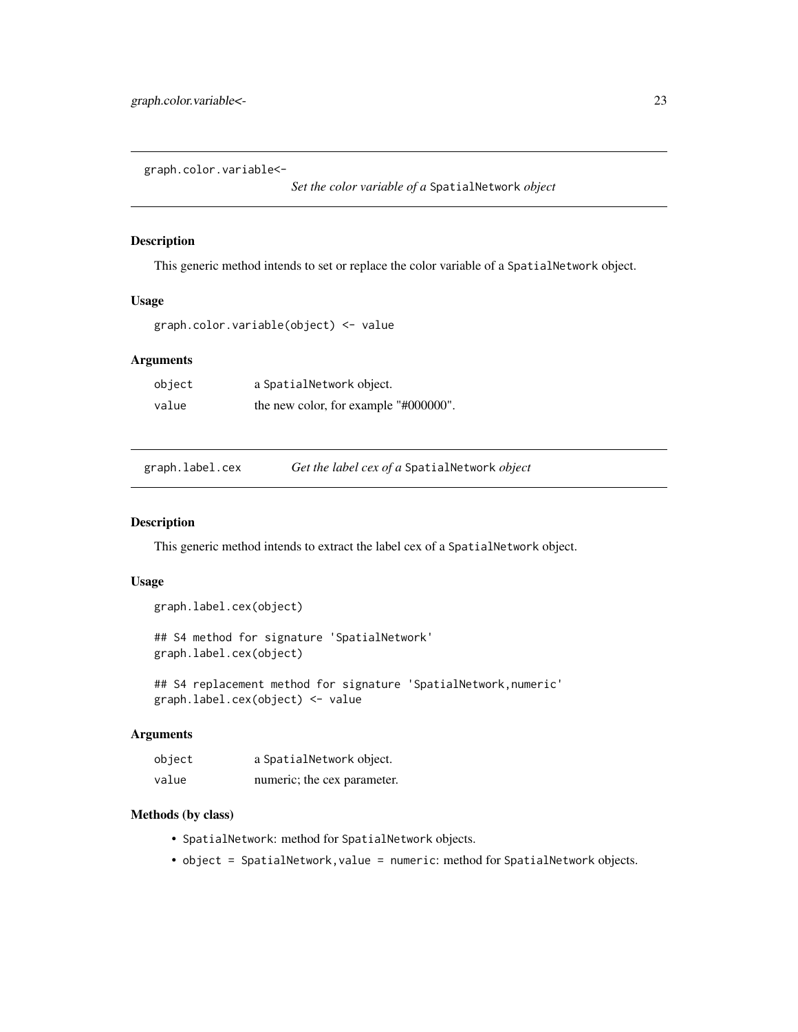## graph.color.variable<-

*Set the color variable of a* `SpatialNetwork` *object*

### Description

This generic method intends to set or replace the color variable of a `SpatialNetwork` object.

### Usage

```
graph.color.variable(object) <- value
```

### Arguments

| | |
|---|---|
| object | a `SpatialNetwork` object. |
| value | the new color, for example "#000000". |

## graph.label.cex

*Get the label cex of a* `SpatialNetwork` *object*

### Description

This generic method intends to extract the label cex of a `SpatialNetwork` object.

### Usage

```
graph.label.cex(object)

## S4 method for signature 'SpatialNetwork'
graph.label.cex(object)

## S4 replacement method for signature 'SpatialNetwork,numeric'
graph.label.cex(object) <- value
```

### Arguments

| | |
|---|---|
| object | a `SpatialNetwork` object. |
| value | numeric; the cex parameter. |

### Methods (by class)

- `SpatialNetwork`: method for `SpatialNetwork` objects.
- `object = SpatialNetwork,value = numeric`: method for `SpatialNetwork` objects.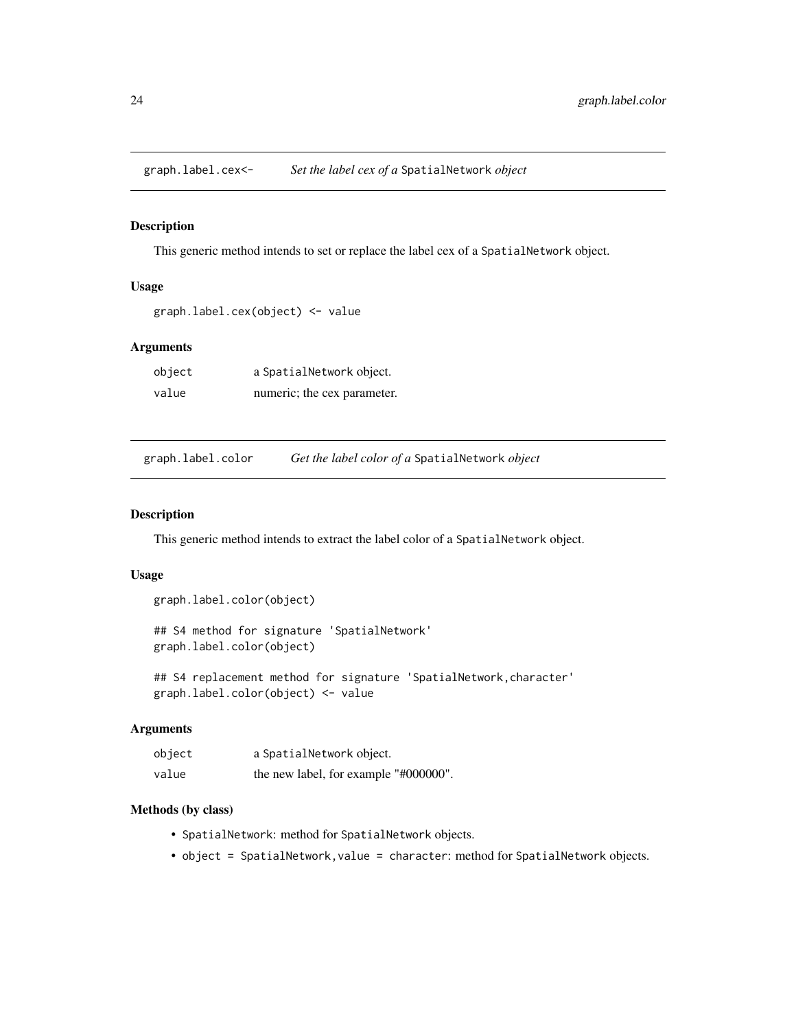## graph.label.cex<- *Set the label cex of a* `SpatialNetwork` *object*

### Description

This generic method intends to set or replace the label cex of a `SpatialNetwork` object.

### Usage

```
graph.label.cex(object) <- value
```

### Arguments

| | |
|---|---|
| `object` | a `SpatialNetwork` object. |
| `value` | numeric; the cex parameter. |

## graph.label.color *Get the label color of a* `SpatialNetwork` *object*

### Description

This generic method intends to extract the label color of a `SpatialNetwork` object.

### Usage

```
graph.label.color(object)

## S4 method for signature 'SpatialNetwork'
graph.label.color(object)

## S4 replacement method for signature 'SpatialNetwork,character'
graph.label.color(object) <- value
```

### Arguments

| | |
|---|---|
| `object` | a `SpatialNetwork` object. |
| `value` | the new label, for example "#000000". |

### Methods (by class)

- `SpatialNetwork`: method for `SpatialNetwork` objects.
- `object = SpatialNetwork,value = character`: method for `SpatialNetwork` objects.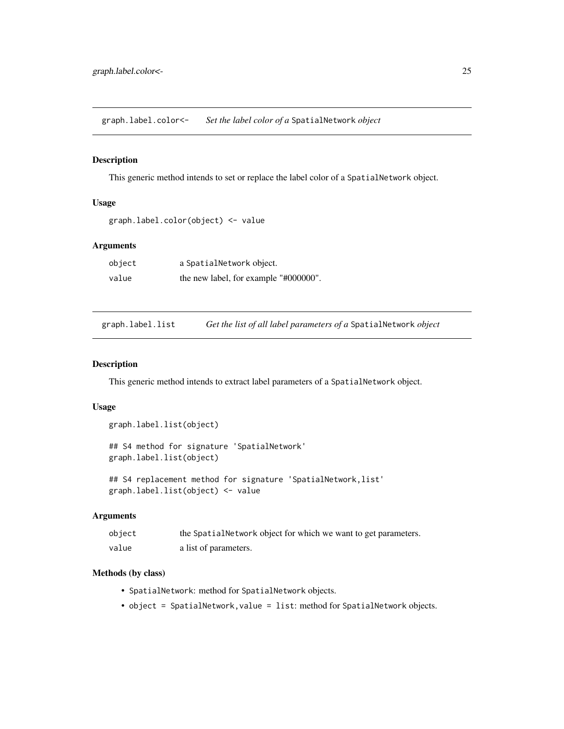## graph.label.color<- *Set the label color of a* SpatialNetwork *object*

### Description

This generic method intends to set or replace the label color of a SpatialNetwork object.

### Usage

```
graph.label.color(object) <- value
```

### Arguments

| | |
|---|---|
| object | a SpatialNetwork object. |
| value | the new label, for example "#000000". |

## graph.label.list *Get the list of all label parameters of a* SpatialNetwork *object*

### Description

This generic method intends to extract label parameters of a SpatialNetwork object.

### Usage

```
graph.label.list(object)

## S4 method for signature 'SpatialNetwork'
graph.label.list(object)

## S4 replacement method for signature 'SpatialNetwork,list'
graph.label.list(object) <- value
```

### Arguments

| | |
|---|---|
| object | the SpatialNetwork object for which we want to get parameters. |
| value | a list of parameters. |

### Methods (by class)

- SpatialNetwork: method for SpatialNetwork objects.
- object = SpatialNetwork,value = list: method for SpatialNetwork objects.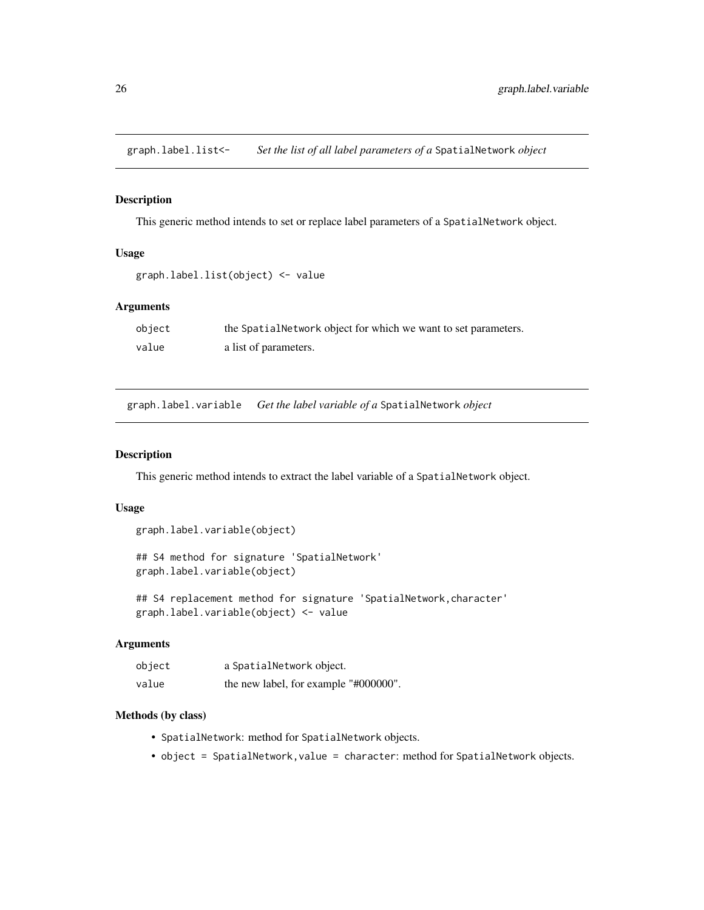## graph.label.list<- *Set the list of all label parameters of a* SpatialNetwork *object*

### Description

This generic method intends to set or replace label parameters of a SpatialNetwork object.

### Usage

```
graph.label.list(object) <- value
```

### Arguments

| | |
|---|---|
| object | the SpatialNetwork object for which we want to set parameters. |
| value | a list of parameters. |

## graph.label.variable *Get the label variable of a* SpatialNetwork *object*

### Description

This generic method intends to extract the label variable of a SpatialNetwork object.

### Usage

```
graph.label.variable(object)

## S4 method for signature 'SpatialNetwork'
graph.label.variable(object)

## S4 replacement method for signature 'SpatialNetwork,character'
graph.label.variable(object) <- value
```

### Arguments

| | |
|---|---|
| object | a SpatialNetwork object. |
| value | the new label, for example "#000000". |

### Methods (by class)

- SpatialNetwork: method for SpatialNetwork objects.
- object = SpatialNetwork,value = character: method for SpatialNetwork objects.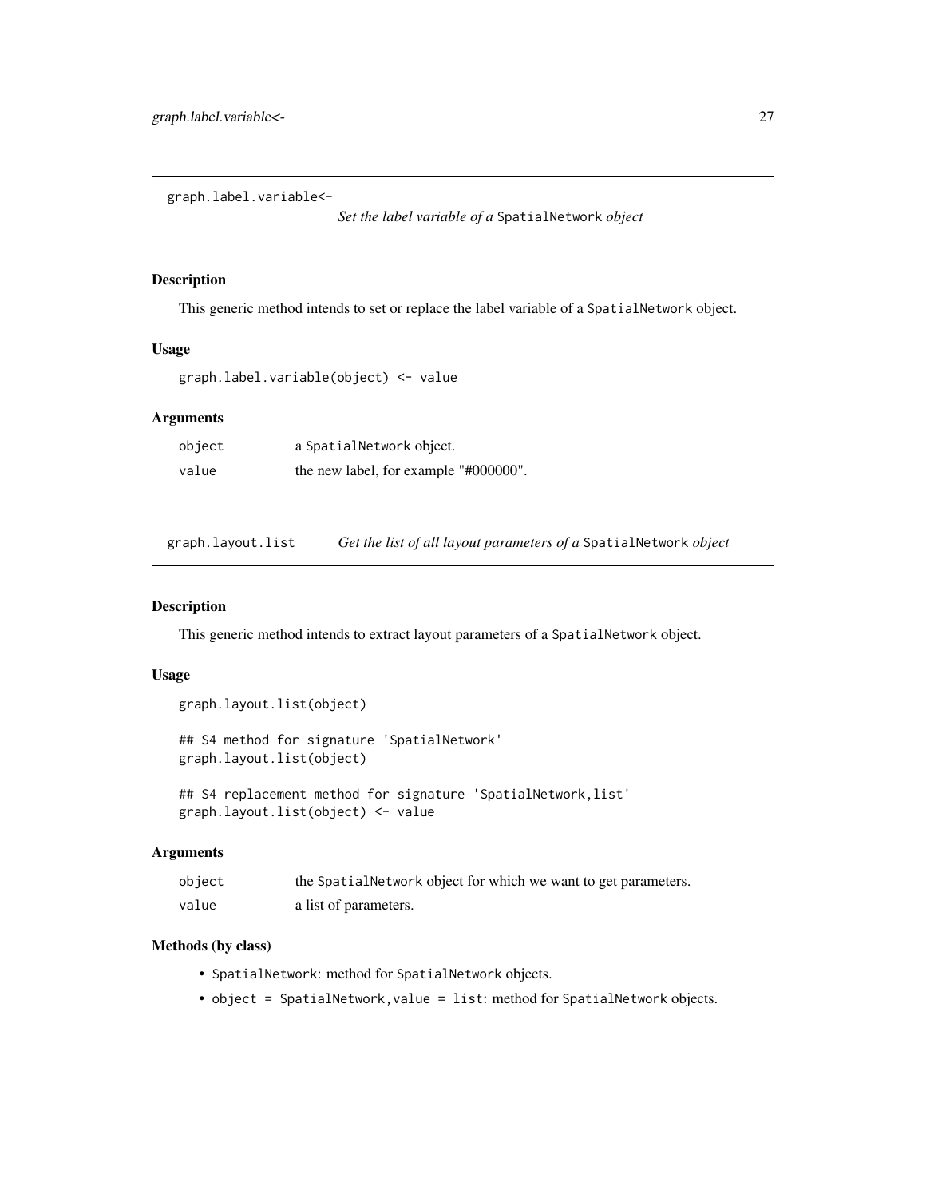## graph.label.variable<-

*Set the label variable of a* `SpatialNetwork` *object*

### Description

This generic method intends to set or replace the label variable of a `SpatialNetwork` object.

### Usage

```
graph.label.variable(object) <- value
```

### Arguments

| | |
|---|---|
| `object` | a `SpatialNetwork` object. |
| `value` | the new label, for example "#000000". |

## graph.layout.list

*Get the list of all layout parameters of a* `SpatialNetwork` *object*

### Description

This generic method intends to extract layout parameters of a `SpatialNetwork` object.

### Usage

```
graph.layout.list(object)

## S4 method for signature 'SpatialNetwork'
graph.layout.list(object)

## S4 replacement method for signature 'SpatialNetwork,list'
graph.layout.list(object) <- value
```

### Arguments

| | |
|---|---|
| `object` | the `SpatialNetwork` object for which we want to get parameters. |
| `value` | a list of parameters. |

### Methods (by class)

- `SpatialNetwork`: method for `SpatialNetwork` objects.
- `object = SpatialNetwork,value = list`: method for `SpatialNetwork` objects.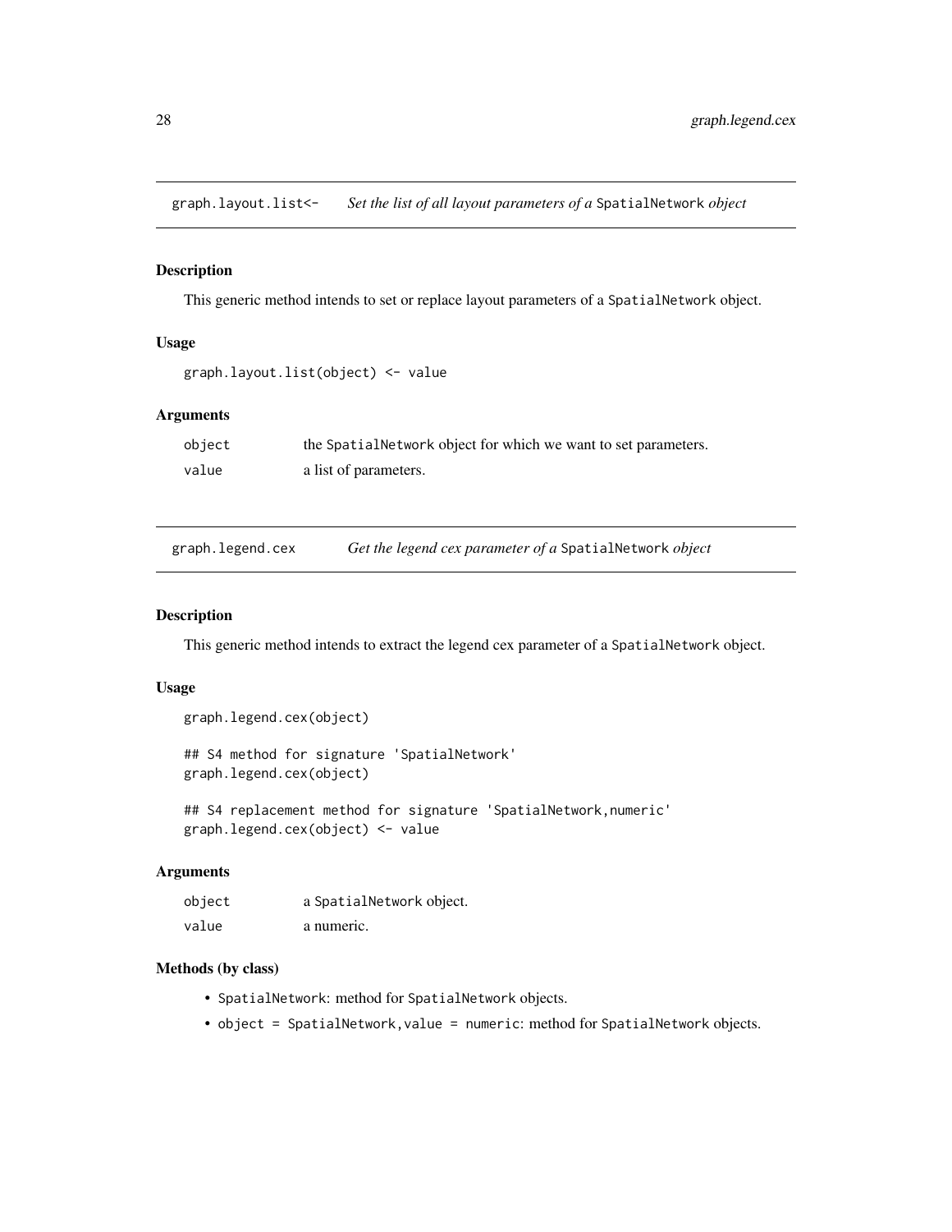## graph.layout.list<- *Set the list of all layout parameters of a* SpatialNetwork *object*

### Description

This generic method intends to set or replace layout parameters of a SpatialNetwork object.

### Usage

```
graph.layout.list(object) <- value
```

### Arguments

| | |
|---|---|
| object | the SpatialNetwork object for which we want to set parameters. |
| value | a list of parameters. |

## graph.legend.cex *Get the legend cex parameter of a* SpatialNetwork *object*

### Description

This generic method intends to extract the legend cex parameter of a SpatialNetwork object.

### Usage

```
graph.legend.cex(object)

## S4 method for signature 'SpatialNetwork'
graph.legend.cex(object)

## S4 replacement method for signature 'SpatialNetwork,numeric'
graph.legend.cex(object) <- value
```

### Arguments

| | |
|---|---|
| object | a SpatialNetwork object. |
| value | a numeric. |

### Methods (by class)

- SpatialNetwork: method for SpatialNetwork objects.
- object = SpatialNetwork,value = numeric: method for SpatialNetwork objects.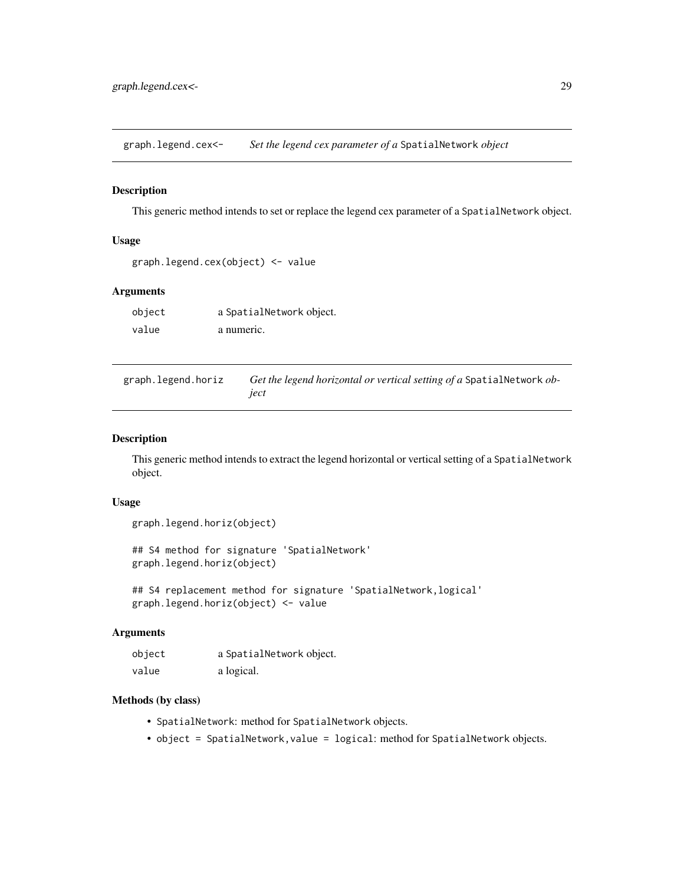## graph.legend.cex<- *Set the legend cex parameter of a* SpatialNetwork *object*

### Description

This generic method intends to set or replace the legend cex parameter of a SpatialNetwork object.

### Usage

```
graph.legend.cex(object) <- value
```

### Arguments

| | |
|---|---|
| object | a SpatialNetwork object. |
| value | a numeric. |

## graph.legend.horiz *Get the legend horizontal or vertical setting of a* SpatialNetwork *object*

### Description

This generic method intends to extract the legend horizontal or vertical setting of a SpatialNetwork object.

### Usage

```
graph.legend.horiz(object)

## S4 method for signature 'SpatialNetwork'
graph.legend.horiz(object)

## S4 replacement method for signature 'SpatialNetwork,logical'
graph.legend.horiz(object) <- value
```

### Arguments

| | |
|---|---|
| object | a SpatialNetwork object. |
| value | a logical. |

### Methods (by class)

- SpatialNetwork: method for SpatialNetwork objects.
- object = SpatialNetwork,value = logical: method for SpatialNetwork objects.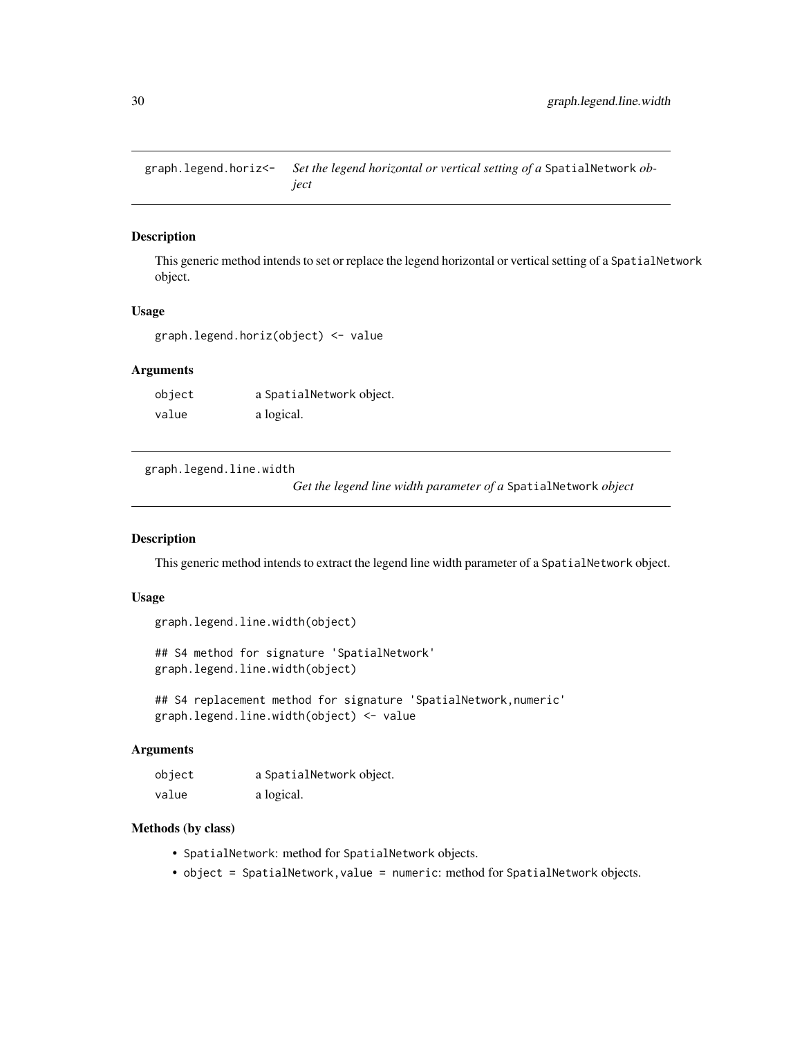## graph.legend.horiz<- *Set the legend horizontal or vertical setting of a* SpatialNetwork *object*

### Description

This generic method intends to set or replace the legend horizontal or vertical setting of a `SpatialNetwork` object.

### Usage

```
graph.legend.horiz(object) <- value
```

### Arguments

| | |
|---|---|
| `object` | a `SpatialNetwork` object. |
| `value` | a logical. |

## graph.legend.line.width *Get the legend line width parameter of a* SpatialNetwork *object*

### Description

This generic method intends to extract the legend line width parameter of a `SpatialNetwork` object.

### Usage

```
graph.legend.line.width(object)

## S4 method for signature 'SpatialNetwork'
graph.legend.line.width(object)

## S4 replacement method for signature 'SpatialNetwork,numeric'
graph.legend.line.width(object) <- value
```

### Arguments

| | |
|---|---|
| `object` | a `SpatialNetwork` object. |
| `value` | a logical. |

### Methods (by class)

- `SpatialNetwork`: method for `SpatialNetwork` objects.
- `object = SpatialNetwork,value = numeric`: method for `SpatialNetwork` objects.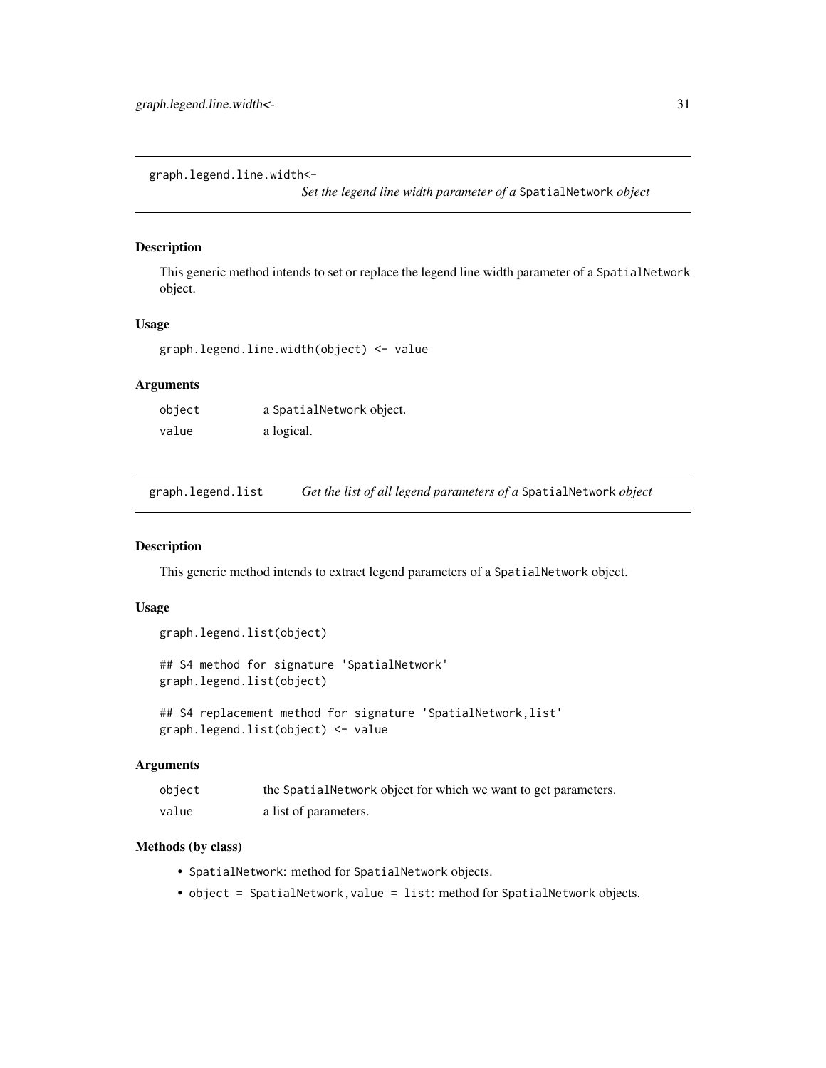## graph.legend.line.width<- *Set the legend line width parameter of a SpatialNetwork object*

### Description

This generic method intends to set or replace the legend line width parameter of a SpatialNetwork object.

### Usage

```
graph.legend.line.width(object) <- value
```

### Arguments

| | |
|---|---|
| object | a SpatialNetwork object. |
| value | a logical. |

## graph.legend.list *Get the list of all legend parameters of a SpatialNetwork object*

### Description

This generic method intends to extract legend parameters of a SpatialNetwork object.

### Usage

```
graph.legend.list(object)

## S4 method for signature 'SpatialNetwork'
graph.legend.list(object)

## S4 replacement method for signature 'SpatialNetwork,list'
graph.legend.list(object) <- value
```

### Arguments

| | |
|---|---|
| object | the SpatialNetwork object for which we want to get parameters. |
| value | a list of parameters. |

### Methods (by class)

- SpatialNetwork: method for SpatialNetwork objects.
- object = SpatialNetwork,value = list: method for SpatialNetwork objects.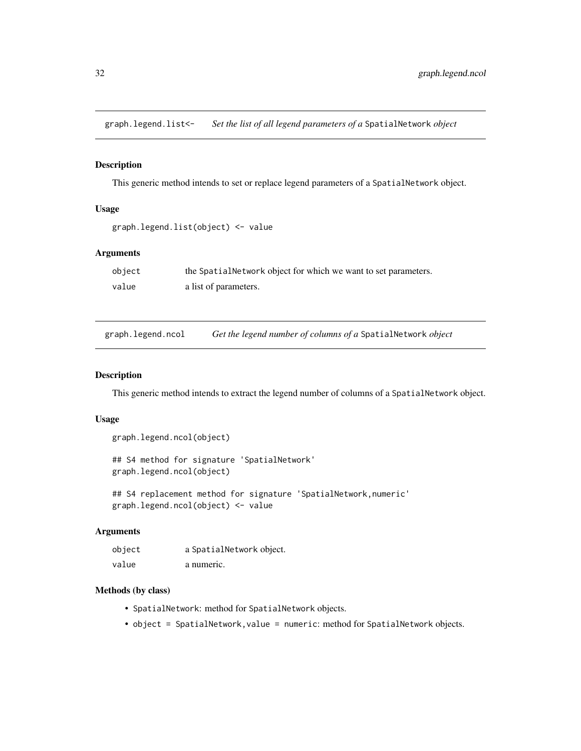## graph.legend.list<- *Set the list of all legend parameters of a* SpatialNetwork *object*

### Description

This generic method intends to set or replace legend parameters of a SpatialNetwork object.

### Usage

```
graph.legend.list(object) <- value
```

### Arguments

| | |
|---|---|
| object | the SpatialNetwork object for which we want to set parameters. |
| value | a list of parameters. |

## graph.legend.ncol *Get the legend number of columns of a* SpatialNetwork *object*

### Description

This generic method intends to extract the legend number of columns of a SpatialNetwork object.

### Usage

```
graph.legend.ncol(object)

## S4 method for signature 'SpatialNetwork'
graph.legend.ncol(object)

## S4 replacement method for signature 'SpatialNetwork,numeric'
graph.legend.ncol(object) <- value
```

### Arguments

| | |
|---|---|
| object | a SpatialNetwork object. |
| value | a numeric. |

### Methods (by class)

- SpatialNetwork: method for SpatialNetwork objects.
- object = SpatialNetwork,value = numeric: method for SpatialNetwork objects.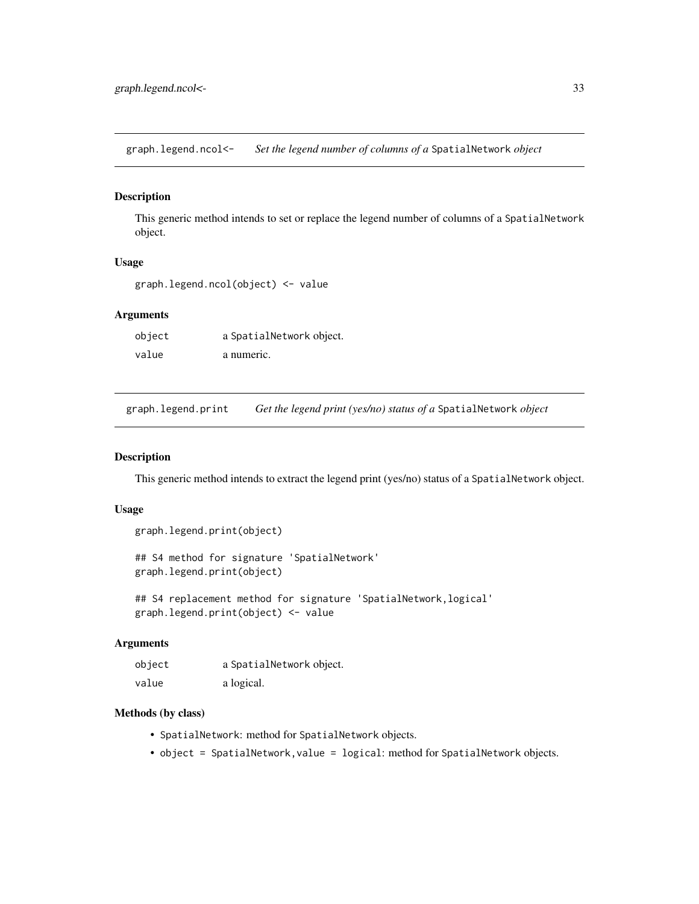## graph.legend.ncol<- *Set the legend number of columns of a* SpatialNetwork *object*

### Description

This generic method intends to set or replace the legend number of columns of a SpatialNetwork object.

### Usage

```
graph.legend.ncol(object) <- value
```

### Arguments

| | |
|---|---|
| object | a SpatialNetwork object. |
| value | a numeric. |

## graph.legend.print *Get the legend print (yes/no) status of a* SpatialNetwork *object*

### Description

This generic method intends to extract the legend print (yes/no) status of a SpatialNetwork object.

### Usage

```
graph.legend.print(object)

## S4 method for signature 'SpatialNetwork'
graph.legend.print(object)

## S4 replacement method for signature 'SpatialNetwork,logical'
graph.legend.print(object) <- value
```

### Arguments

| | |
|---|---|
| object | a SpatialNetwork object. |
| value | a logical. |

### Methods (by class)

- SpatialNetwork: method for SpatialNetwork objects.
- object = SpatialNetwork,value = logical: method for SpatialNetwork objects.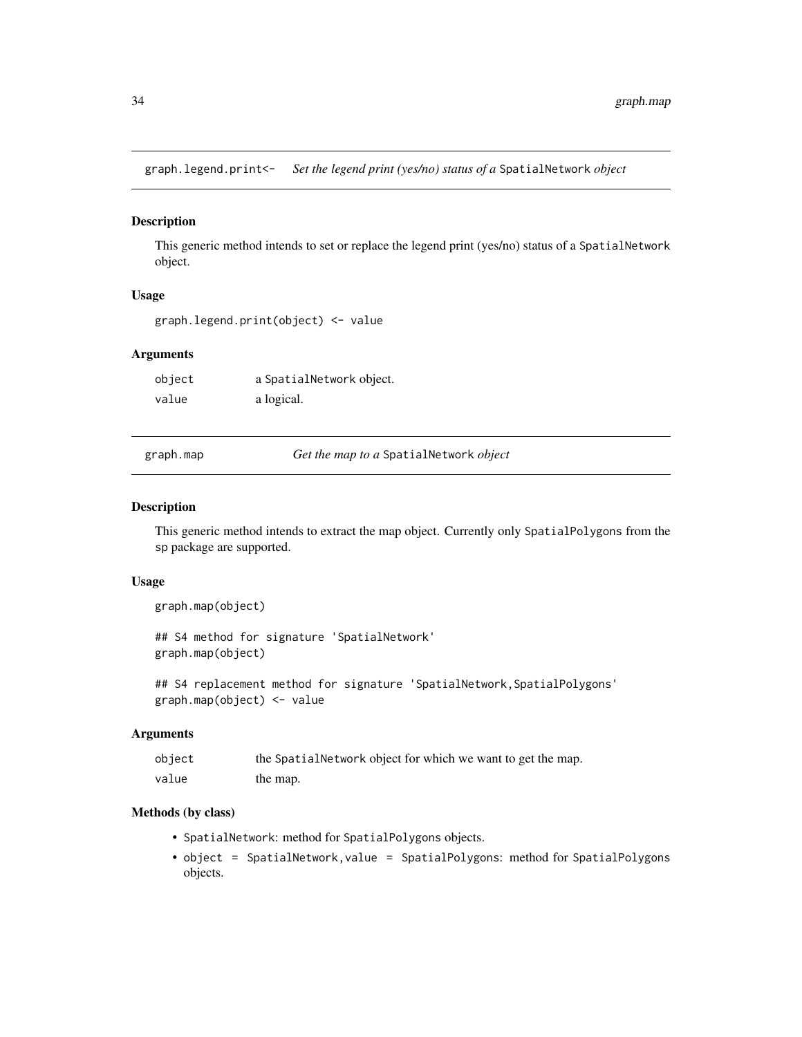## graph.legend.print<- *Set the legend print (yes/no) status of a* SpatialNetwork *object*

### Description

This generic method intends to set or replace the legend print (yes/no) status of a SpatialNetwork object.

### Usage

```
graph.legend.print(object) <- value
```

### Arguments

| | |
|---|---|
| object | a SpatialNetwork object. |
| value | a logical. |

## graph.map *Get the map to a* SpatialNetwork *object*

### Description

This generic method intends to extract the map object. Currently only SpatialPolygons from the sp package are supported.

### Usage

```
graph.map(object)

## S4 method for signature 'SpatialNetwork'
graph.map(object)

## S4 replacement method for signature 'SpatialNetwork,SpatialPolygons'
graph.map(object) <- value
```

### Arguments

| | |
|---|---|
| object | the SpatialNetwork object for which we want to get the map. |
| value | the map. |

### Methods (by class)

- SpatialNetwork: method for SpatialPolygons objects.
- object = SpatialNetwork,value = SpatialPolygons: method for SpatialPolygons objects.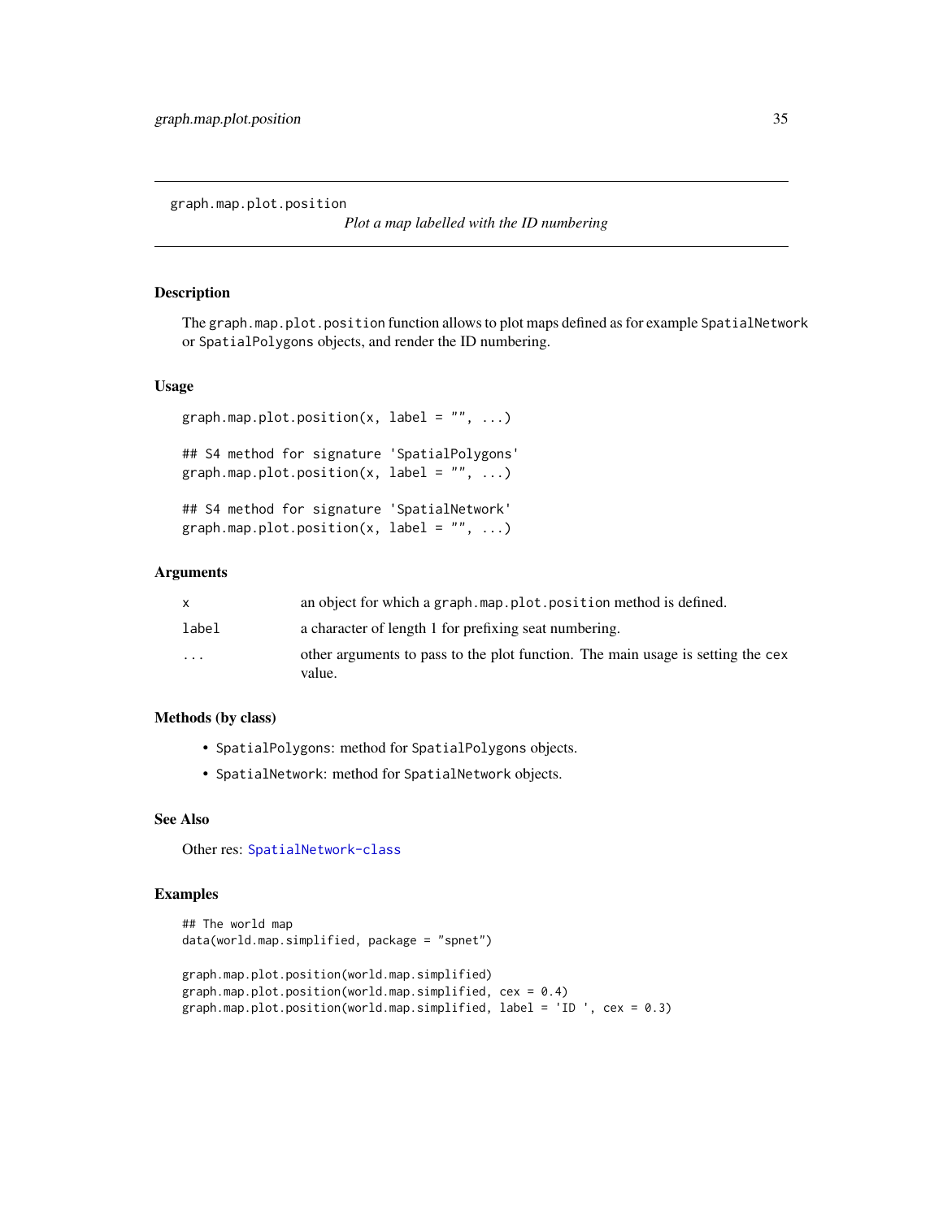graph.map.plot.position

*Plot a map labelled with the ID numbering*

## Description

The `graph.map.plot.position` function allows to plot maps defined as for example `SpatialNetwork` or `SpatialPolygons` objects, and render the ID numbering.

## Usage

```
graph.map.plot.position(x, label = "", ...)

## S4 method for signature 'SpatialPolygons'
graph.map.plot.position(x, label = "", ...)

## S4 method for signature 'SpatialNetwork'
graph.map.plot.position(x, label = "", ...)
```

## Arguments

| | |
|---|---|
| `x` | an object for which a `graph.map.plot.position` method is defined. |
| `label` | a character of length 1 for prefixing seat numbering. |
| `...` | other arguments to pass to the plot function. The main usage is setting the `cex` value. |

## Methods (by class)

- `SpatialPolygons`: method for `SpatialPolygons` objects.
- `SpatialNetwork`: method for `SpatialNetwork` objects.

## See Also

Other res: `SpatialNetwork-class`

## Examples

```
## The world map
data(world.map.simplified, package = "spnet")

graph.map.plot.position(world.map.simplified)
graph.map.plot.position(world.map.simplified, cex = 0.4)
graph.map.plot.position(world.map.simplified, label = 'ID ', cex = 0.3)
```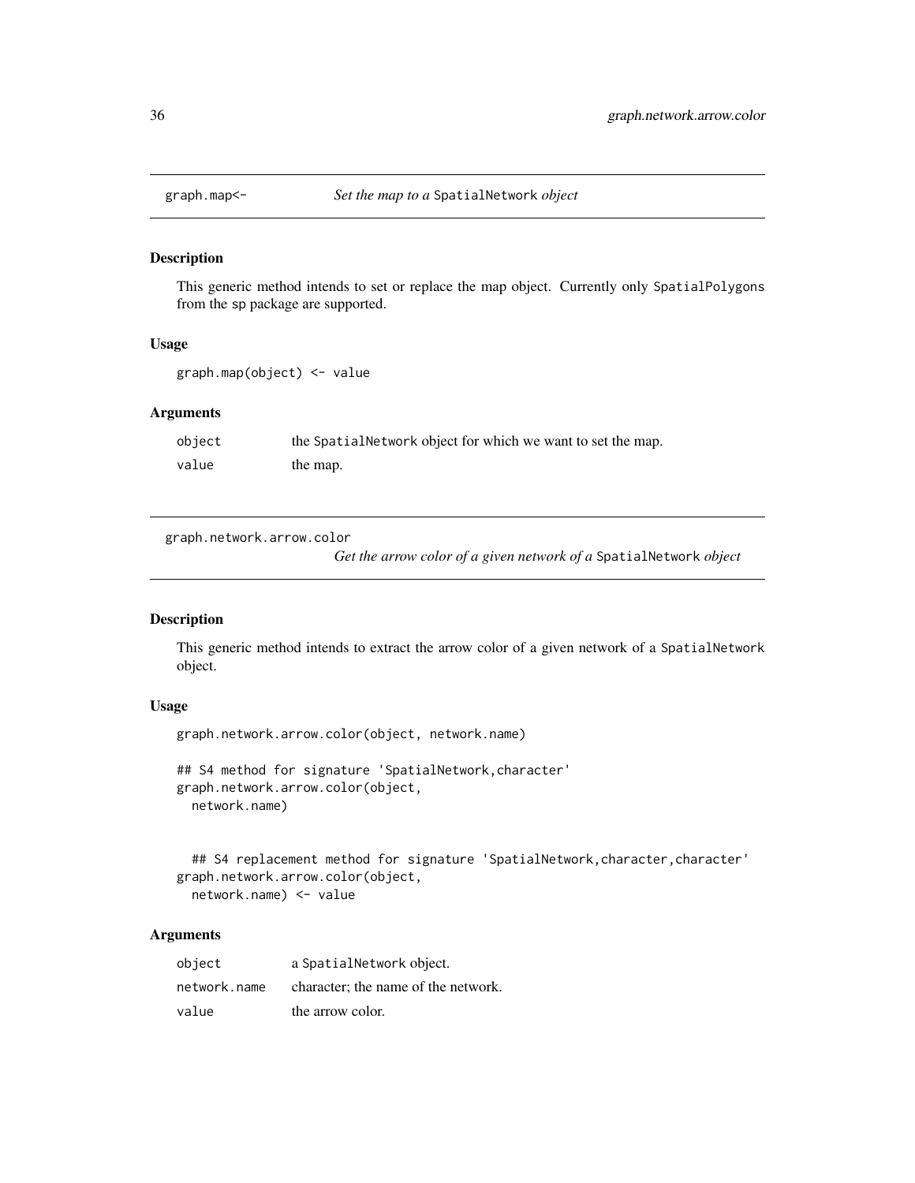## graph.map<- *Set the map to a* SpatialNetwork *object*

### Description

This generic method intends to set or replace the map object. Currently only SpatialPolygons from the sp package are supported.

### Usage

```
graph.map(object) <- value
```

### Arguments

| | |
|---|---|
| object | the SpatialNetwork object for which we want to set the map. |
| value | the map. |

## graph.network.arrow.color *Get the arrow color of a given network of a* SpatialNetwork *object*

### Description

This generic method intends to extract the arrow color of a given network of a SpatialNetwork object.

### Usage

```
graph.network.arrow.color(object, network.name)

## S4 method for signature 'SpatialNetwork,character'
graph.network.arrow.color(object,
  network.name)


  ## S4 replacement method for signature 'SpatialNetwork,character,character'
graph.network.arrow.color(object,
  network.name) <- value
```

### Arguments

| | |
|---|---|
| object | a SpatialNetwork object. |
| network.name | character; the name of the network. |
| value | the arrow color. |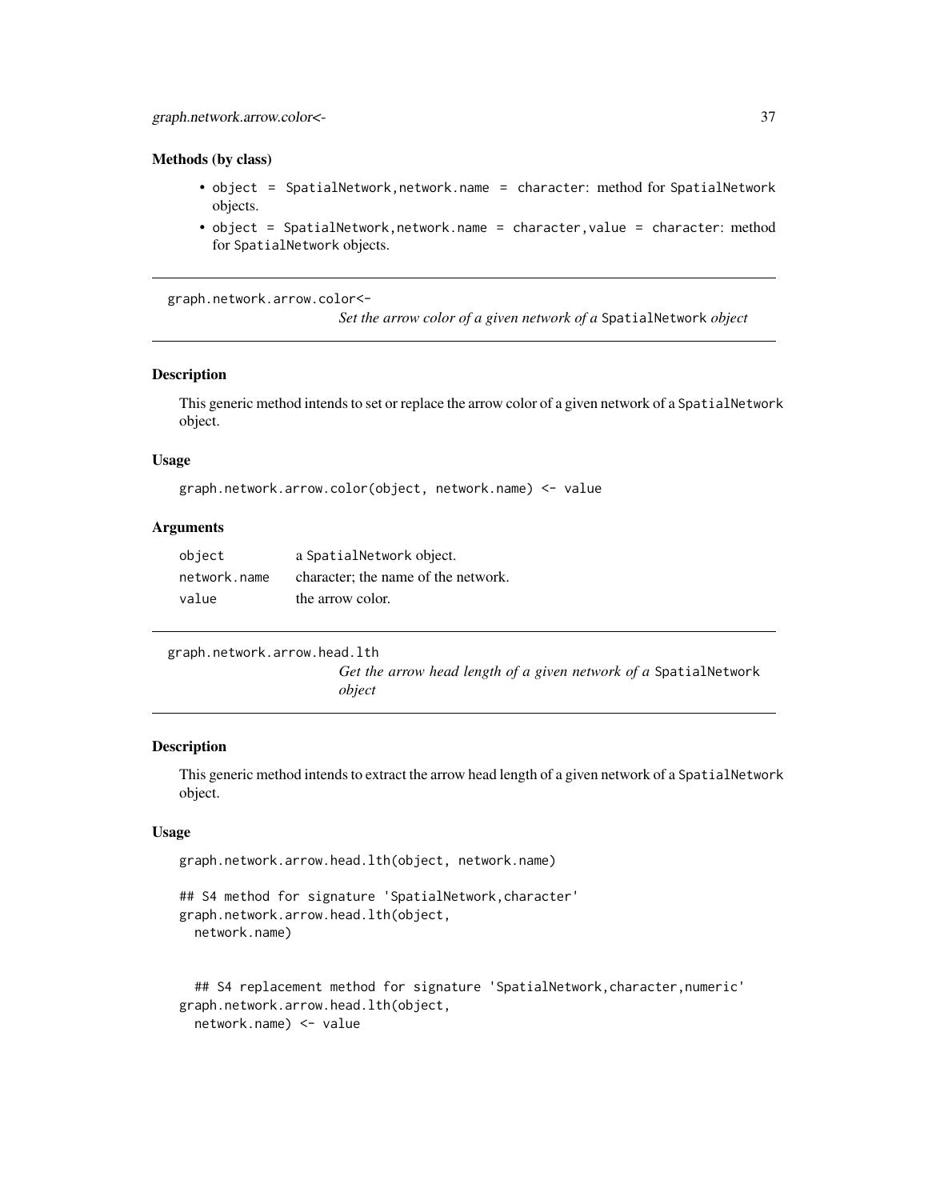### Methods (by class)

- `object = SpatialNetwork,network.name = character`: method for `SpatialNetwork` objects.
- `object = SpatialNetwork,network.name = character,value = character`: method for `SpatialNetwork` objects.

---

## graph.network.arrow.color<-

*Set the arrow color of a given network of a* `SpatialNetwork` *object*

### Description

This generic method intends to set or replace the arrow color of a given network of a `SpatialNetwork` object.

### Usage

```
graph.network.arrow.color(object, network.name) <- value
```

### Arguments

| | |
|---|---|
| `object` | a `SpatialNetwork` object. |
| `network.name` | character; the name of the network. |
| `value` | the arrow color. |

---

## graph.network.arrow.head.lth

*Get the arrow head length of a given network of a* `SpatialNetwork` *object*

### Description

This generic method intends to extract the arrow head length of a given network of a `SpatialNetwork` object.

### Usage

```
graph.network.arrow.head.lth(object, network.name)

## S4 method for signature 'SpatialNetwork,character'
graph.network.arrow.head.lth(object,
  network.name)


  ## S4 replacement method for signature 'SpatialNetwork,character,numeric'
graph.network.arrow.head.lth(object,
  network.name) <- value
```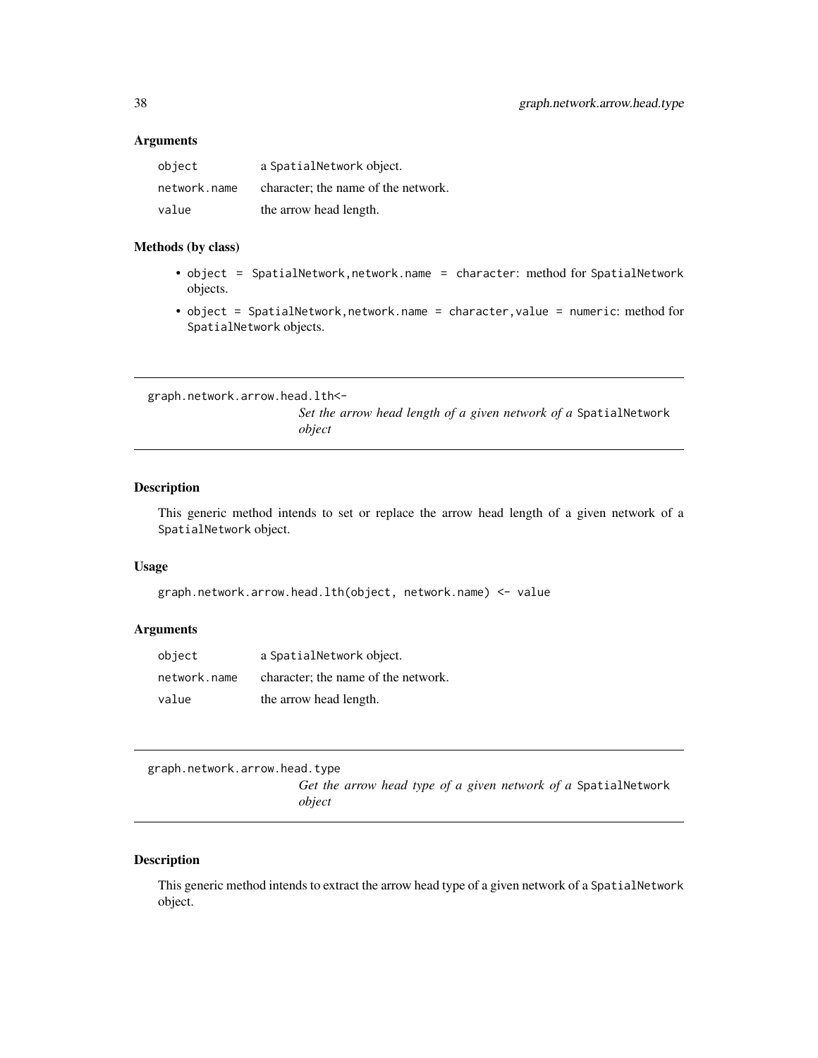## Arguments

| | |
|---|---|
| `object` | a `SpatialNetwork` object. |
| `network.name` | character; the name of the network. |
| `value` | the arrow head length. |

## Methods (by class)

- `object = SpatialNetwork,network.name = character`: method for `SpatialNetwork` objects.
- `object = SpatialNetwork,network.name = character,value = numeric`: method for `SpatialNetwork` objects.

---

# `graph.network.arrow.head.lth<-`

*Set the arrow head length of a given network of a* `SpatialNetwork` *object*

---

## Description

This generic method intends to set or replace the arrow head length of a given network of a `SpatialNetwork` object.

## Usage

```
graph.network.arrow.head.lth(object, network.name) <- value
```

## Arguments

| | |
|---|---|
| `object` | a `SpatialNetwork` object. |
| `network.name` | character; the name of the network. |
| `value` | the arrow head length. |

---

# `graph.network.arrow.head.type`

*Get the arrow head type of a given network of a* `SpatialNetwork` *object*

---

## Description

This generic method intends to extract the arrow head type of a given network of a `SpatialNetwork` object.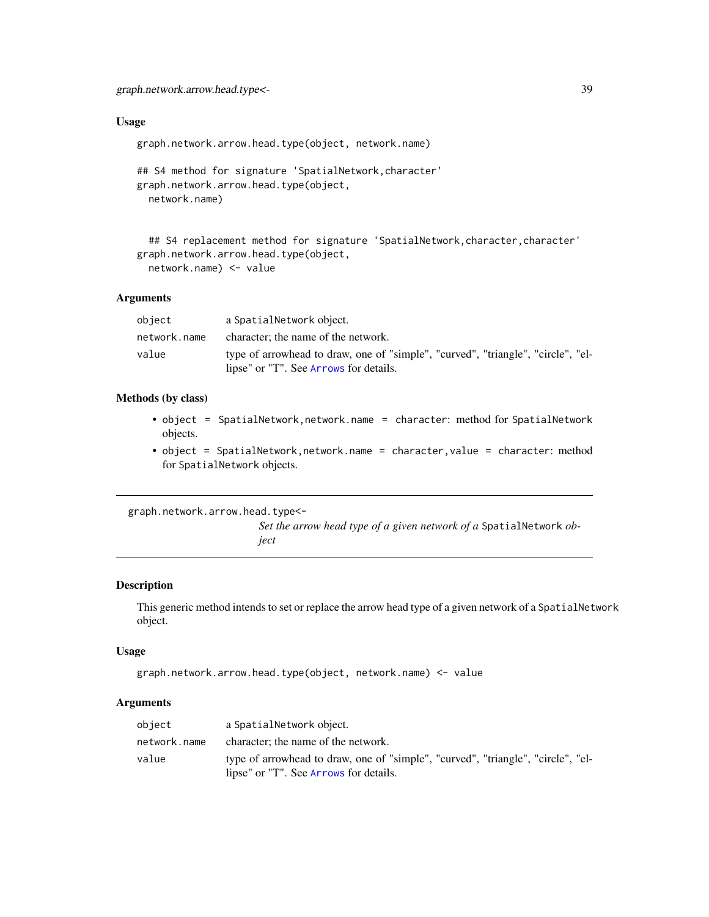### Usage

```
graph.network.arrow.head.type(object, network.name)

## S4 method for signature 'SpatialNetwork,character'
graph.network.arrow.head.type(object,
  network.name)


  ## S4 replacement method for signature 'SpatialNetwork,character,character'
graph.network.arrow.head.type(object,
  network.name) <- value
```

### Arguments

| | |
|---|---|
| `object` | a `SpatialNetwork` object. |
| `network.name` | character; the name of the network. |
| `value` | type of arrowhead to draw, one of "simple", "curved", "triangle", "circle", "ellipse" or "T". See `Arrows` for details. |

### Methods (by class)

- `object = SpatialNetwork,network.name = character`: method for `SpatialNetwork` objects.
- `object = SpatialNetwork,network.name = character,value = character`: method for `SpatialNetwork` objects.

---

## `graph.network.arrow.head.type<-` *Set the arrow head type of a given network of a* `SpatialNetwork` *object*

---

### Description

This generic method intends to set or replace the arrow head type of a given network of a `SpatialNetwork` object.

### Usage

```
graph.network.arrow.head.type(object, network.name) <- value
```

### Arguments

| | |
|---|---|
| `object` | a `SpatialNetwork` object. |
| `network.name` | character; the name of the network. |
| `value` | type of arrowhead to draw, one of "simple", "curved", "triangle", "circle", "ellipse" or "T". See `Arrows` for details. |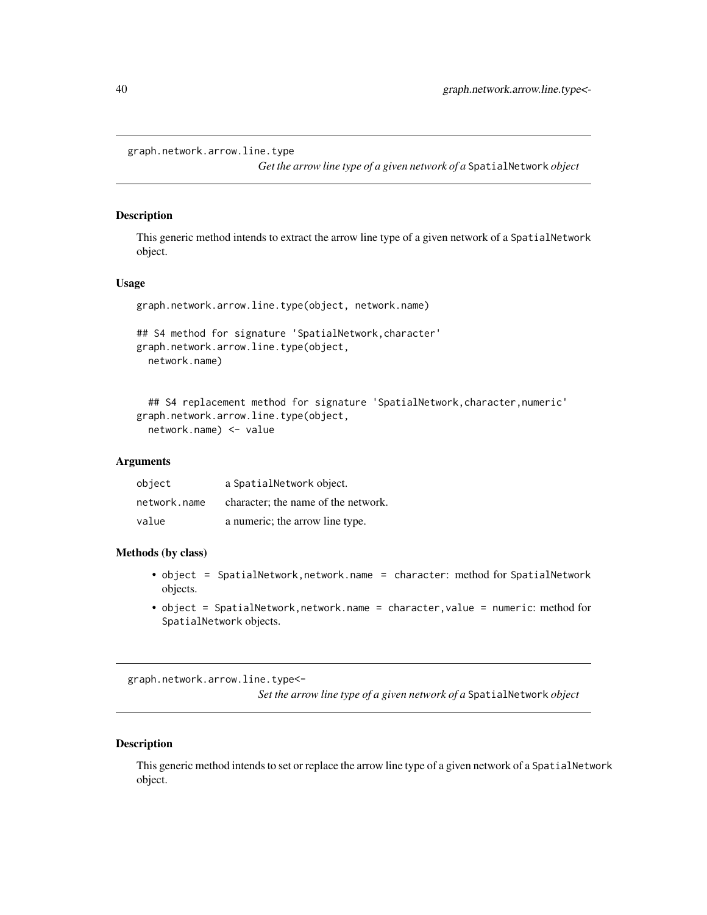## graph.network.arrow.line.type

*Get the arrow line type of a given network of a* `SpatialNetwork` *object*

### Description

This generic method intends to extract the arrow line type of a given network of a `SpatialNetwork` object.

### Usage

```
graph.network.arrow.line.type(object, network.name)

## S4 method for signature 'SpatialNetwork,character'
graph.network.arrow.line.type(object,
  network.name)


  ## S4 replacement method for signature 'SpatialNetwork,character,numeric'
graph.network.arrow.line.type(object,
  network.name) <- value
```

### Arguments

| | |
|---|---|
| `object` | a `SpatialNetwork` object. |
| `network.name` | character; the name of the network. |
| `value` | a numeric; the arrow line type. |

### Methods (by class)

- `object = SpatialNetwork,network.name = character`: method for `SpatialNetwork` objects.
- `object = SpatialNetwork,network.name = character,value = numeric`: method for `SpatialNetwork` objects.

## graph.network.arrow.line.type<-

*Set the arrow line type of a given network of a* `SpatialNetwork` *object*

### Description

This generic method intends to set or replace the arrow line type of a given network of a `SpatialNetwork` object.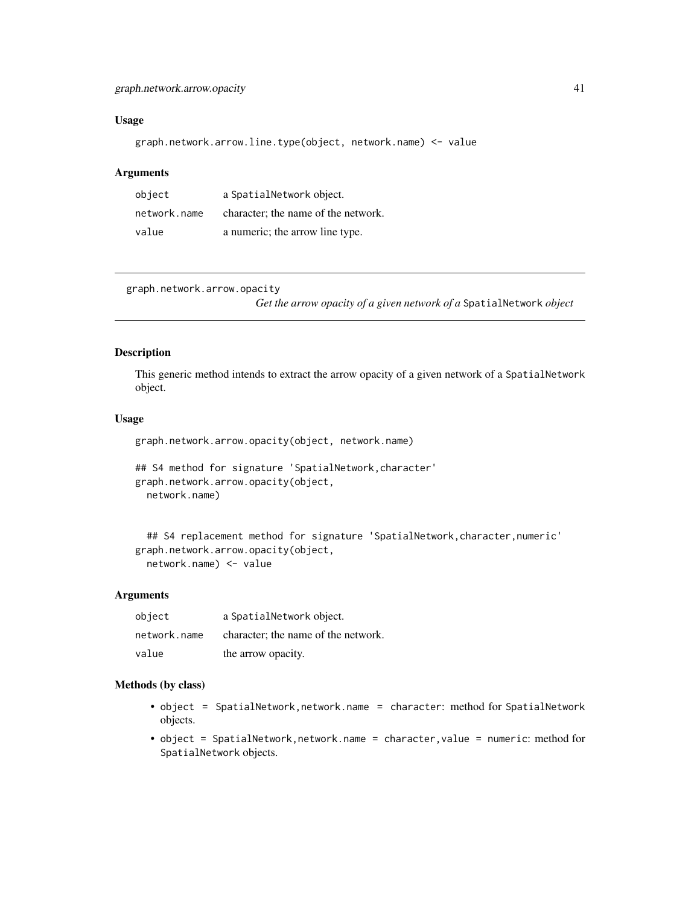### Usage

```
graph.network.arrow.line.type(object, network.name) <- value
```

### Arguments

| | |
|---|---|
| object | a SpatialNetwork object. |
| network.name | character; the name of the network. |
| value | a numeric; the arrow line type. |

---

## graph.network.arrow.opacity
*Get the arrow opacity of a given network of a* SpatialNetwork *object*

---

### Description

This generic method intends to extract the arrow opacity of a given network of a SpatialNetwork object.

### Usage

```
graph.network.arrow.opacity(object, network.name)

## S4 method for signature 'SpatialNetwork,character'
graph.network.arrow.opacity(object,
  network.name)


  ## S4 replacement method for signature 'SpatialNetwork,character,numeric'
graph.network.arrow.opacity(object,
  network.name) <- value
```

### Arguments

| | |
|---|---|
| object | a SpatialNetwork object. |
| network.name | character; the name of the network. |
| value | the arrow opacity. |

### Methods (by class)

- `object = SpatialNetwork,network.name = character`: method for SpatialNetwork objects.
- `object = SpatialNetwork,network.name = character,value = numeric`: method for SpatialNetwork objects.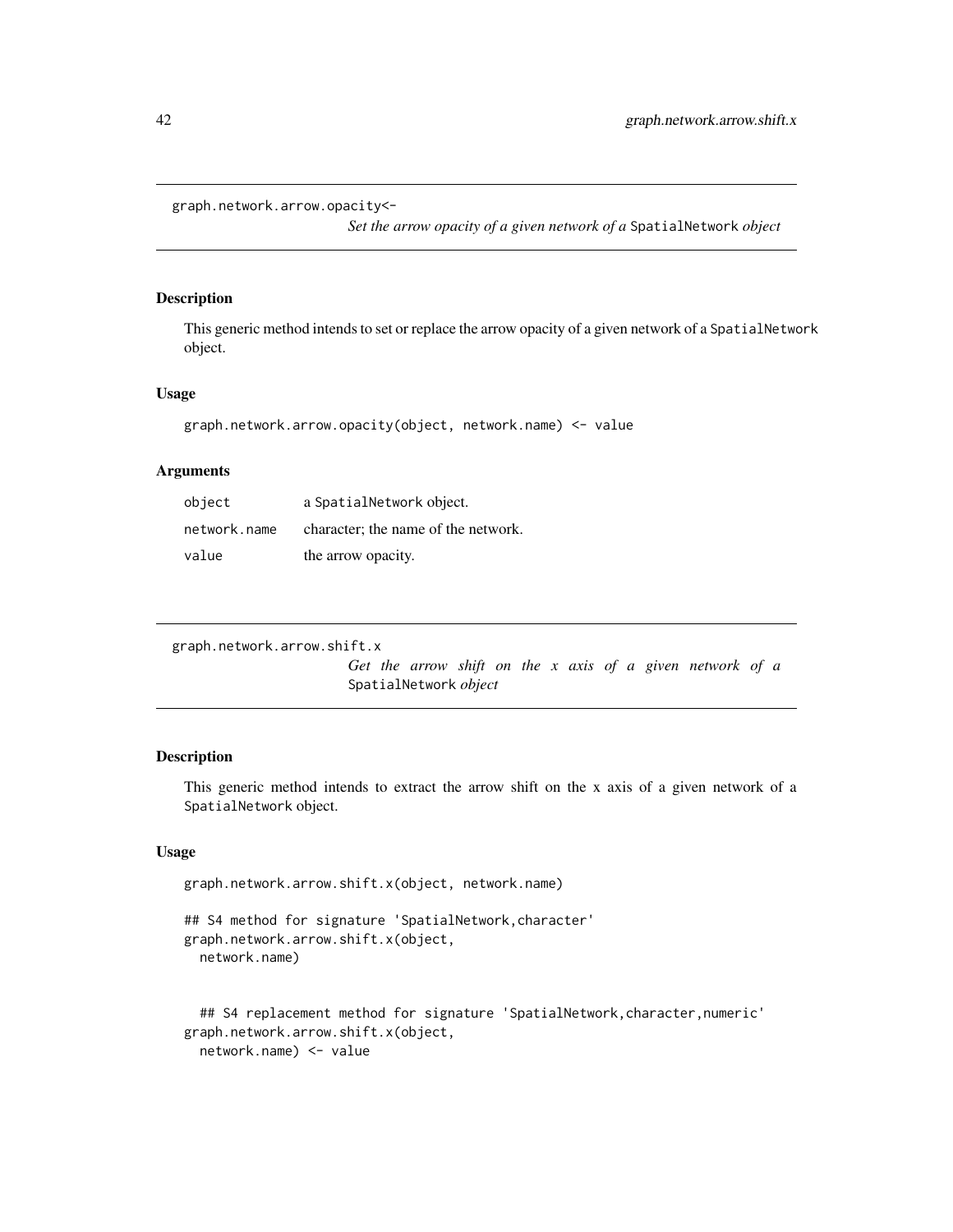## graph.network.arrow.opacity<- 

*Set the arrow opacity of a given network of a* `SpatialNetwork` *object*

### Description

This generic method intends to set or replace the arrow opacity of a given network of a `SpatialNetwork` object.

### Usage

```
graph.network.arrow.opacity(object, network.name) <- value
```

### Arguments

| | |
|---|---|
| `object` | a `SpatialNetwork` object. |
| `network.name` | character; the name of the network. |
| `value` | the arrow opacity. |

## graph.network.arrow.shift.x

*Get the arrow shift on the x axis of a given network of a* `SpatialNetwork` *object*

### Description

This generic method intends to extract the arrow shift on the x axis of a given network of a `SpatialNetwork` object.

### Usage

```
graph.network.arrow.shift.x(object, network.name)

## S4 method for signature 'SpatialNetwork,character'
graph.network.arrow.shift.x(object,
  network.name)


  ## S4 replacement method for signature 'SpatialNetwork,character,numeric'
graph.network.arrow.shift.x(object,
  network.name) <- value
```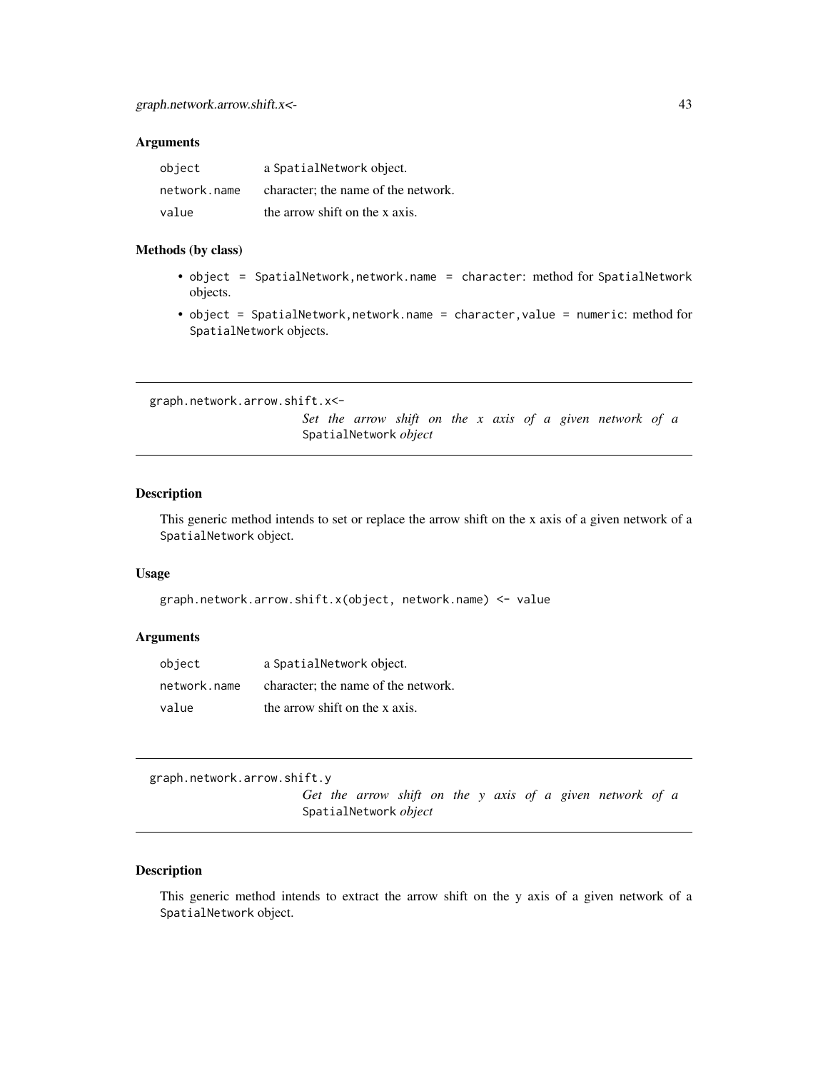### Arguments

| | |
|---|---|
| `object` | a `SpatialNetwork` object. |
| `network.name` | character; the name of the network. |
| `value` | the arrow shift on the x axis. |

### Methods (by class)

- `object = SpatialNetwork,network.name = character`: method for `SpatialNetwork` objects.
- `object = SpatialNetwork,network.name = character,value = numeric`: method for `SpatialNetwork` objects.

---

## graph.network.arrow.shift.x<- &nbsp;&nbsp;&nbsp; *Set the arrow shift on the x axis of a given network of a* `SpatialNetwork` *object*

---

### Description

This generic method intends to set or replace the arrow shift on the x axis of a given network of a `SpatialNetwork` object.

### Usage

```
graph.network.arrow.shift.x(object, network.name) <- value
```

### Arguments

| | |
|---|---|
| `object` | a `SpatialNetwork` object. |
| `network.name` | character; the name of the network. |
| `value` | the arrow shift on the x axis. |

---

## graph.network.arrow.shift.y &nbsp;&nbsp;&nbsp; *Get the arrow shift on the y axis of a given network of a* `SpatialNetwork` *object*

---

### Description

This generic method intends to extract the arrow shift on the y axis of a given network of a `SpatialNetwork` object.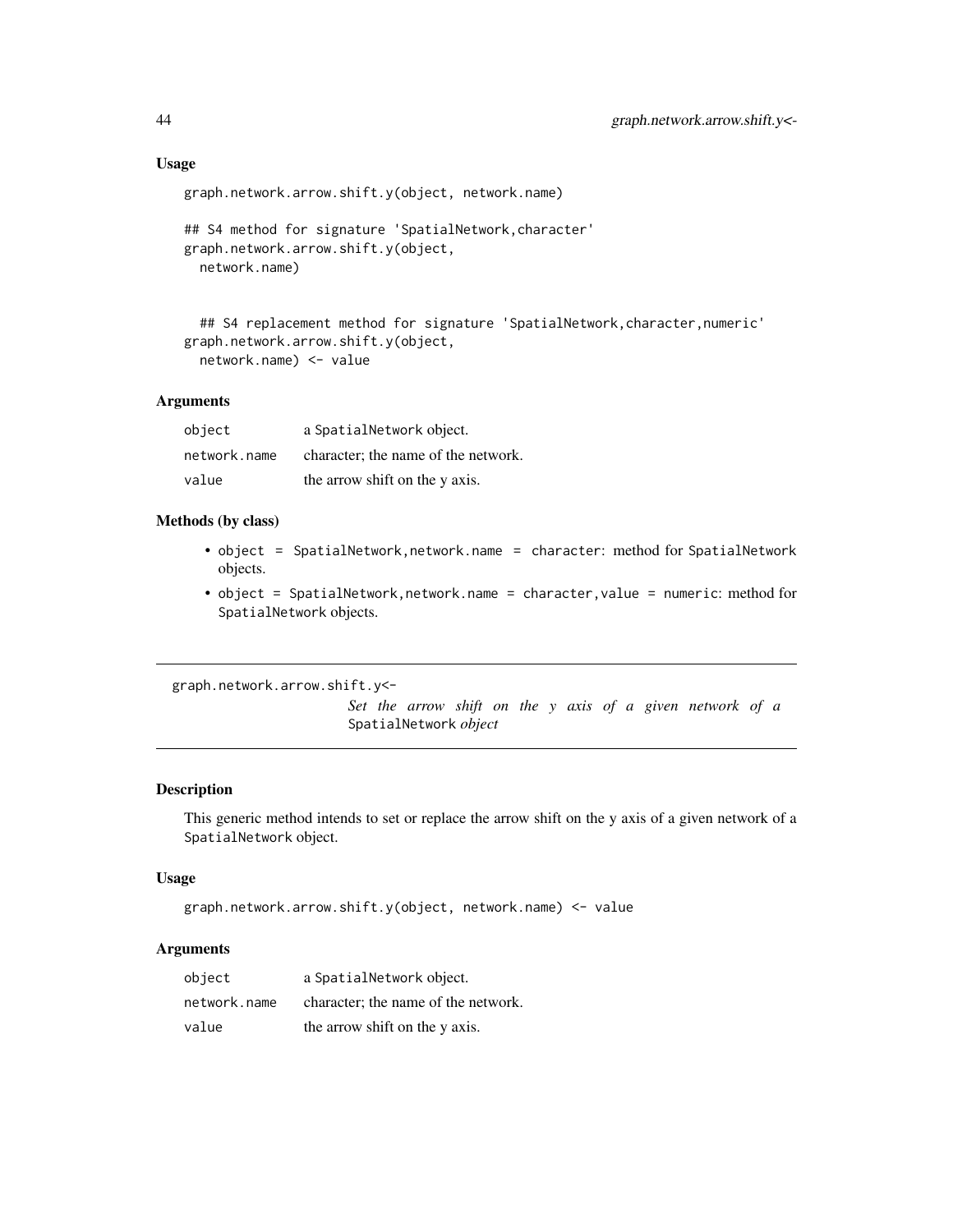### Usage

```
graph.network.arrow.shift.y(object, network.name)

## S4 method for signature 'SpatialNetwork,character'
graph.network.arrow.shift.y(object,
  network.name)


  ## S4 replacement method for signature 'SpatialNetwork,character,numeric'
graph.network.arrow.shift.y(object,
  network.name) <- value
```

### Arguments

| | |
|---|---|
| object | a SpatialNetwork object. |
| network.name | character; the name of the network. |
| value | the arrow shift on the y axis. |

### Methods (by class)

- object = SpatialNetwork,network.name = character: method for SpatialNetwork objects.
- object = SpatialNetwork,network.name = character,value = numeric: method for SpatialNetwork objects.

---

## graph.network.arrow.shift.y<-

*Set the arrow shift on the y axis of a given network of a* SpatialNetwork *object*

---

### Description

This generic method intends to set or replace the arrow shift on the y axis of a given network of a SpatialNetwork object.

### Usage

```
graph.network.arrow.shift.y(object, network.name) <- value
```

### Arguments

| | |
|---|---|
| object | a SpatialNetwork object. |
| network.name | character; the name of the network. |
| value | the arrow shift on the y axis. |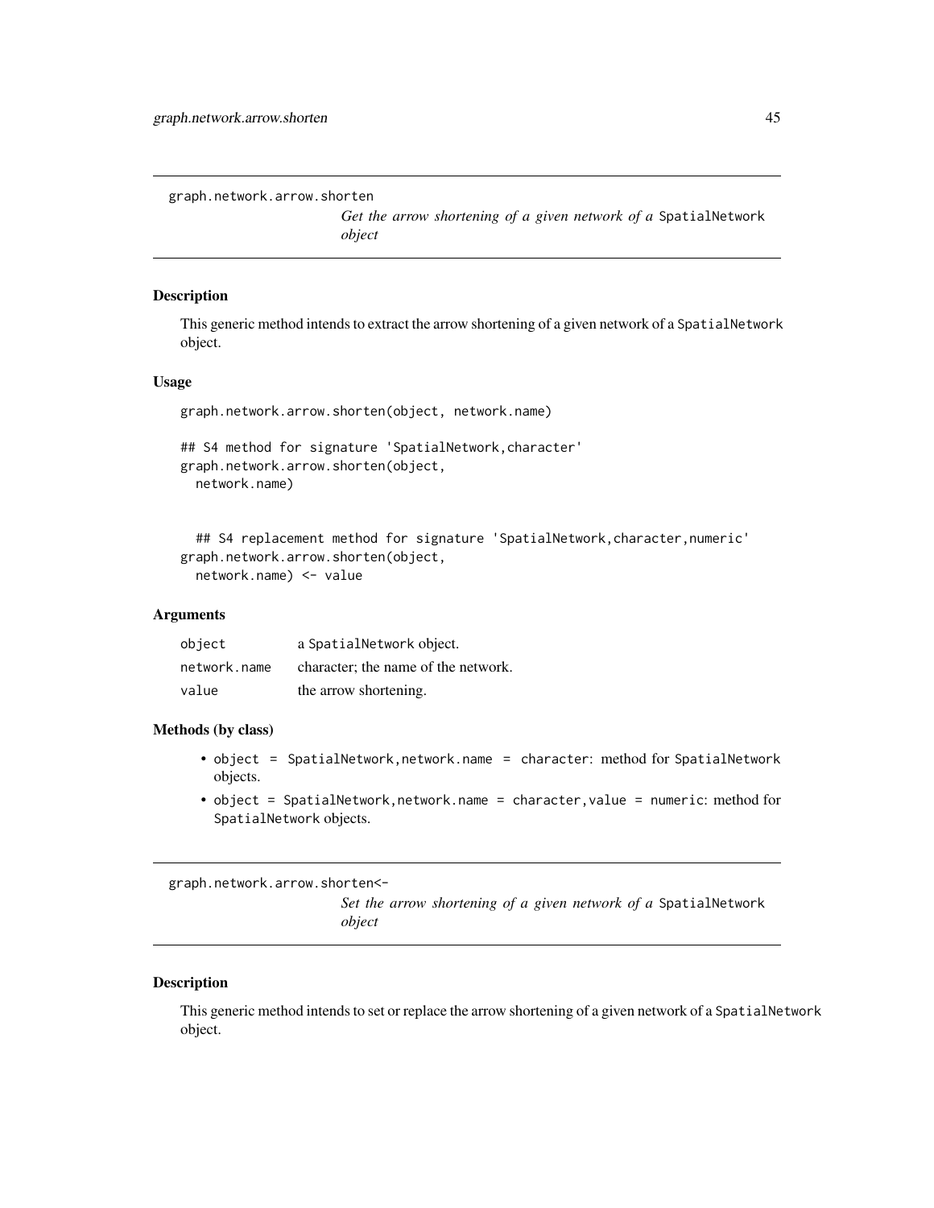## graph.network.arrow.shorten

*Get the arrow shortening of a given network of a* `SpatialNetwork` *object*

### Description

This generic method intends to extract the arrow shortening of a given network of a `SpatialNetwork` object.

### Usage

```
graph.network.arrow.shorten(object, network.name)

## S4 method for signature 'SpatialNetwork,character'
graph.network.arrow.shorten(object,
  network.name)


  ## S4 replacement method for signature 'SpatialNetwork,character,numeric'
graph.network.arrow.shorten(object,
  network.name) <- value
```

### Arguments

| | |
|---|---|
| `object` | a `SpatialNetwork` object. |
| `network.name` | character; the name of the network. |
| `value` | the arrow shortening. |

### Methods (by class)

- `object = SpatialNetwork,network.name = character`: method for `SpatialNetwork` objects.
- `object = SpatialNetwork,network.name = character,value = numeric`: method for `SpatialNetwork` objects.

## graph.network.arrow.shorten<-

*Set the arrow shortening of a given network of a* `SpatialNetwork` *object*

### Description

This generic method intends to set or replace the arrow shortening of a given network of a `SpatialNetwork` object.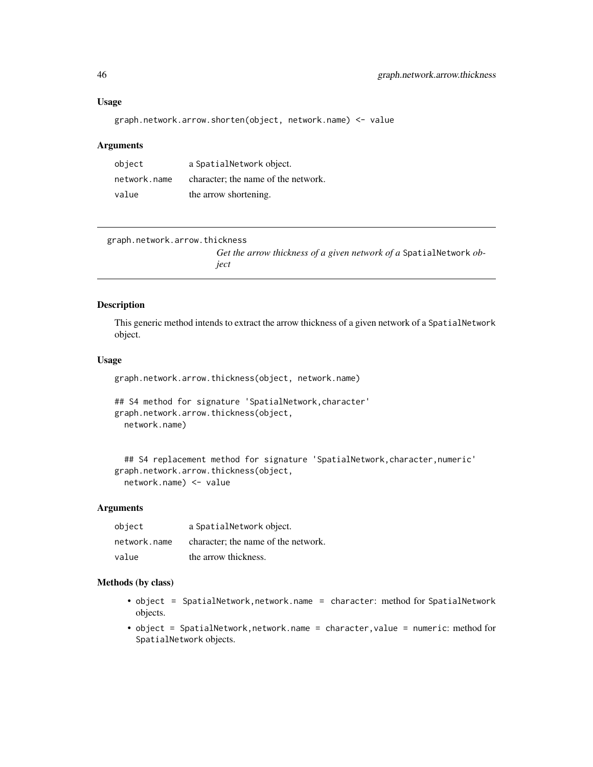### Usage

```
graph.network.arrow.shorten(object, network.name) <- value
```

### Arguments

| | |
|---|---|
| object | a SpatialNetwork object. |
| network.name | character; the name of the network. |
| value | the arrow shortening. |

---

## graph.network.arrow.thickness

*Get the arrow thickness of a given network of a* SpatialNetwork *object*

---

### Description

This generic method intends to extract the arrow thickness of a given network of a SpatialNetwork object.

### Usage

```
graph.network.arrow.thickness(object, network.name)

## S4 method for signature 'SpatialNetwork,character'
graph.network.arrow.thickness(object,
  network.name)


  ## S4 replacement method for signature 'SpatialNetwork,character,numeric'
graph.network.arrow.thickness(object,
  network.name) <- value
```

### Arguments

| | |
|---|---|
| object | a SpatialNetwork object. |
| network.name | character; the name of the network. |
| value | the arrow thickness. |

### Methods (by class)

- `object = SpatialNetwork,network.name = character`: method for SpatialNetwork objects.
- `object = SpatialNetwork,network.name = character,value = numeric`: method for SpatialNetwork objects.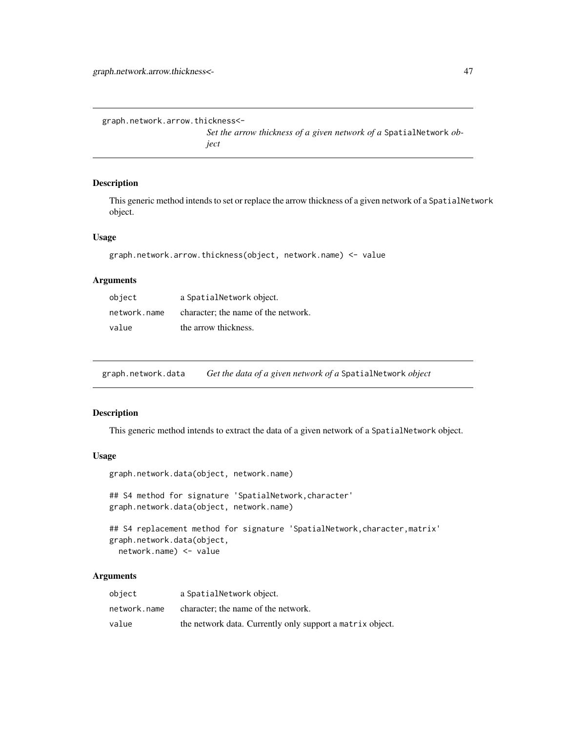## graph.network.arrow.thickness<-

*Set the arrow thickness of a given network of a* `SpatialNetwork` *object*

### Description

This generic method intends to set or replace the arrow thickness of a given network of a `SpatialNetwork` object.

### Usage

```
graph.network.arrow.thickness(object, network.name) <- value
```

### Arguments

| | |
|---|---|
| `object` | a `SpatialNetwork` object. |
| `network.name` | character; the name of the network. |
| `value` | the arrow thickness. |

## graph.network.data

*Get the data of a given network of a* `SpatialNetwork` *object*

### Description

This generic method intends to extract the data of a given network of a `SpatialNetwork` object.

### Usage

```
graph.network.data(object, network.name)

## S4 method for signature 'SpatialNetwork,character'
graph.network.data(object, network.name)

## S4 replacement method for signature 'SpatialNetwork,character,matrix'
graph.network.data(object,
  network.name) <- value
```

### Arguments

| | |
|---|---|
| `object` | a `SpatialNetwork` object. |
| `network.name` | character; the name of the network. |
| `value` | the network data. Currently only support a `matrix` object. |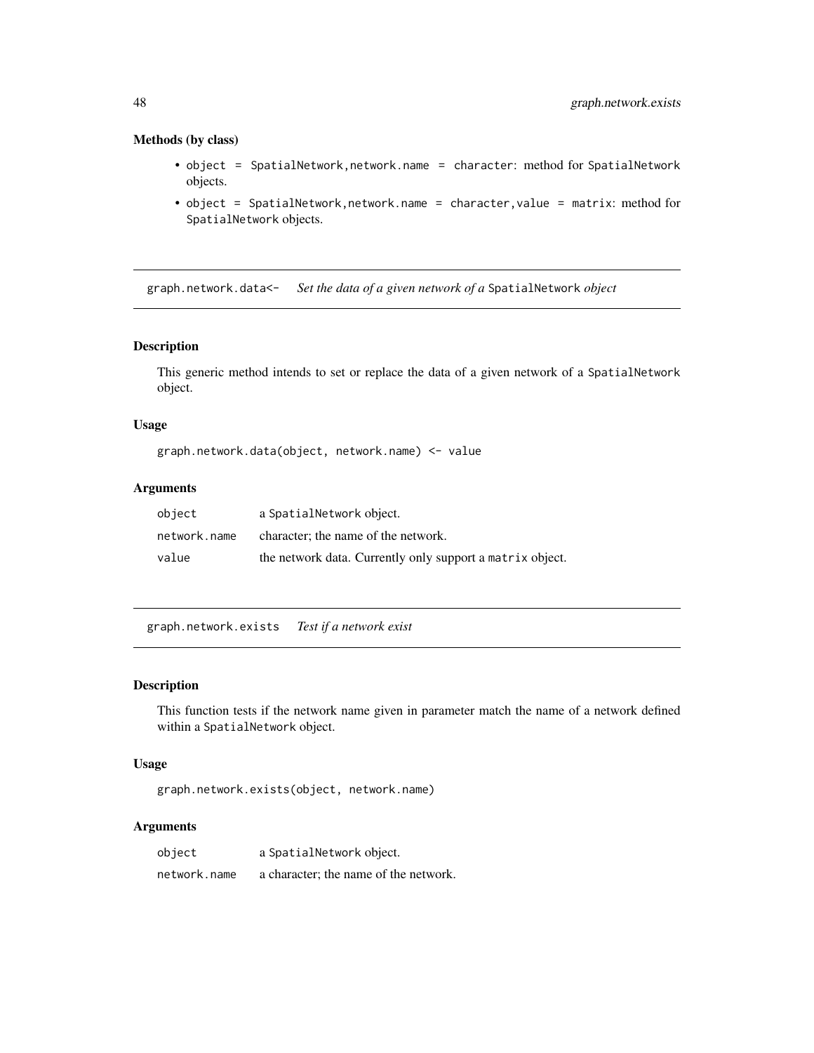### Methods (by class)

- `object = SpatialNetwork,network.name = character`: method for `SpatialNetwork` objects.
- `object = SpatialNetwork,network.name = character,value = matrix`: method for `SpatialNetwork` objects.

---

## `graph.network.data<-` *Set the data of a given network of a* `SpatialNetwork` *object*

### Description

This generic method intends to set or replace the data of a given network of a `SpatialNetwork` object.

### Usage

```
graph.network.data(object, network.name) <- value
```

### Arguments

| | |
|---|---|
| `object` | a `SpatialNetwork` object. |
| `network.name` | character; the name of the network. |
| `value` | the network data. Currently only support a `matrix` object. |

---

## `graph.network.exists` *Test if a network exist*

### Description

This function tests if the network name given in parameter match the name of a network defined within a `SpatialNetwork` object.

### Usage

```
graph.network.exists(object, network.name)
```

### Arguments

| | |
|---|---|
| `object` | a `SpatialNetwork` object. |
| `network.name` | a character; the name of the network. |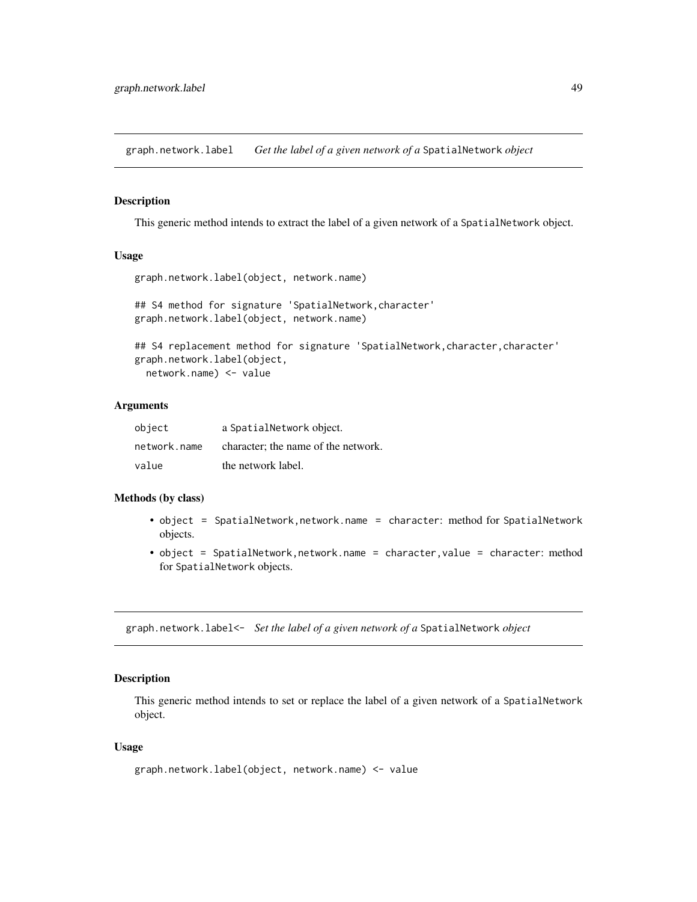## graph.network.label — *Get the label of a given network of a* `SpatialNetwork` *object*

### Description

This generic method intends to extract the label of a given network of a `SpatialNetwork` object.

### Usage

```
graph.network.label(object, network.name)

## S4 method for signature 'SpatialNetwork,character'
graph.network.label(object, network.name)

## S4 replacement method for signature 'SpatialNetwork,character,character'
graph.network.label(object,
  network.name) <- value
```

### Arguments

| | |
|---|---|
| `object` | a `SpatialNetwork` object. |
| `network.name` | character; the name of the network. |
| `value` | the network label. |

### Methods (by class)

- `object = SpatialNetwork,network.name = character`: method for `SpatialNetwork` objects.
- `object = SpatialNetwork,network.name = character,value = character`: method for `SpatialNetwork` objects.

## graph.network.label<- — *Set the label of a given network of a* `SpatialNetwork` *object*

### Description

This generic method intends to set or replace the label of a given network of a `SpatialNetwork` object.

### Usage

```
graph.network.label(object, network.name) <- value
```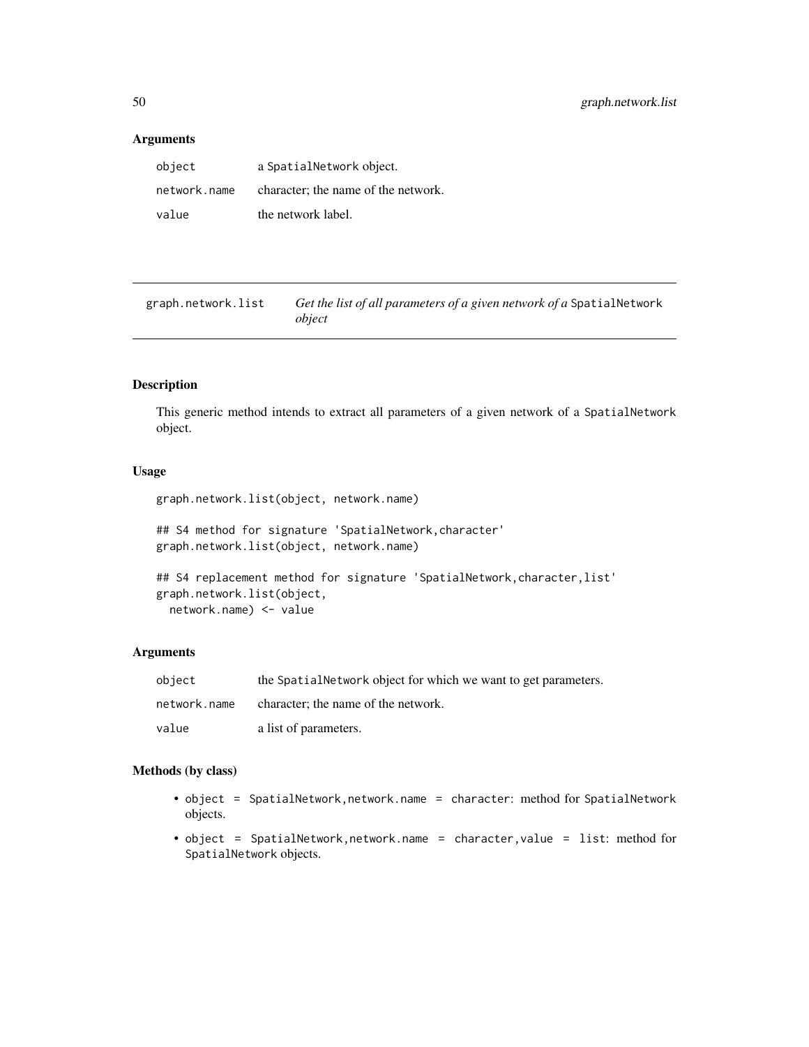### Arguments

| | |
|---|---|
| `object` | a `SpatialNetwork` object. |
| `network.name` | character; the name of the network. |
| `value` | the network label. |

---

## graph.network.list — *Get the list of all parameters of a given network of a* `SpatialNetwork` *object*

---

### Description

This generic method intends to extract all parameters of a given network of a `SpatialNetwork` object.

### Usage

```
graph.network.list(object, network.name)

## S4 method for signature 'SpatialNetwork,character'
graph.network.list(object, network.name)

## S4 replacement method for signature 'SpatialNetwork,character,list'
graph.network.list(object,
  network.name) <- value
```

### Arguments

| | |
|---|---|
| `object` | the `SpatialNetwork` object for which we want to get parameters. |
| `network.name` | character; the name of the network. |
| `value` | a list of parameters. |

### Methods (by class)

- `object = SpatialNetwork,network.name = character`: method for `SpatialNetwork` objects.
- `object = SpatialNetwork,network.name = character,value = list`: method for `SpatialNetwork` objects.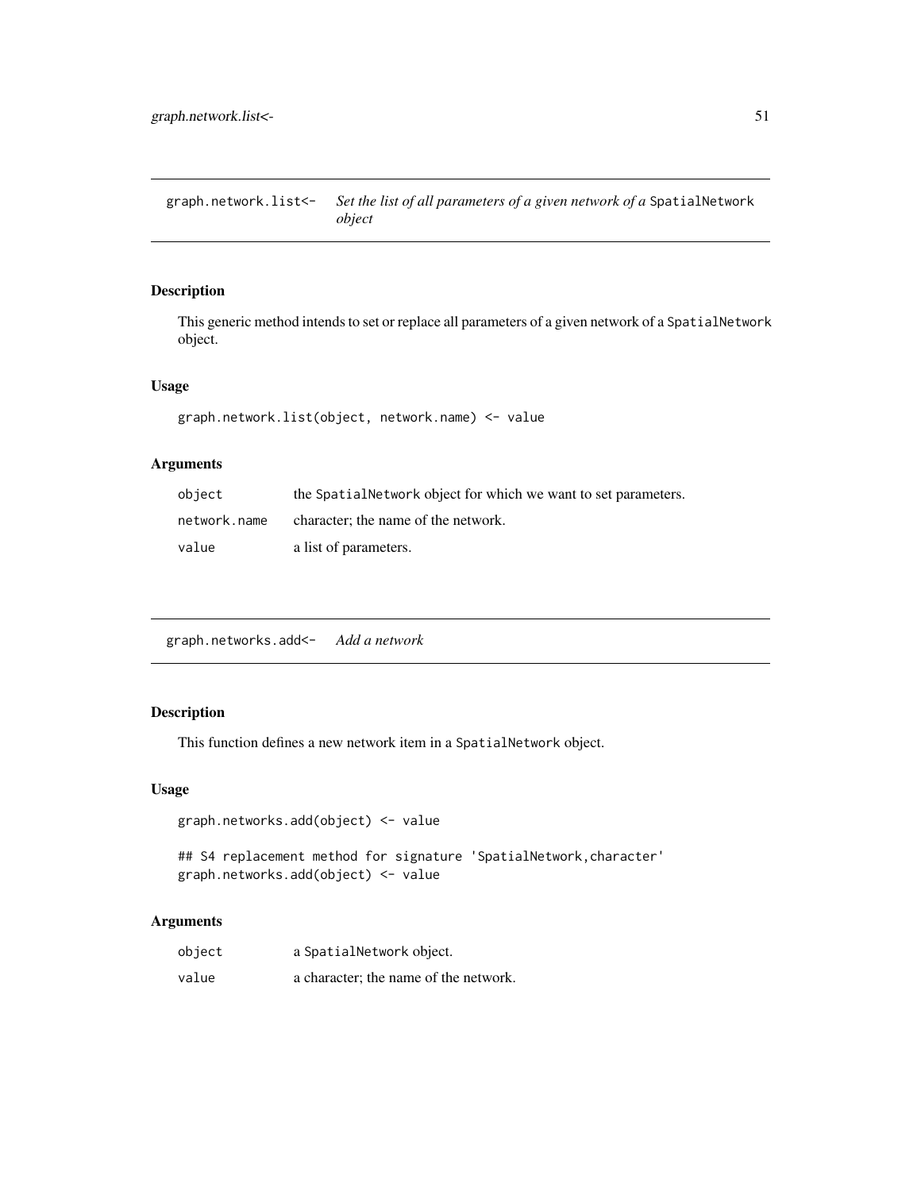## graph.network.list<- *Set the list of all parameters of a given network of a* `SpatialNetwork` *object*

### Description

This generic method intends to set or replace all parameters of a given network of a `SpatialNetwork` object.

### Usage

```
graph.network.list(object, network.name) <- value
```

### Arguments

| | |
|---|---|
| `object` | the `SpatialNetwork` object for which we want to set parameters. |
| `network.name` | character; the name of the network. |
| `value` | a list of parameters. |

## graph.networks.add<- *Add a network*

### Description

This function defines a new network item in a `SpatialNetwork` object.

### Usage

```
graph.networks.add(object) <- value

## S4 replacement method for signature 'SpatialNetwork,character'
graph.networks.add(object) <- value
```

### Arguments

| | |
|---|---|
| `object` | a `SpatialNetwork` object. |
| `value` | a character; the name of the network. |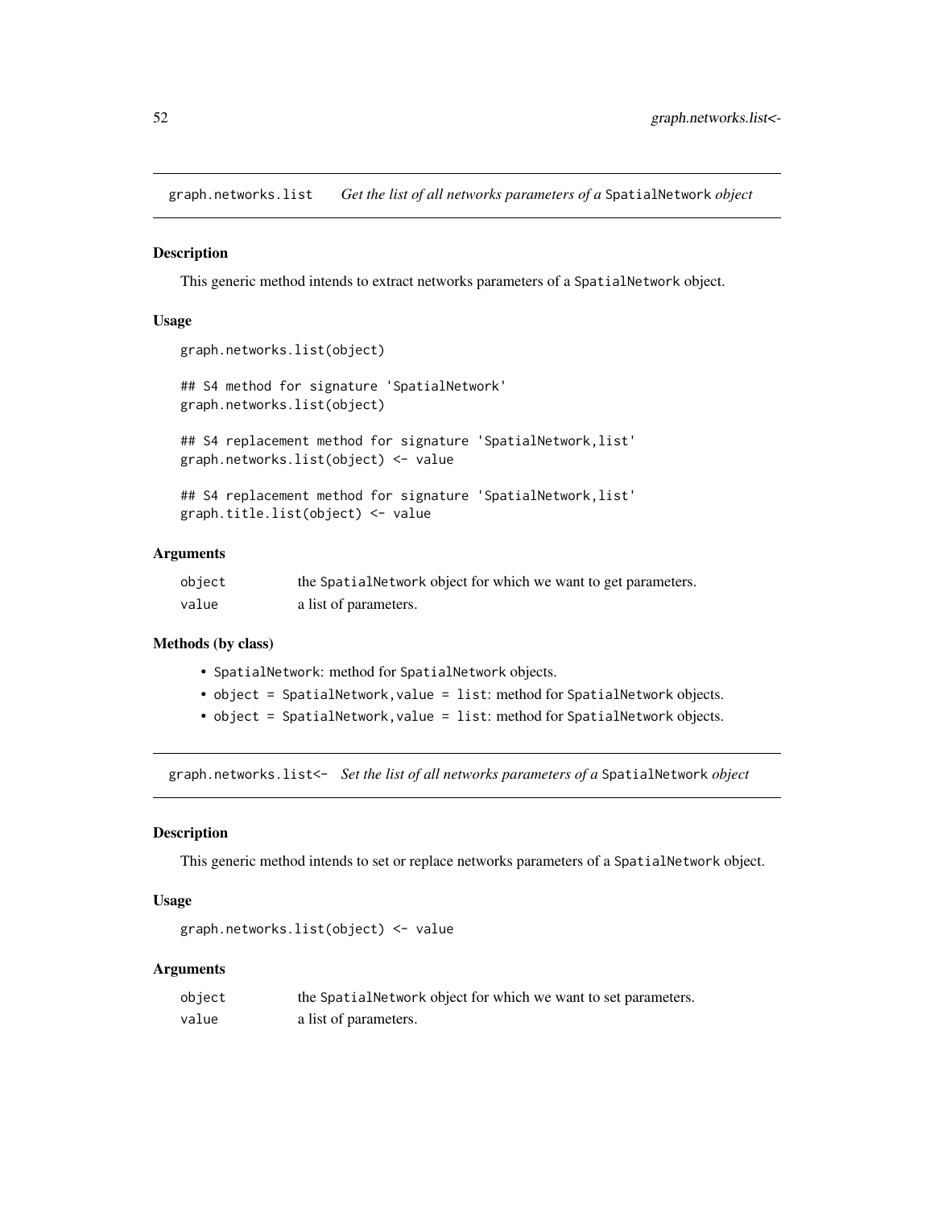## graph.networks.list *Get the list of all networks parameters of a* SpatialNetwork *object*

### Description

This generic method intends to extract networks parameters of a SpatialNetwork object.

### Usage

```
graph.networks.list(object)

## S4 method for signature 'SpatialNetwork'
graph.networks.list(object)

## S4 replacement method for signature 'SpatialNetwork,list'
graph.networks.list(object) <- value

## S4 replacement method for signature 'SpatialNetwork,list'
graph.title.list(object) <- value
```

### Arguments

| | |
|---|---|
| object | the SpatialNetwork object for which we want to get parameters. |
| value | a list of parameters. |

### Methods (by class)

- SpatialNetwork: method for SpatialNetwork objects.
- object = SpatialNetwork,value = list: method for SpatialNetwork objects.
- object = SpatialNetwork,value = list: method for SpatialNetwork objects.

## graph.networks.list<- *Set the list of all networks parameters of a* SpatialNetwork *object*

### Description

This generic method intends to set or replace networks parameters of a SpatialNetwork object.

### Usage

```
graph.networks.list(object) <- value
```

### Arguments

| | |
|---|---|
| object | the SpatialNetwork object for which we want to set parameters. |
| value | a list of parameters. |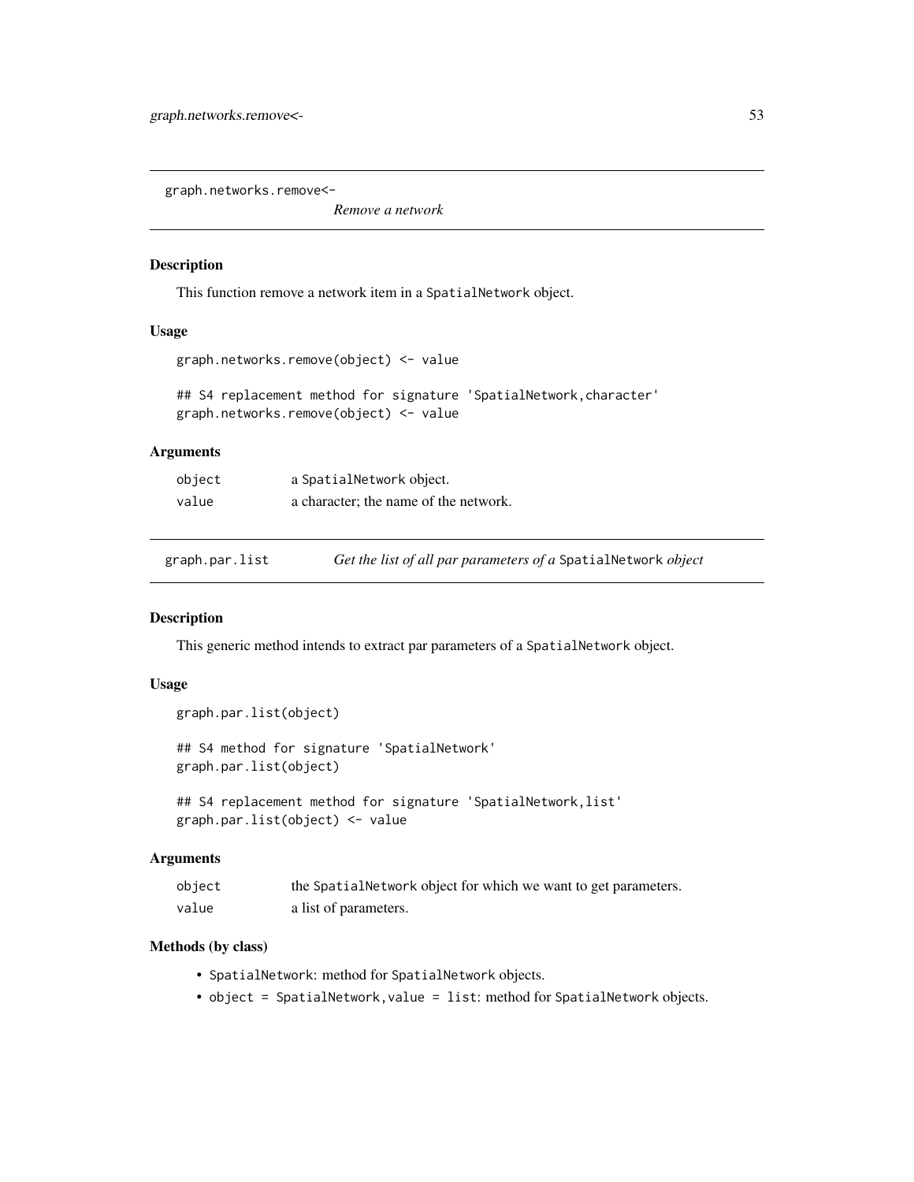## graph.networks.remove<-

*Remove a network*

### Description

This function remove a network item in a `SpatialNetwork` object.

### Usage

```
graph.networks.remove(object) <- value

## S4 replacement method for signature 'SpatialNetwork,character'
graph.networks.remove(object) <- value
```

### Arguments

| | |
|---|---|
| `object` | a `SpatialNetwork` object. |
| `value` | a character; the name of the network. |

## graph.par.list

*Get the list of all par parameters of a* `SpatialNetwork` *object*

### Description

This generic method intends to extract par parameters of a `SpatialNetwork` object.

### Usage

```
graph.par.list(object)

## S4 method for signature 'SpatialNetwork'
graph.par.list(object)

## S4 replacement method for signature 'SpatialNetwork,list'
graph.par.list(object) <- value
```

### Arguments

| | |
|---|---|
| `object` | the `SpatialNetwork` object for which we want to get parameters. |
| `value` | a list of parameters. |

### Methods (by class)

- `SpatialNetwork`: method for `SpatialNetwork` objects.
- `object = SpatialNetwork,value = list`: method for `SpatialNetwork` objects.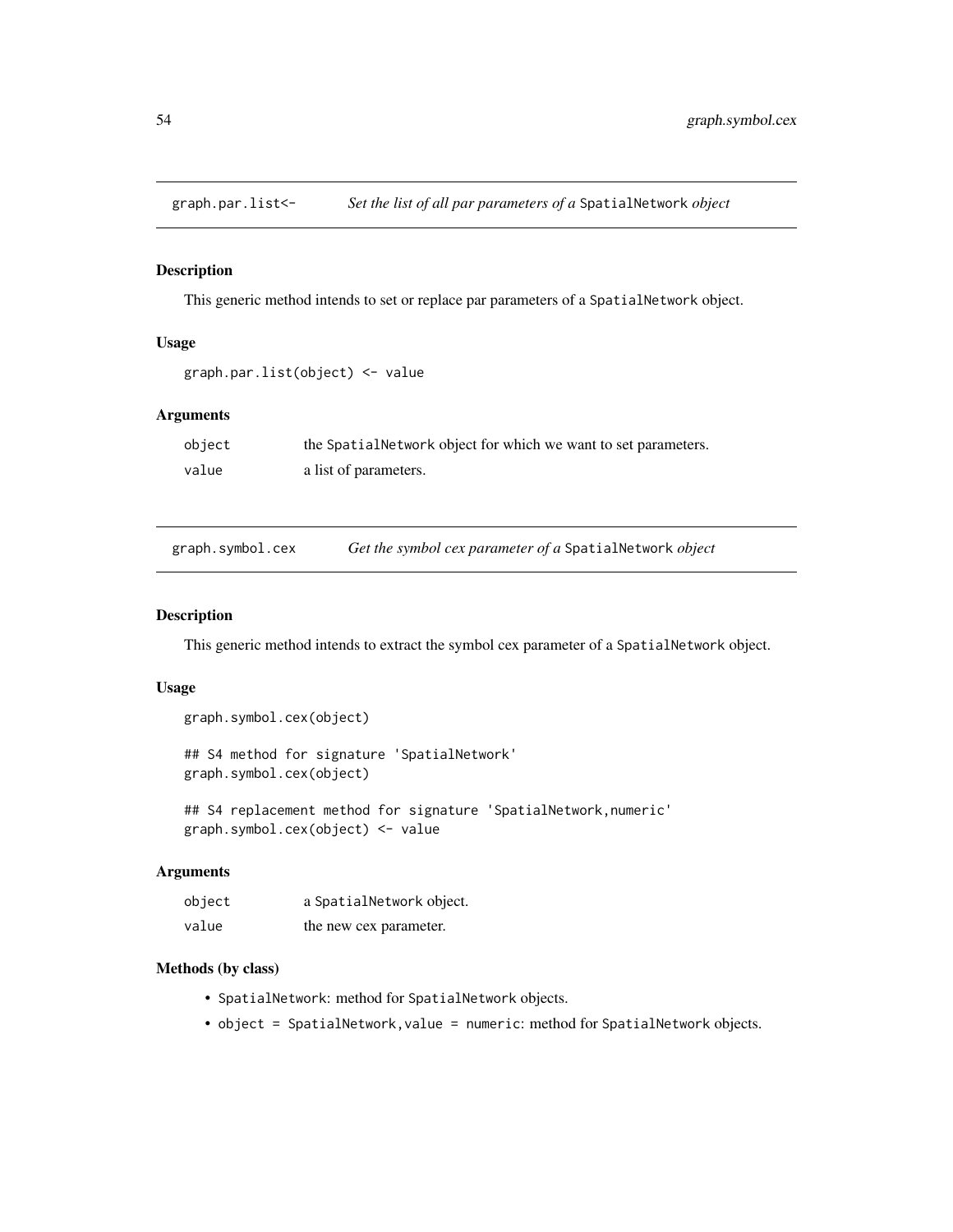## `graph.par.list<-` — *Set the list of all par parameters of a* `SpatialNetwork` *object*

### Description

This generic method intends to set or replace par parameters of a `SpatialNetwork` object.

### Usage

```
graph.par.list(object) <- value
```

### Arguments

| | |
|---|---|
| `object` | the `SpatialNetwork` object for which we want to set parameters. |
| `value` | a list of parameters. |

## `graph.symbol.cex` — *Get the symbol cex parameter of a* `SpatialNetwork` *object*

### Description

This generic method intends to extract the symbol cex parameter of a `SpatialNetwork` object.

### Usage

```
graph.symbol.cex(object)

## S4 method for signature 'SpatialNetwork'
graph.symbol.cex(object)

## S4 replacement method for signature 'SpatialNetwork,numeric'
graph.symbol.cex(object) <- value
```

### Arguments

| | |
|---|---|
| `object` | a `SpatialNetwork` object. |
| `value` | the new cex parameter. |

### Methods (by class)

- `SpatialNetwork`: method for `SpatialNetwork` objects.
- `object = SpatialNetwork,value = numeric`: method for `SpatialNetwork` objects.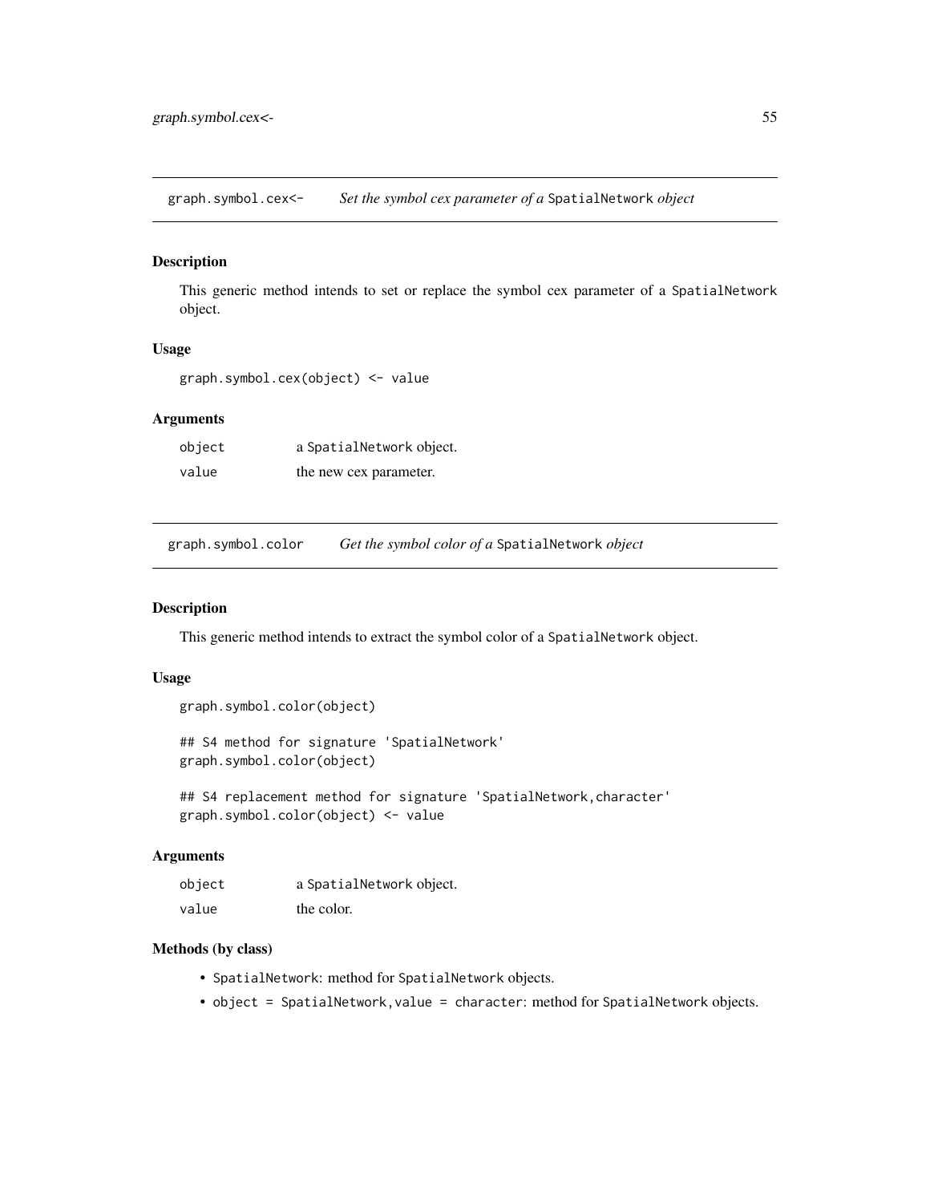## graph.symbol.cex<- *Set the symbol cex parameter of a* SpatialNetwork *object*

### Description

This generic method intends to set or replace the symbol cex parameter of a SpatialNetwork object.

### Usage

```
graph.symbol.cex(object) <- value
```

### Arguments

| | |
|---|---|
| object | a SpatialNetwork object. |
| value | the new cex parameter. |

## graph.symbol.color *Get the symbol color of a* SpatialNetwork *object*

### Description

This generic method intends to extract the symbol color of a SpatialNetwork object.

### Usage

```
graph.symbol.color(object)

## S4 method for signature 'SpatialNetwork'
graph.symbol.color(object)

## S4 replacement method for signature 'SpatialNetwork,character'
graph.symbol.color(object) <- value
```

### Arguments

| | |
|---|---|
| object | a SpatialNetwork object. |
| value | the color. |

### Methods (by class)

- SpatialNetwork: method for SpatialNetwork objects.
- object = SpatialNetwork,value = character: method for SpatialNetwork objects.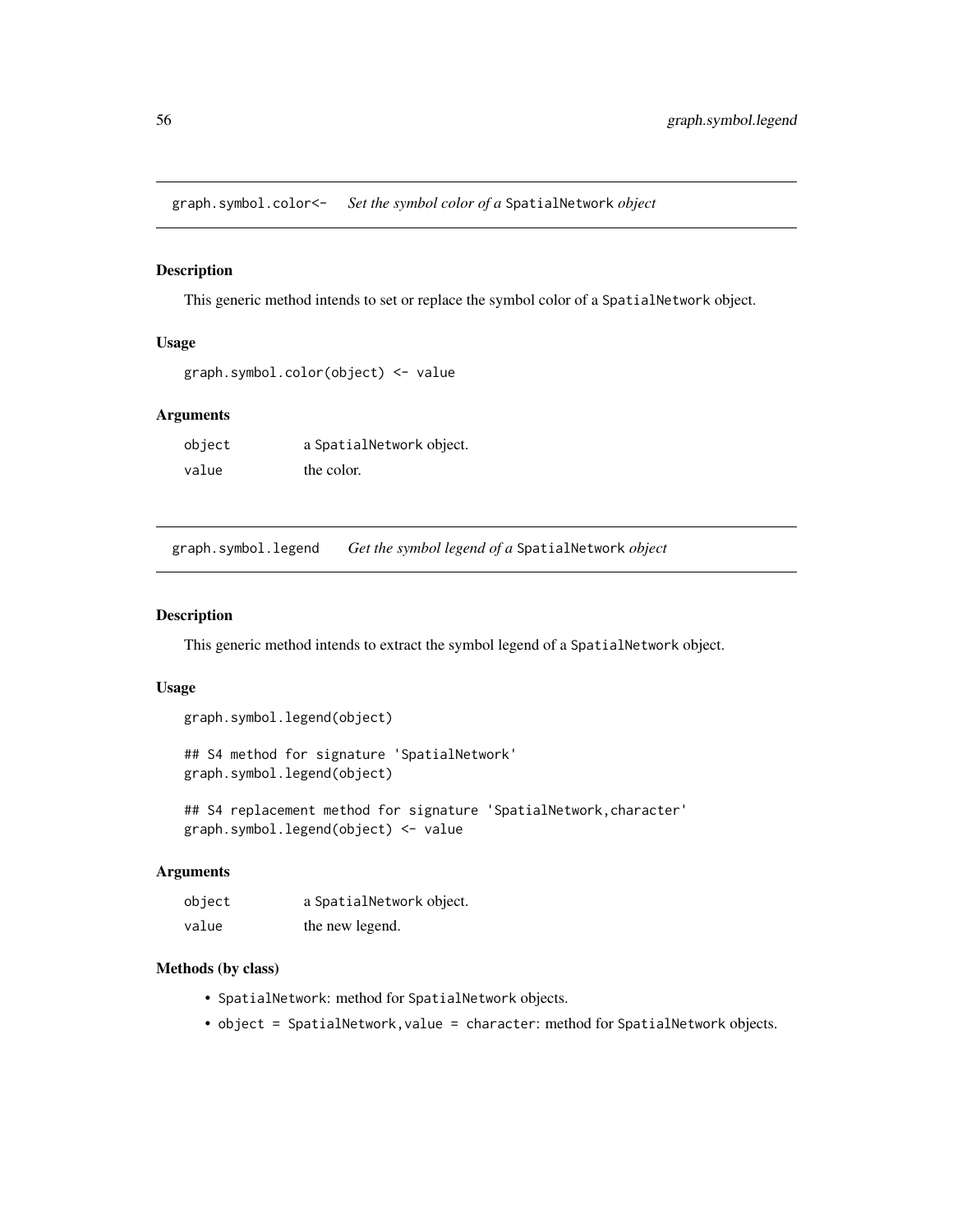## graph.symbol.color<- *Set the symbol color of a* SpatialNetwork *object*

### Description

This generic method intends to set or replace the symbol color of a SpatialNetwork object.

### Usage

```
graph.symbol.color(object) <- value
```

### Arguments

| | |
|---|---|
| object | a SpatialNetwork object. |
| value | the color. |

## graph.symbol.legend *Get the symbol legend of a* SpatialNetwork *object*

### Description

This generic method intends to extract the symbol legend of a SpatialNetwork object.

### Usage

```
graph.symbol.legend(object)

## S4 method for signature 'SpatialNetwork'
graph.symbol.legend(object)

## S4 replacement method for signature 'SpatialNetwork,character'
graph.symbol.legend(object) <- value
```

### Arguments

| | |
|---|---|
| object | a SpatialNetwork object. |
| value | the new legend. |

### Methods (by class)

- SpatialNetwork: method for SpatialNetwork objects.
- object = SpatialNetwork,value = character: method for SpatialNetwork objects.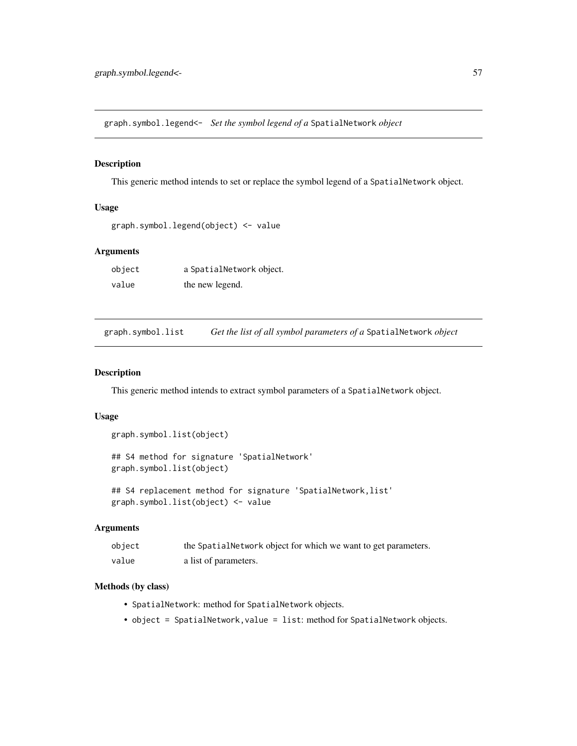## graph.symbol.legend<- *Set the symbol legend of a* SpatialNetwork *object*

### Description

This generic method intends to set or replace the symbol legend of a SpatialNetwork object.

### Usage

```
graph.symbol.legend(object) <- value
```

### Arguments

| | |
|---|---|
| object | a SpatialNetwork object. |
| value | the new legend. |

## graph.symbol.list *Get the list of all symbol parameters of a* SpatialNetwork *object*

### Description

This generic method intends to extract symbol parameters of a SpatialNetwork object.

### Usage

```
graph.symbol.list(object)

## S4 method for signature 'SpatialNetwork'
graph.symbol.list(object)

## S4 replacement method for signature 'SpatialNetwork,list'
graph.symbol.list(object) <- value
```

### Arguments

| | |
|---|---|
| object | the SpatialNetwork object for which we want to get parameters. |
| value | a list of parameters. |

### Methods (by class)

- SpatialNetwork: method for SpatialNetwork objects.
- object = SpatialNetwork,value = list: method for SpatialNetwork objects.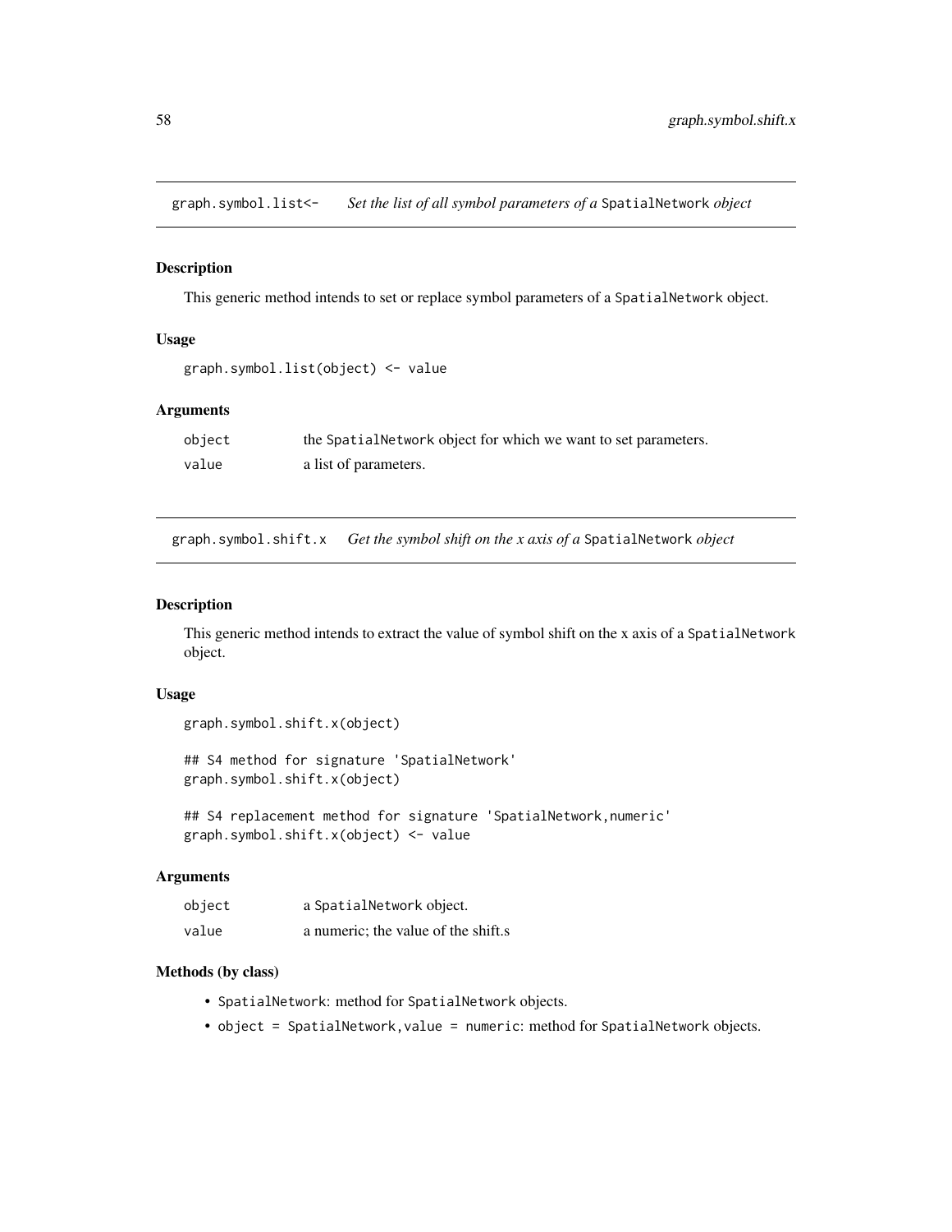## graph.symbol.list<- *Set the list of all symbol parameters of a* SpatialNetwork *object*

### Description

This generic method intends to set or replace symbol parameters of a SpatialNetwork object.

### Usage

```
graph.symbol.list(object) <- value
```

### Arguments

| | |
|---|---|
| object | the SpatialNetwork object for which we want to set parameters. |
| value | a list of parameters. |

## graph.symbol.shift.x *Get the symbol shift on the x axis of a* SpatialNetwork *object*

### Description

This generic method intends to extract the value of symbol shift on the x axis of a SpatialNetwork object.

### Usage

```
graph.symbol.shift.x(object)

## S4 method for signature 'SpatialNetwork'
graph.symbol.shift.x(object)

## S4 replacement method for signature 'SpatialNetwork,numeric'
graph.symbol.shift.x(object) <- value
```

### Arguments

| | |
|---|---|
| object | a SpatialNetwork object. |
| value | a numeric; the value of the shift.s |

### Methods (by class)

- SpatialNetwork: method for SpatialNetwork objects.
- object = SpatialNetwork,value = numeric: method for SpatialNetwork objects.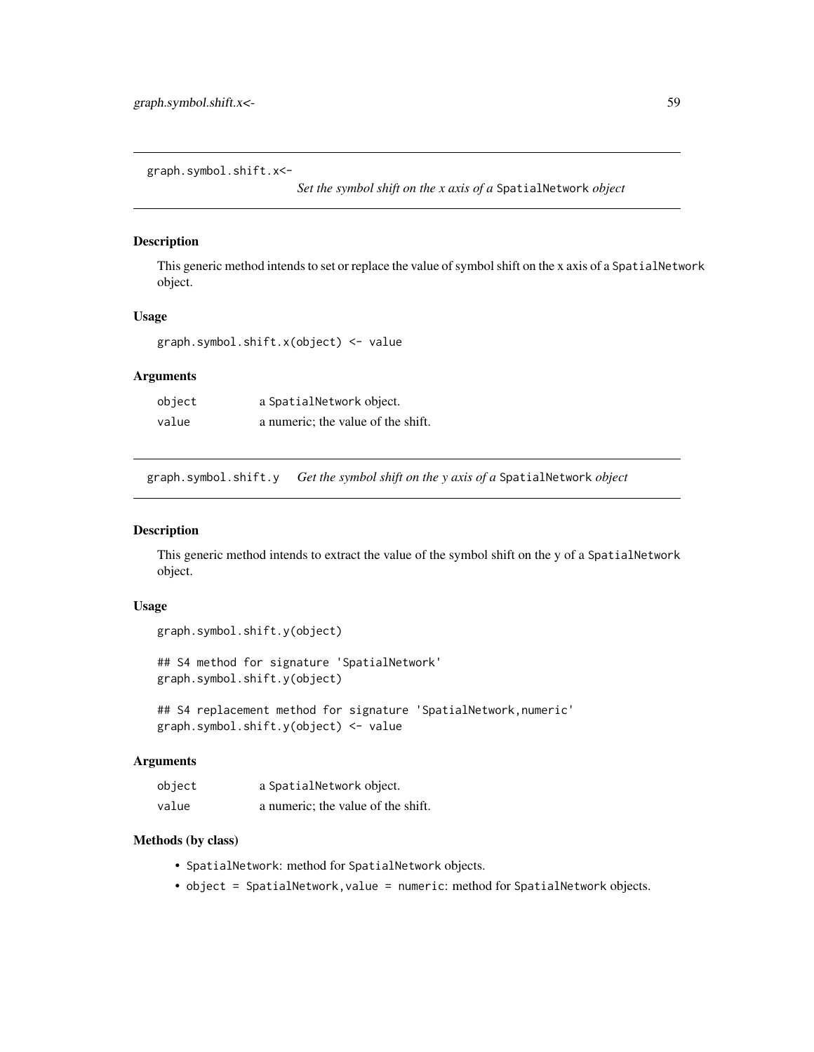## graph.symbol.shift.x<- 

*Set the symbol shift on the x axis of a* `SpatialNetwork` *object*

### Description

This generic method intends to set or replace the value of symbol shift on the x axis of a `SpatialNetwork` object.

### Usage

```
graph.symbol.shift.x(object) <- value
```

### Arguments

| | |
|---|---|
| `object` | a `SpatialNetwork` object. |
| `value` | a numeric; the value of the shift. |

## graph.symbol.shift.y

*Get the symbol shift on the y axis of a* `SpatialNetwork` *object*

### Description

This generic method intends to extract the value of the symbol shift on the y of a `SpatialNetwork` object.

### Usage

```
graph.symbol.shift.y(object)

## S4 method for signature 'SpatialNetwork'
graph.symbol.shift.y(object)

## S4 replacement method for signature 'SpatialNetwork,numeric'
graph.symbol.shift.y(object) <- value
```

### Arguments

| | |
|---|---|
| `object` | a `SpatialNetwork` object. |
| `value` | a numeric; the value of the shift. |

### Methods (by class)

- `SpatialNetwork`: method for `SpatialNetwork` objects.
- `object = SpatialNetwork,value = numeric`: method for `SpatialNetwork` objects.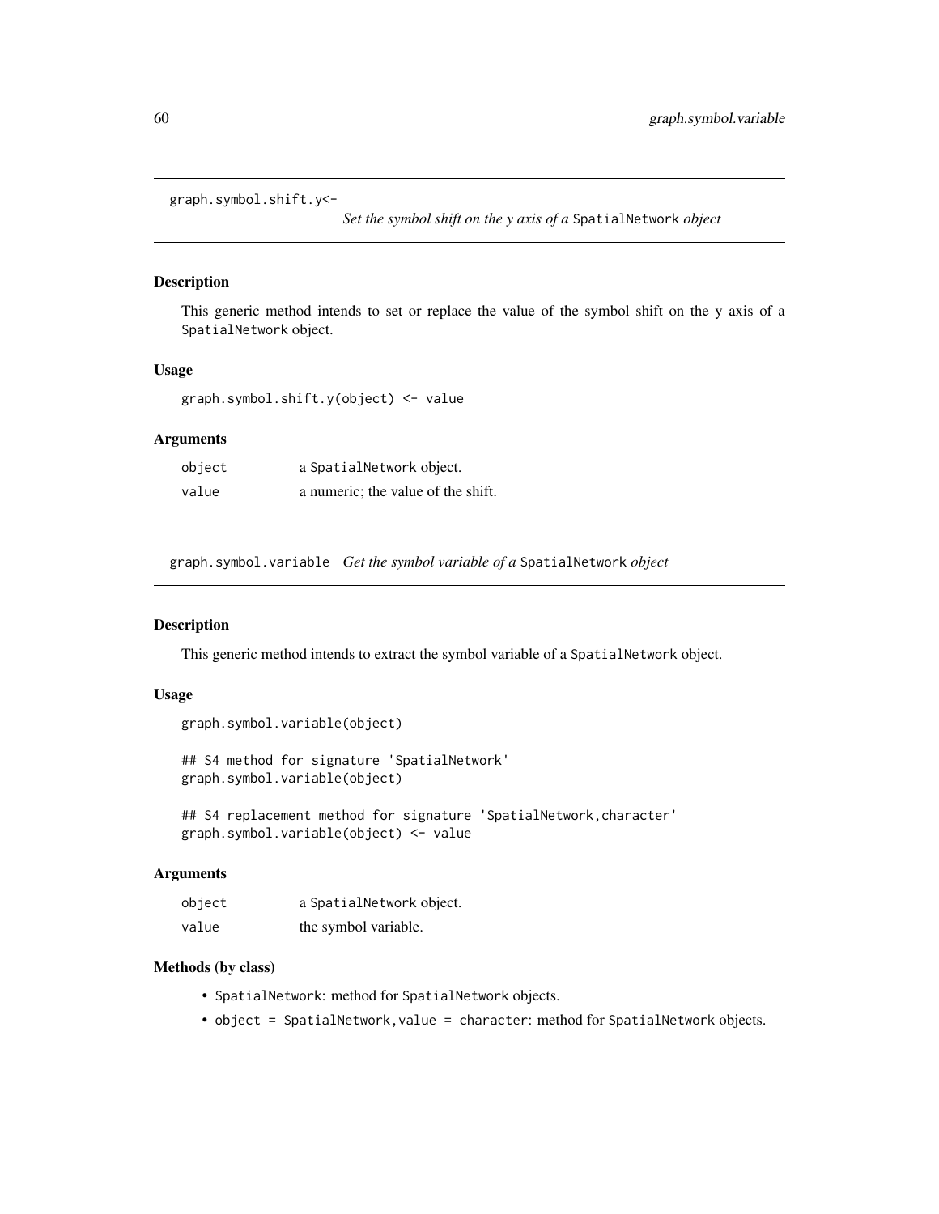## graph.symbol.shift.y<- *Set the symbol shift on the y axis of a* `SpatialNetwork` *object*

### Description

This generic method intends to set or replace the value of the symbol shift on the y axis of a `SpatialNetwork` object.

### Usage

```
graph.symbol.shift.y(object) <- value
```

### Arguments

| | |
|---|---|
| `object` | a `SpatialNetwork` object. |
| `value` | a numeric; the value of the shift. |

## graph.symbol.variable *Get the symbol variable of a* `SpatialNetwork` *object*

### Description

This generic method intends to extract the symbol variable of a `SpatialNetwork` object.

### Usage

```
graph.symbol.variable(object)

## S4 method for signature 'SpatialNetwork'
graph.symbol.variable(object)

## S4 replacement method for signature 'SpatialNetwork,character'
graph.symbol.variable(object) <- value
```

### Arguments

| | |
|---|---|
| `object` | a `SpatialNetwork` object. |
| `value` | the symbol variable. |

### Methods (by class)

- `SpatialNetwork`: method for `SpatialNetwork` objects.
- `object = SpatialNetwork,value = character`: method for `SpatialNetwork` objects.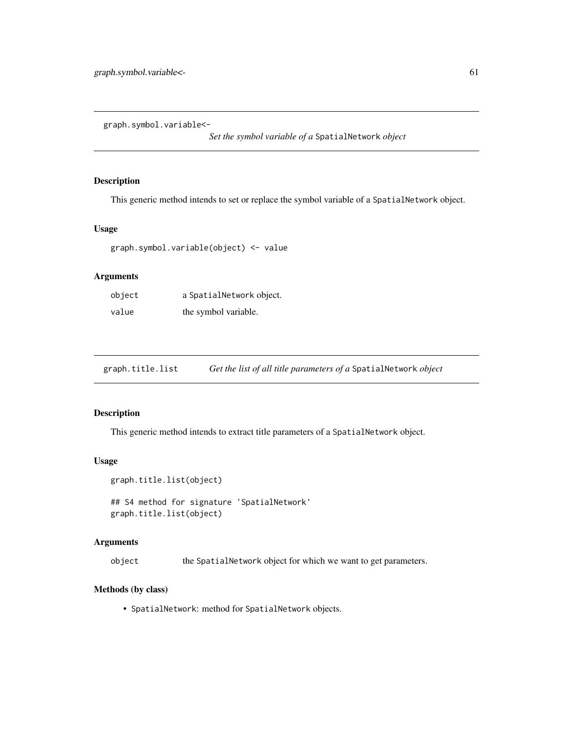## graph.symbol.variable<- *Set the symbol variable of a SpatialNetwork object*

### Description

This generic method intends to set or replace the symbol variable of a SpatialNetwork object.

### Usage

```
graph.symbol.variable(object) <- value
```

### Arguments

| | |
|---|---|
| object | a SpatialNetwork object. |
| value | the symbol variable. |

## graph.title.list *Get the list of all title parameters of a SpatialNetwork object*

### Description

This generic method intends to extract title parameters of a SpatialNetwork object.

### Usage

```
graph.title.list(object)

## S4 method for signature 'SpatialNetwork'
graph.title.list(object)
```

### Arguments

| | |
|---|---|
| object | the SpatialNetwork object for which we want to get parameters. |

### Methods (by class)

- SpatialNetwork: method for SpatialNetwork objects.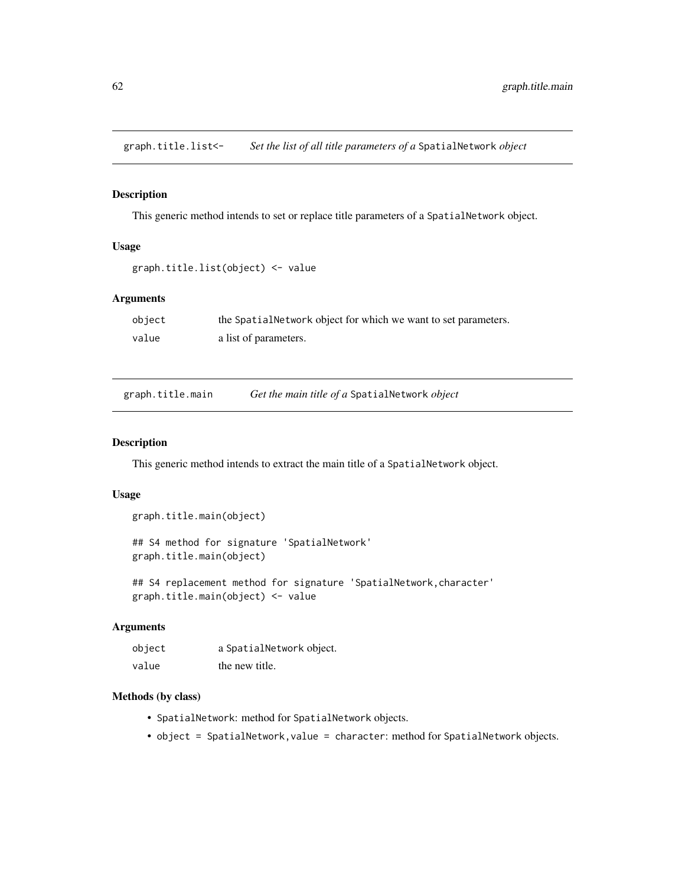## `graph.title.list<-` *Set the list of all title parameters of a* `SpatialNetwork` *object*

### Description

This generic method intends to set or replace title parameters of a `SpatialNetwork` object.

### Usage

```
graph.title.list(object) <- value
```

### Arguments

| | |
|---|---|
| `object` | the `SpatialNetwork` object for which we want to set parameters. |
| `value` | a list of parameters. |

## `graph.title.main` *Get the main title of a* `SpatialNetwork` *object*

### Description

This generic method intends to extract the main title of a `SpatialNetwork` object.

### Usage

```
graph.title.main(object)

## S4 method for signature 'SpatialNetwork'
graph.title.main(object)

## S4 replacement method for signature 'SpatialNetwork,character'
graph.title.main(object) <- value
```

### Arguments

| | |
|---|---|
| `object` | a `SpatialNetwork` object. |
| `value` | the new title. |

### Methods (by class)

- `SpatialNetwork`: method for `SpatialNetwork` objects.
- `object = SpatialNetwork,value = character`: method for `SpatialNetwork` objects.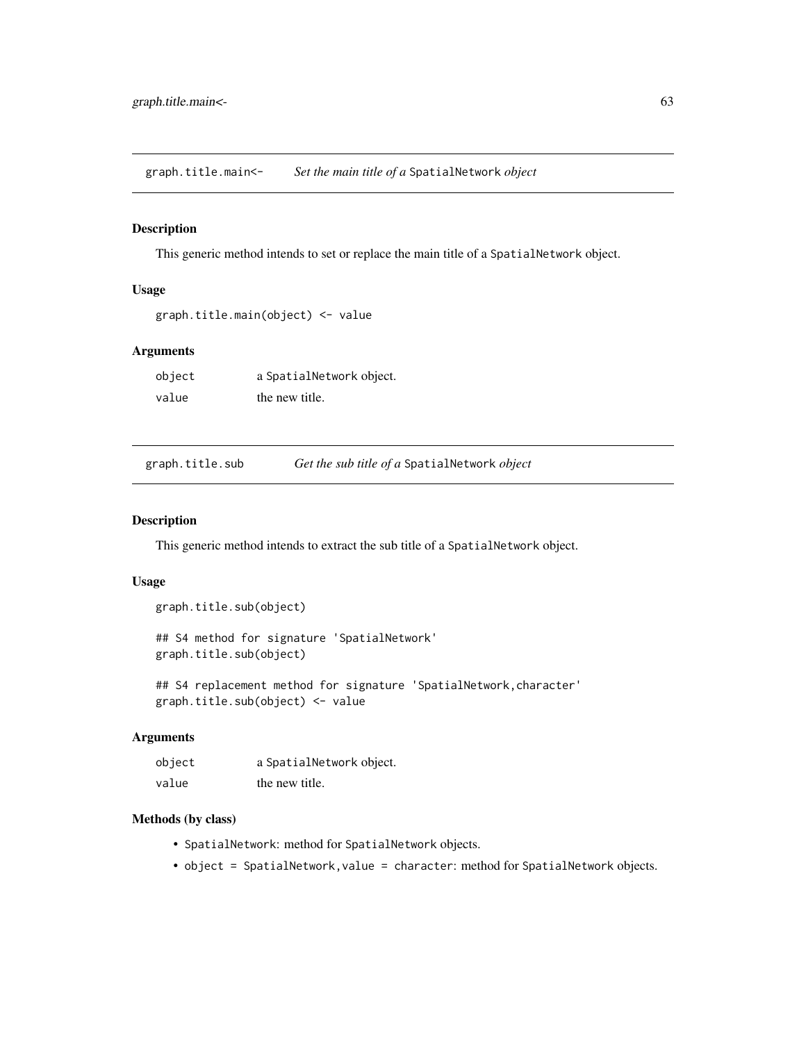## graph.title.main<- *Set the main title of a* SpatialNetwork *object*

### Description

This generic method intends to set or replace the main title of a SpatialNetwork object.

### Usage

```
graph.title.main(object) <- value
```

### Arguments

| | |
|---|---|
| object | a SpatialNetwork object. |
| value | the new title. |

## graph.title.sub *Get the sub title of a* SpatialNetwork *object*

### Description

This generic method intends to extract the sub title of a SpatialNetwork object.

### Usage

```
graph.title.sub(object)

## S4 method for signature 'SpatialNetwork'
graph.title.sub(object)

## S4 replacement method for signature 'SpatialNetwork,character'
graph.title.sub(object) <- value
```

### Arguments

| | |
|---|---|
| object | a SpatialNetwork object. |
| value | the new title. |

### Methods (by class)

- SpatialNetwork: method for SpatialNetwork objects.
- object = SpatialNetwork,value = character: method for SpatialNetwork objects.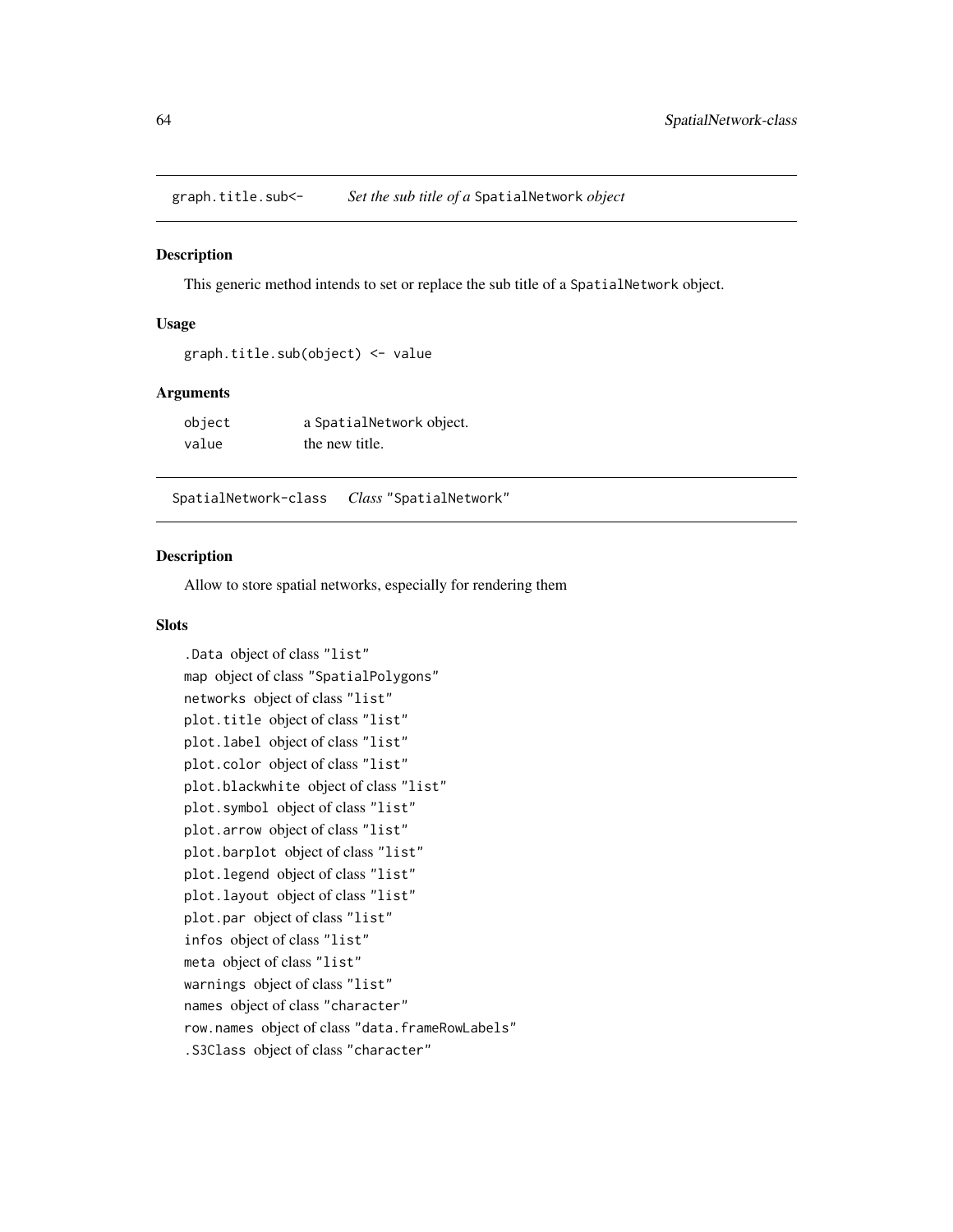## graph.title.sub<- *Set the sub title of a* `SpatialNetwork` *object*

### Description

This generic method intends to set or replace the sub title of a `SpatialNetwork` object.

### Usage

```
graph.title.sub(object) <- value
```

### Arguments

| | |
|---|---|
| `object` | a `SpatialNetwork` object. |
| `value` | the new title. |

## SpatialNetwork-class *Class* `"SpatialNetwork"`

### Description

Allow to store spatial networks, especially for rendering them

### Slots

`.Data` object of class `"list"`
`map` object of class `"SpatialPolygons"`
`networks` object of class `"list"`
`plot.title` object of class `"list"`
`plot.label` object of class `"list"`
`plot.color` object of class `"list"`
`plot.blackwhite` object of class `"list"`
`plot.symbol` object of class `"list"`
`plot.arrow` object of class `"list"`
`plot.barplot` object of class `"list"`
`plot.legend` object of class `"list"`
`plot.layout` object of class `"list"`
`plot.par` object of class `"list"`
`infos` object of class `"list"`
`meta` object of class `"list"`
`warnings` object of class `"list"`
`names` object of class `"character"`
`row.names` object of class `"data.frameRowLabels"`
`.S3Class` object of class `"character"`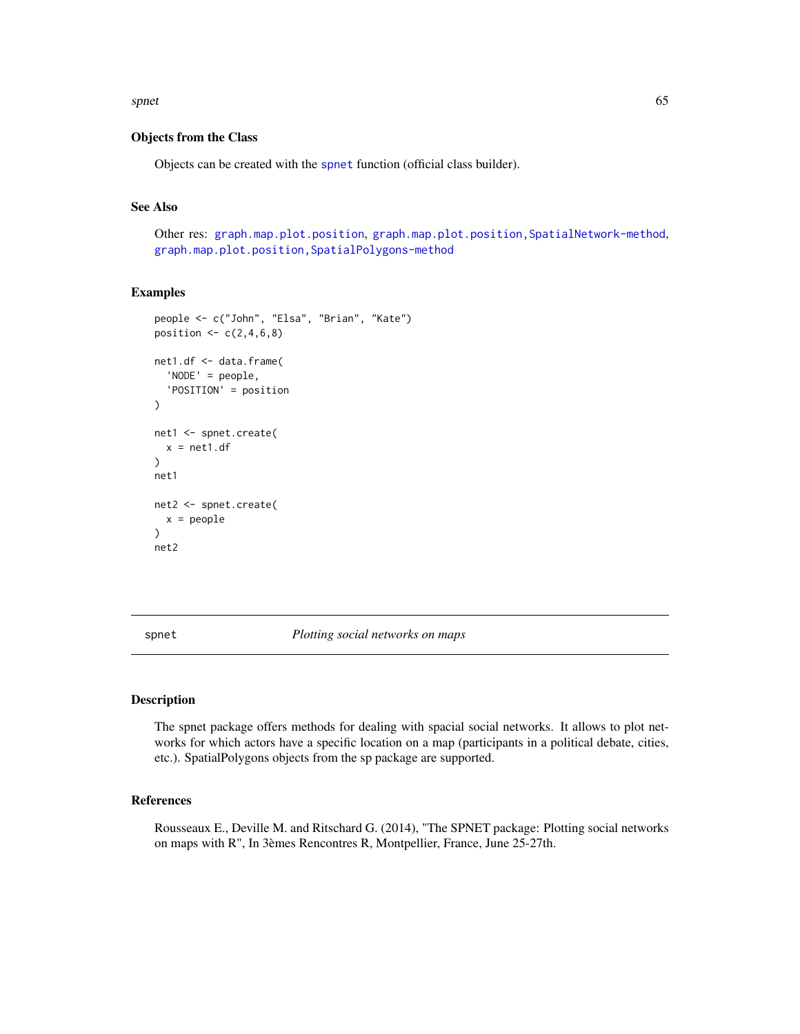### Objects from the Class

Objects can be created with the `spnet` function (official class builder).

### See Also

Other res: `graph.map.plot.position`, `graph.map.plot.position,SpatialNetwork-method`, `graph.map.plot.position,SpatialPolygons-method`

### Examples

```
people <- c("John", "Elsa", "Brian", "Kate")
position <- c(2,4,6,8)

net1.df <- data.frame(
  'NODE' = people,
  'POSITION' = position
)

net1 <- spnet.create(
  x = net1.df
)
net1

net2 <- spnet.create(
  x = people
)
net2
```

---

## spnet — *Plotting social networks on maps*

---

### Description

The spnet package offers methods for dealing with spacial social networks. It allows to plot networks for which actors have a specific location on a map (participants in a political debate, cities, etc.). SpatialPolygons objects from the sp package are supported.

### References

Rousseaux E., Deville M. and Ritschard G. (2014), "The SPNET package: Plotting social networks on maps with R", In 3èmes Rencontres R, Montpellier, France, June 25-27th.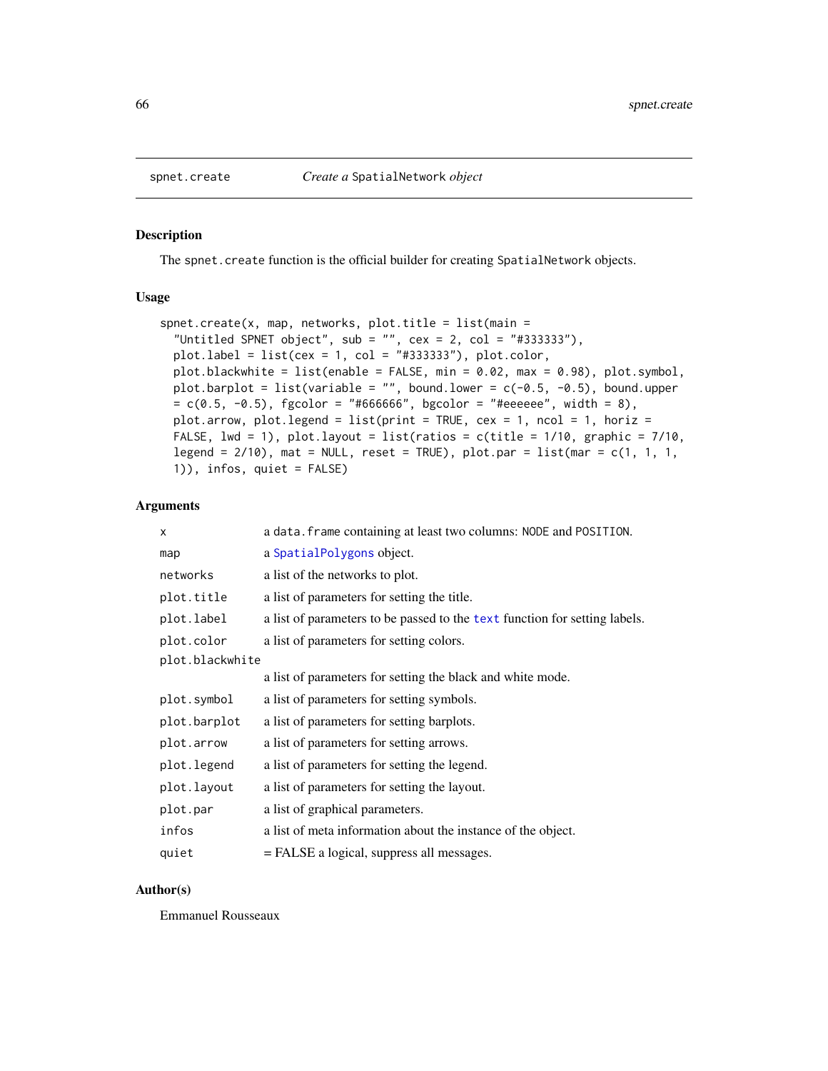`spnet.create` *Create a* `SpatialNetwork` *object*

## Description

The `spnet.create` function is the official builder for creating `SpatialNetwork` objects.

## Usage

```
spnet.create(x, map, networks, plot.title = list(main =
  "Untitled SPNET object", sub = "", cex = 2, col = "#333333"),
  plot.label = list(cex = 1, col = "#333333"), plot.color,
  plot.blackwhite = list(enable = FALSE, min = 0.02, max = 0.98), plot.symbol,
  plot.barplot = list(variable = "", bound.lower = c(-0.5, -0.5), bound.upper
  = c(0.5, -0.5), fgcolor = "#666666", bgcolor = "#eeeeee", width = 8),
  plot.arrow, plot.legend = list(print = TRUE, cex = 1, ncol = 1, horiz =
  FALSE, lwd = 1), plot.layout = list(ratios = c(title = 1/10, graphic = 7/10,
  legend = 2/10), mat = NULL, reset = TRUE), plot.par = list(mar = c(1, 1, 1,
  1)), infos, quiet = FALSE)
```

## Arguments

| | |
|---|---|
| `x` | a `data.frame` containing at least two columns: `NODE` and `POSITION`. |
| `map` | a `SpatialPolygons` object. |
| `networks` | a list of the networks to plot. |
| `plot.title` | a list of parameters for setting the title. |
| `plot.label` | a list of parameters to be passed to the `text` function for setting labels. |
| `plot.color` | a list of parameters for setting colors. |
| `plot.blackwhite` | a list of parameters for setting the black and white mode. |
| `plot.symbol` | a list of parameters for setting symbols. |
| `plot.barplot` | a list of parameters for setting barplots. |
| `plot.arrow` | a list of parameters for setting arrows. |
| `plot.legend` | a list of parameters for setting the legend. |
| `plot.layout` | a list of parameters for setting the layout. |
| `plot.par` | a list of graphical parameters. |
| `infos` | a list of meta information about the instance of the object. |
| `quiet` | = FALSE a logical, suppress all messages. |

## Author(s)

Emmanuel Rousseaux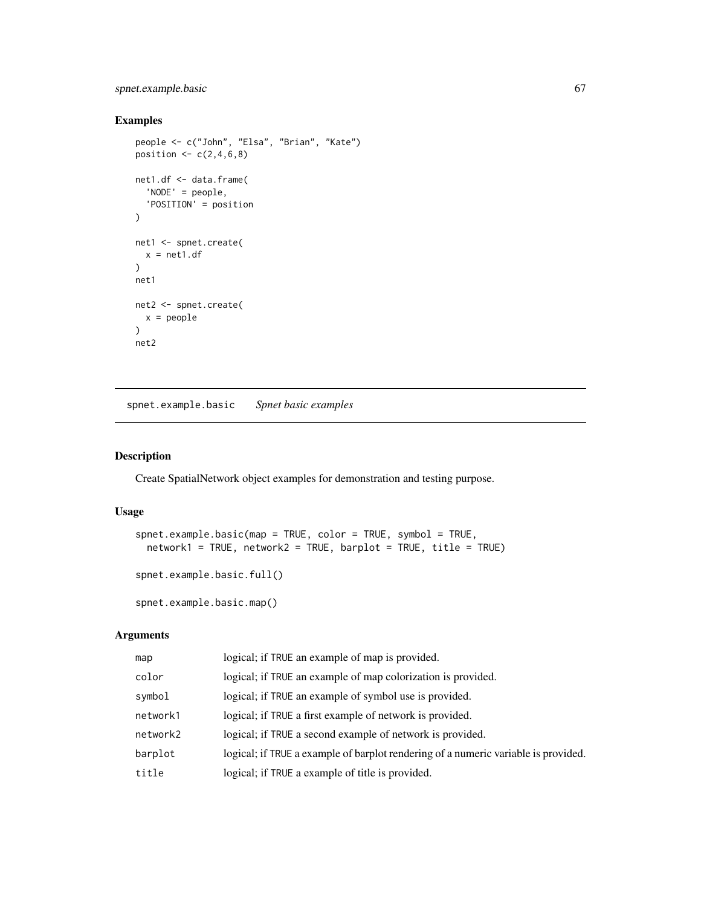## Examples

```
people <- c("John", "Elsa", "Brian", "Kate")
position <- c(2,4,6,8)

net1.df <- data.frame(
  'NODE' = people,
  'POSITION' = position
)

net1 <- spnet.create(
  x = net1.df
)
net1

net2 <- spnet.create(
  x = people
)
net2
```

---

# spnet.example.basic    *Spnet basic examples*

---

## Description

Create SpatialNetwork object examples for demonstration and testing purpose.

## Usage

```
spnet.example.basic(map = TRUE, color = TRUE, symbol = TRUE,
  network1 = TRUE, network2 = TRUE, barplot = TRUE, title = TRUE)

spnet.example.basic.full()

spnet.example.basic.map()
```

## Arguments

| | |
|---|---|
| map | logical; if TRUE an example of map is provided. |
| color | logical; if TRUE an example of map colorization is provided. |
| symbol | logical; if TRUE an example of symbol use is provided. |
| network1 | logical; if TRUE a first example of network is provided. |
| network2 | logical; if TRUE a second example of network is provided. |
| barplot | logical; if TRUE a example of barplot rendering of a numeric variable is provided. |
| title | logical; if TRUE a example of title is provided. |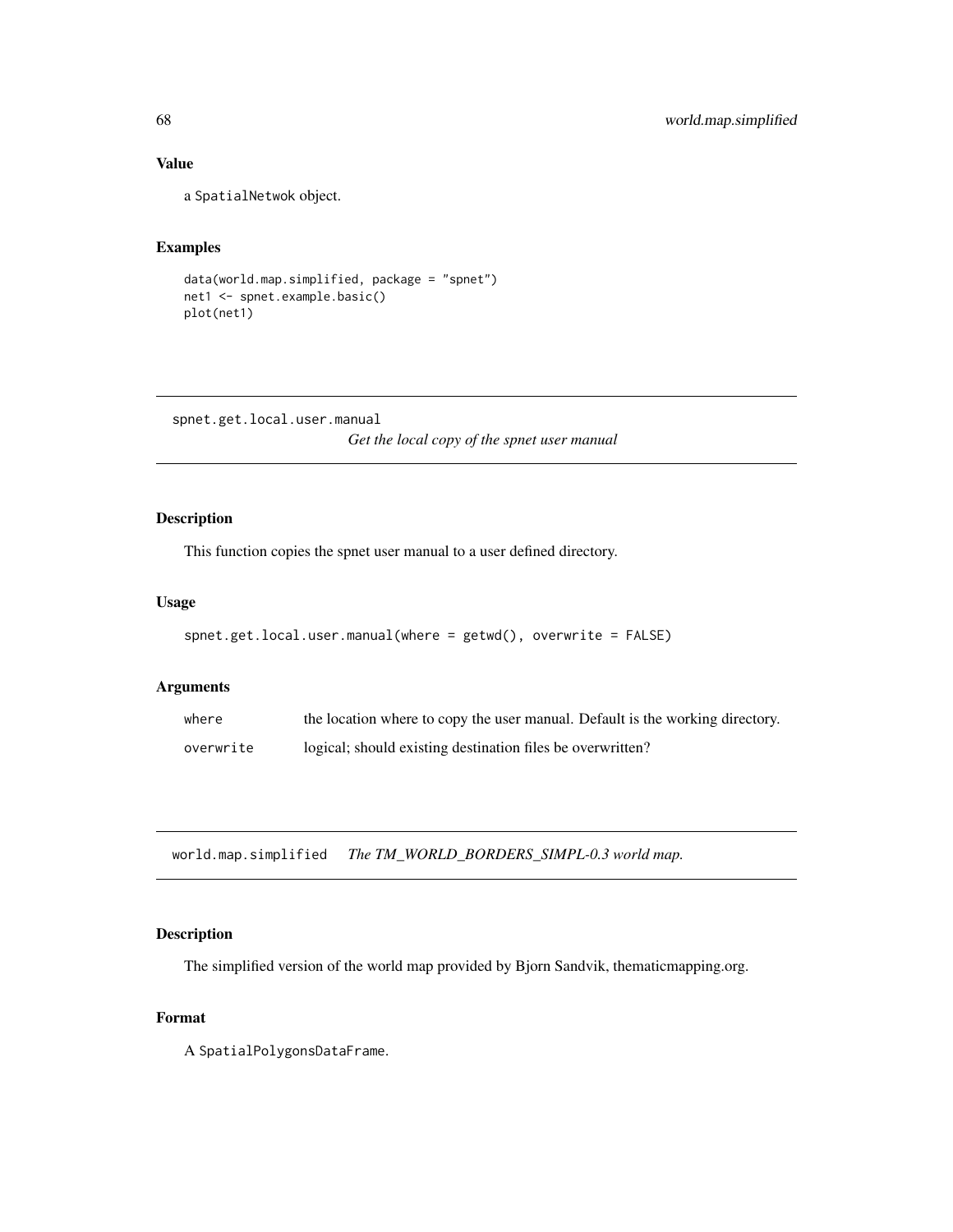### Value

a SpatialNetwok object.

### Examples

```
data(world.map.simplified, package = "spnet")
net1 <- spnet.example.basic()
plot(net1)
```

---

## spnet.get.local.user.manual — *Get the local copy of the spnet user manual*

### Description

This function copies the spnet user manual to a user defined directory.

### Usage

```
spnet.get.local.user.manual(where = getwd(), overwrite = FALSE)
```

### Arguments

| | |
|---|---|
| where | the location where to copy the user manual. Default is the working directory. |
| overwrite | logical; should existing destination files be overwritten? |

---

## world.map.simplified — *The TM_WORLD_BORDERS_SIMPL-0.3 world map.*

### Description

The simplified version of the world map provided by Bjorn Sandvik, thematicmapping.org.

### Format

A SpatialPolygonsDataFrame.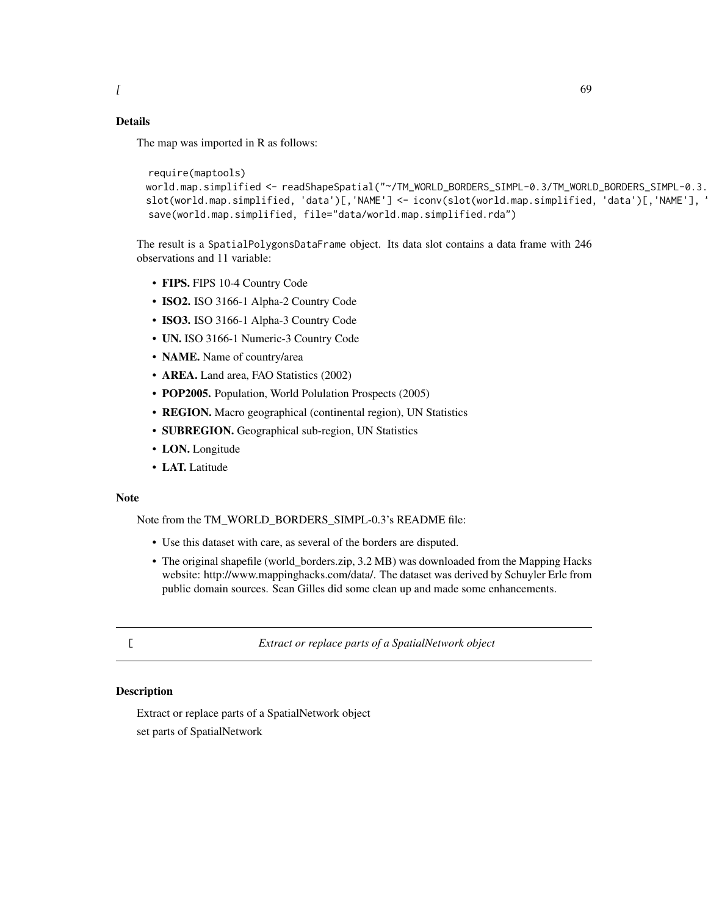## Details

The map was imported in R as follows:

```
require(maptools)
world.map.simplified <- readShapeSpatial("~/TM_WORLD_BORDERS_SIMPL-0.3/TM_WORLD_BORDERS_SIMPL-0.3.
slot(world.map.simplified, 'data')[,'NAME'] <- iconv(slot(world.map.simplified, 'data')[,'NAME'], '
save(world.map.simplified, file="data/world.map.simplified.rda")
```

The result is a SpatialPolygonsDataFrame object. Its data slot contains a data frame with 246 observations and 11 variable:

- **FIPS.** FIPS 10-4 Country Code
- **ISO2.** ISO 3166-1 Alpha-2 Country Code
- **ISO3.** ISO 3166-1 Alpha-3 Country Code
- **UN.** ISO 3166-1 Numeric-3 Country Code
- **NAME.** Name of country/area
- **AREA.** Land area, FAO Statistics (2002)
- **POP2005.** Population, World Polulation Prospects (2005)
- **REGION.** Macro geographical (continental region), UN Statistics
- **SUBREGION.** Geographical sub-region, UN Statistics
- **LON.** Longitude
- **LAT.** Latitude

## Note

Note from the TM_WORLD_BORDERS_SIMPL-0.3's README file:

- Use this dataset with care, as several of the borders are disputed.
- The original shapefile (world_borders.zip, 3.2 MB) was downloaded from the Mapping Hacks website: http://www.mappinghacks.com/data/. The dataset was derived by Schuyler Erle from public domain sources. Sean Gilles did some clean up and made some enhancements.

---

# [ — *Extract or replace parts of a SpatialNetwork object*

## Description

Extract or replace parts of a SpatialNetwork object

set parts of SpatialNetwork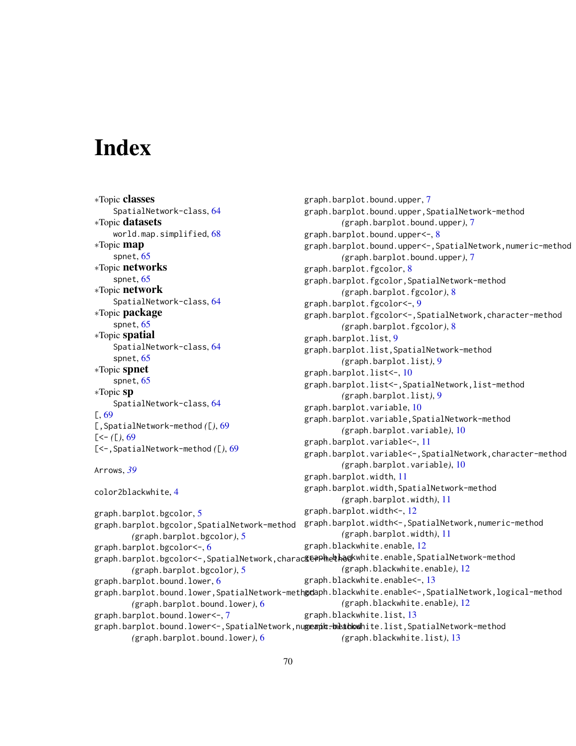# Index

*Topic **classes**
  SpatialNetwork-class, 64
*Topic **datasets**
  world.map.simplified, 68
*Topic **map**
  spnet, 65
*Topic **networks**
  spnet, 65
*Topic **network**
  SpatialNetwork-class, 64
*Topic **package**
  spnet, 65
*Topic **spatial**
  SpatialNetwork-class, 64
  spnet, 65
*Topic **spnet**
  spnet, 65
*Topic **sp**
  SpatialNetwork-class, 64
[, 69
[,SpatialNetwork-method *(*[*)*, 69
[<- *(*[*)*, 69
[<-,SpatialNetwork-method *(*[*)*, 69

Arrows, *39*

color2blackwhite, 4

graph.barplot.bgcolor, 5
graph.barplot.bgcolor,SpatialNetwork-method
  *(*graph.barplot.bgcolor*)*, 5
graph.barplot.bgcolor<-, 6
graph.barplot.bgcolor<-,SpatialNetwork,character-method
  *(*graph.barplot.bgcolor*)*, 5
graph.barplot.bound.lower, 6
graph.barplot.bound.lower,SpatialNetwork-method
  *(*graph.barplot.bound.lower*)*, 6
graph.barplot.bound.lower<-, 7
graph.barplot.bound.lower<-,SpatialNetwork,numeric-method
  *(*graph.barplot.bound.lower*)*, 6
graph.barplot.bound.upper, 7
graph.barplot.bound.upper,SpatialNetwork-method
  *(*graph.barplot.bound.upper*)*, 7
graph.barplot.bound.upper<-, 8
graph.barplot.bound.upper<-,SpatialNetwork,numeric-method
  *(*graph.barplot.bound.upper*)*, 7
graph.barplot.fgcolor, 8
graph.barplot.fgcolor,SpatialNetwork-method
  *(*graph.barplot.fgcolor*)*, 8
graph.barplot.fgcolor<-, 9
graph.barplot.fgcolor<-,SpatialNetwork,character-method
  *(*graph.barplot.fgcolor*)*, 8
graph.barplot.list, 9
graph.barplot.list,SpatialNetwork-method
  *(*graph.barplot.list*)*, 9
graph.barplot.list<-, 10
graph.barplot.list<-,SpatialNetwork,list-method
  *(*graph.barplot.list*)*, 9
graph.barplot.variable, 10
graph.barplot.variable,SpatialNetwork-method
  *(*graph.barplot.variable*)*, 10
graph.barplot.variable<-, 11
graph.barplot.variable<-,SpatialNetwork,character-method
  *(*graph.barplot.variable*)*, 10
graph.barplot.width, 11
graph.barplot.width,SpatialNetwork-method
  *(*graph.barplot.width*)*, 11
graph.barplot.width<-, 12
graph.barplot.width<-,SpatialNetwork,numeric-method
  *(*graph.barplot.width*)*, 11
graph.blackwhite.enable, 12
graph.blackwhite.enable,SpatialNetwork-method
  *(*graph.blackwhite.enable*)*, 12
graph.blackwhite.enable<-, 13
graph.blackwhite.enable<-,SpatialNetwork,logical-method
  *(*graph.blackwhite.enable*)*, 12
graph.blackwhite.list, 13
graph.blackwhite.list,SpatialNetwork-method
  *(*graph.blackwhite.list*)*, 13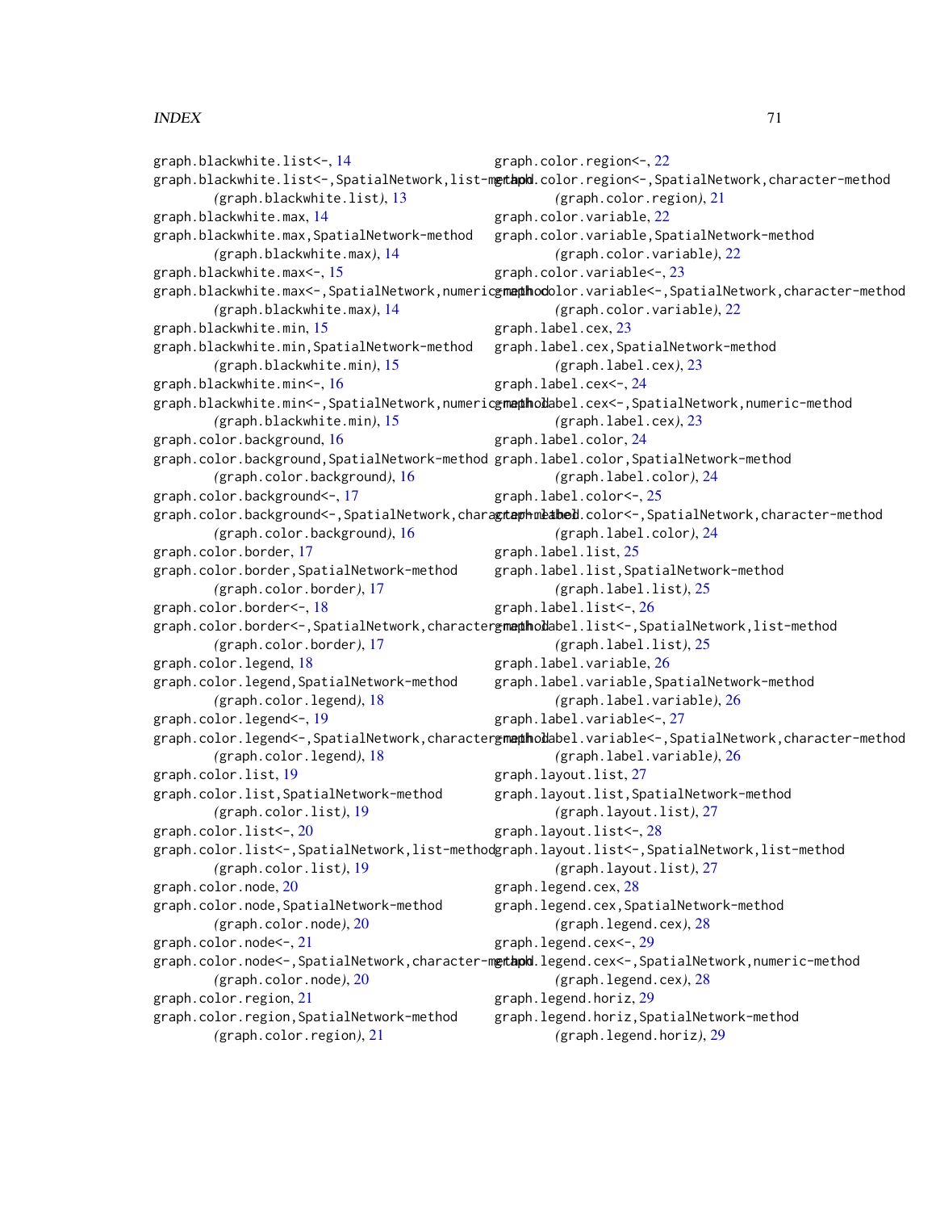graph.blackwhite.list<-, 14
graph.blackwhite.list<-,SpatialNetwork,list-method
    (graph.blackwhite.list), 13
graph.blackwhite.max, 14
graph.blackwhite.max,SpatialNetwork-method
    (graph.blackwhite.max), 14
graph.blackwhite.max<-, 15
graph.blackwhite.max<-,SpatialNetwork,numeric-method
    (graph.blackwhite.max), 14
graph.blackwhite.min, 15
graph.blackwhite.min,SpatialNetwork-method
    (graph.blackwhite.min), 15
graph.blackwhite.min<-, 16
graph.blackwhite.min<-,SpatialNetwork,numeric-method
    (graph.blackwhite.min), 15
graph.color.background, 16
graph.color.background,SpatialNetwork-method
    (graph.color.background), 16
graph.color.background<-, 17
graph.color.background<-,SpatialNetwork,character-method
    (graph.color.background), 16
graph.color.border, 17
graph.color.border,SpatialNetwork-method
    (graph.color.border), 17
graph.color.border<-, 18
graph.color.border<-,SpatialNetwork,character-method
    (graph.color.border), 17
graph.color.legend, 18
graph.color.legend,SpatialNetwork-method
    (graph.color.legend), 18
graph.color.legend<-, 19
graph.color.legend<-,SpatialNetwork,character-method
    (graph.color.legend), 18
graph.color.list, 19
graph.color.list,SpatialNetwork-method
    (graph.color.list), 19
graph.color.list<-, 20
graph.color.list<-,SpatialNetwork,list-method
    (graph.color.list), 19
graph.color.node, 20
graph.color.node,SpatialNetwork-method
    (graph.color.node), 20
graph.color.node<-, 21
graph.color.node<-,SpatialNetwork,character-method
    (graph.color.node), 20
graph.color.region, 21
graph.color.region,SpatialNetwork-method
    (graph.color.region), 21
graph.color.region<-, 22
graph.color.region<-,SpatialNetwork,character-method
    (graph.color.region), 21
graph.color.variable, 22
graph.color.variable,SpatialNetwork-method
    (graph.color.variable), 22
graph.color.variable<-, 23
graph.color.variable<-,SpatialNetwork,character-method
    (graph.color.variable), 22
graph.label.cex, 23
graph.label.cex,SpatialNetwork-method
    (graph.label.cex), 23
graph.label.cex<-, 24
graph.label.cex<-,SpatialNetwork,numeric-method
    (graph.label.cex), 23
graph.label.color, 24
graph.label.color,SpatialNetwork-method
    (graph.label.color), 24
graph.label.color<-, 25
graph.label.color<-,SpatialNetwork,character-method
    (graph.label.color), 24
graph.label.list, 25
graph.label.list,SpatialNetwork-method
    (graph.label.list), 25
graph.label.list<-, 26
graph.label.list<-,SpatialNetwork,list-method
    (graph.label.list), 25
graph.label.variable, 26
graph.label.variable,SpatialNetwork-method
    (graph.label.variable), 26
graph.label.variable<-, 27
graph.label.variable<-,SpatialNetwork,character-method
    (graph.label.variable), 26
graph.layout.list, 27
graph.layout.list,SpatialNetwork-method
    (graph.layout.list), 27
graph.layout.list<-, 28
graph.layout.list<-,SpatialNetwork,list-method
    (graph.layout.list), 27
graph.legend.cex, 28
graph.legend.cex,SpatialNetwork-method
    (graph.legend.cex), 28
graph.legend.cex<-, 29
graph.legend.cex<-,SpatialNetwork,numeric-method
    (graph.legend.cex), 28
graph.legend.horiz, 29
graph.legend.horiz,SpatialNetwork-method
    (graph.legend.horiz), 29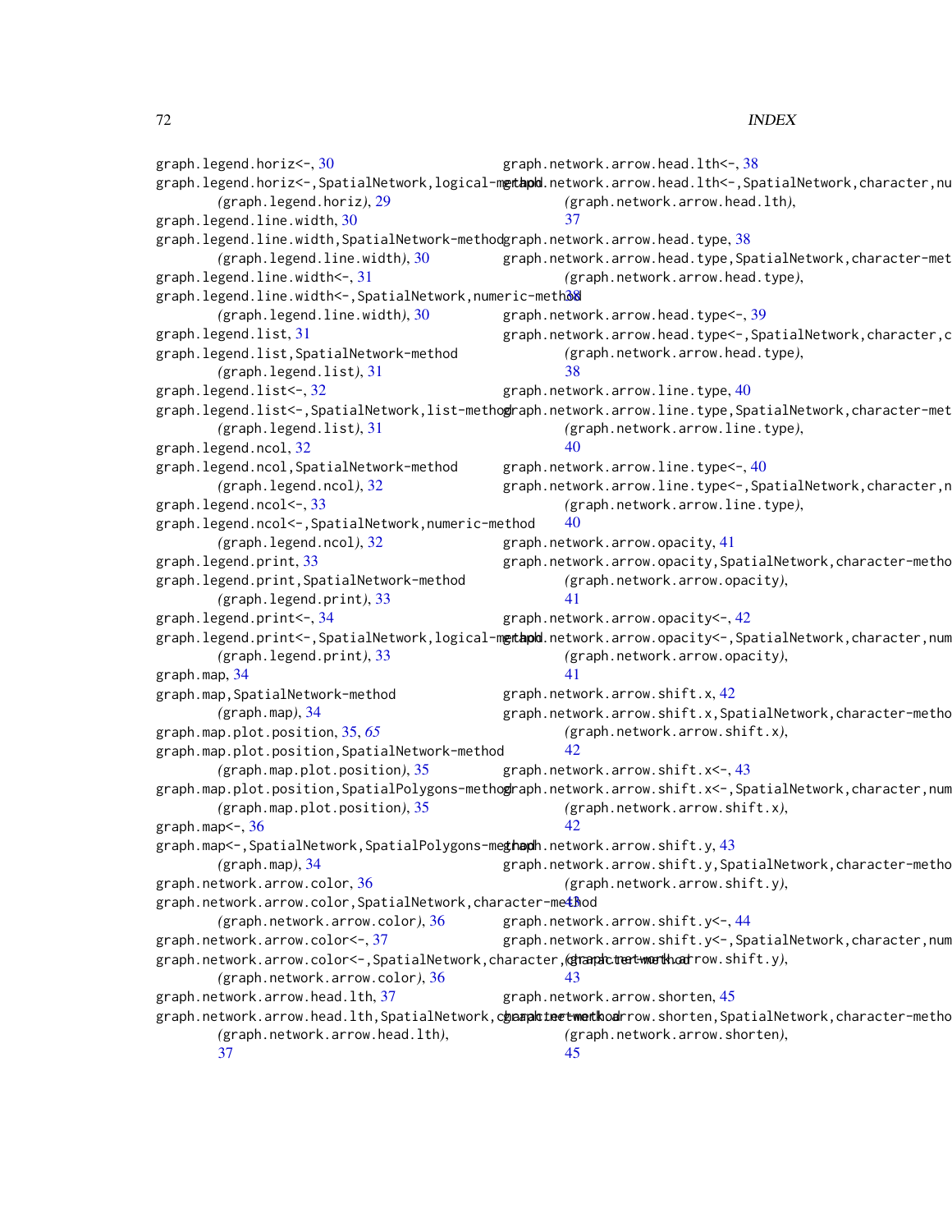graph.legend.horiz<-, 30
graph.legend.horiz<-,SpatialNetwork,logical-method
    *(graph.legend.horiz)*, 29
graph.legend.line.width, 30
graph.legend.line.width,SpatialNetwork-method
    *(graph.legend.line.width)*, 30
graph.legend.line.width<-, 31
graph.legend.line.width<-,SpatialNetwork,numeric-method
    *(graph.legend.line.width)*, 30
graph.legend.list, 31
graph.legend.list,SpatialNetwork-method
    *(graph.legend.list)*, 31
graph.legend.list<-, 32
graph.legend.list<-,SpatialNetwork,list-method
    *(graph.legend.list)*, 31
graph.legend.ncol, 32
graph.legend.ncol,SpatialNetwork-method
    *(graph.legend.ncol)*, 32
graph.legend.ncol<-, 33
graph.legend.ncol<-,SpatialNetwork,numeric-method
    *(graph.legend.ncol)*, 32
graph.legend.print, 33
graph.legend.print,SpatialNetwork-method
    *(graph.legend.print)*, 33
graph.legend.print<-, 34
graph.legend.print<-,SpatialNetwork,logical-method
    *(graph.legend.print)*, 33
graph.map, 34
graph.map,SpatialNetwork-method
    *(graph.map)*, 34
graph.map.plot.position, 35, *65*
graph.map.plot.position,SpatialNetwork-method
    *(graph.map.plot.position)*, 35
graph.map.plot.position,SpatialPolygons-method
    *(graph.map.plot.position)*, 35
graph.map<-, 36
graph.map<-,SpatialNetwork,SpatialPolygons-method
    *(graph.map)*, 34
graph.network.arrow.color, 36
graph.network.arrow.color,SpatialNetwork,character-method
    *(graph.network.arrow.color)*, 36
graph.network.arrow.color<-, 37
graph.network.arrow.color<-,SpatialNetwork,character,character-method
    *(graph.network.arrow.color)*, 36
graph.network.arrow.head.lth, 37
graph.network.arrow.head.lth,SpatialNetwork,character-method
    *(graph.network.arrow.head.lth)*,
    37
graph.network.arrow.head.lth<-, 38
graph.network.arrow.head.lth<-,SpatialNetwork,character,nu
    *(graph.network.arrow.head.lth)*,
    37
graph.network.arrow.head.type, 38
graph.network.arrow.head.type,SpatialNetwork,character-met
    *(graph.network.arrow.head.type)*,
    38
graph.network.arrow.head.type<-, 39
graph.network.arrow.head.type<-,SpatialNetwork,character,c
    *(graph.network.arrow.head.type)*,
    38
graph.network.arrow.line.type, 40
graph.network.arrow.line.type,SpatialNetwork,character-met
    *(graph.network.arrow.line.type)*,
    40
graph.network.arrow.line.type<-, 40
graph.network.arrow.line.type<-,SpatialNetwork,character,n
    *(graph.network.arrow.line.type)*,
    40
graph.network.arrow.opacity, 41
graph.network.arrow.opacity,SpatialNetwork,character-metho
    *(graph.network.arrow.opacity)*,
    41
graph.network.arrow.opacity<-, 42
graph.network.arrow.opacity<-,SpatialNetwork,character,num
    *(graph.network.arrow.opacity)*,
    41
graph.network.arrow.shift.x, 42
graph.network.arrow.shift.x,SpatialNetwork,character-metho
    *(graph.network.arrow.shift.x)*,
    42
graph.network.arrow.shift.x<-, 43
graph.network.arrow.shift.x<-,SpatialNetwork,character,num
    *(graph.network.arrow.shift.x)*,
    42
graph.network.arrow.shift.y, 43
graph.network.arrow.shift.y,SpatialNetwork,character-metho
    *(graph.network.arrow.shift.y)*,
    43
graph.network.arrow.shift.y<-, 44
graph.network.arrow.shift.y<-,SpatialNetwork,character,num
    *(graph.network.arrow.shift.y)*,
    43
graph.network.arrow.shorten, 45
graph.network.arrow.shorten,SpatialNetwork,character-metho
    *(graph.network.arrow.shorten)*,
    45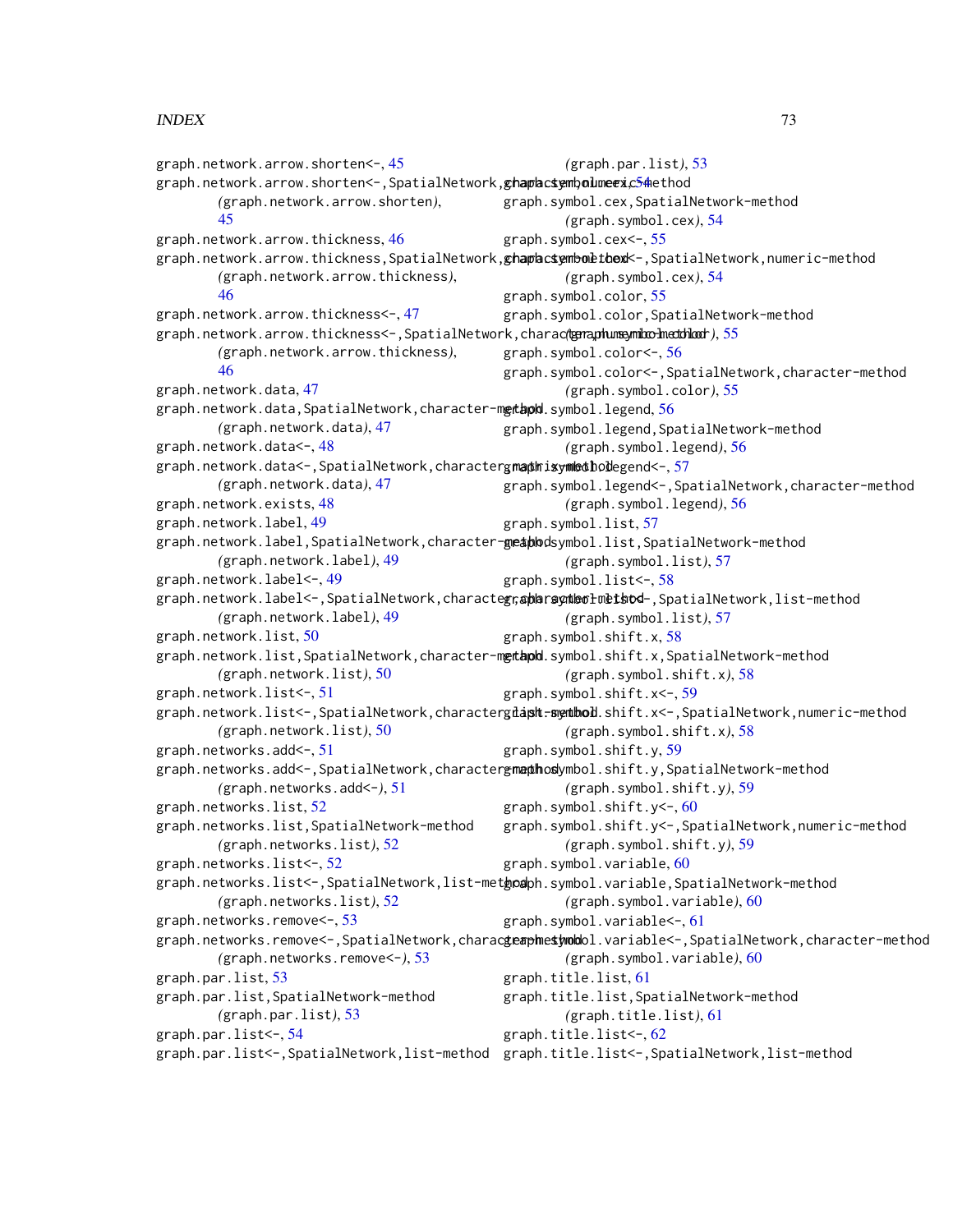graph.network.arrow.shorten<-, 45
graph.network.arrow.shorten<-,SpatialNetwork,character,numeric-method
    (graph.network.arrow.shorten), 45
graph.network.arrow.thickness, 46
graph.network.arrow.thickness,SpatialNetwork,character-method
    (graph.network.arrow.thickness), 46
graph.network.arrow.thickness<-, 47
graph.network.arrow.thickness<-,SpatialNetwork,character,numeric-method
    (graph.network.arrow.thickness), 46
graph.network.data, 47
graph.network.data,SpatialNetwork,character-method
    (graph.network.data), 47
graph.network.data<-, 48
graph.network.data<-,SpatialNetwork,character,matrix-method
    (graph.network.data), 47
graph.network.exists, 48
graph.network.label, 49
graph.network.label,SpatialNetwork,character-method
    (graph.network.label), 49
graph.network.label<-, 49
graph.network.label<-,SpatialNetwork,character,character-method
    (graph.network.label), 49
graph.network.list, 50
graph.network.list,SpatialNetwork,character-method
    (graph.network.list), 50
graph.network.list<-, 51
graph.network.list<-,SpatialNetwork,character,list-method
    (graph.network.list), 50
graph.networks.add<-, 51
graph.networks.add<-,SpatialNetwork,character-method
    (graph.networks.add<-), 51
graph.networks.list, 52
graph.networks.list,SpatialNetwork-method
    (graph.networks.list), 52
graph.networks.list<-, 52
graph.networks.list<-,SpatialNetwork,list-method
    (graph.networks.list), 52
graph.networks.remove<-, 53
graph.networks.remove<-,SpatialNetwork,character-method
    (graph.networks.remove<-), 53
graph.par.list, 53
graph.par.list,SpatialNetwork-method
    (graph.par.list), 53
graph.par.list<-, 54
graph.par.list<-,SpatialNetwork,list-method
    (graph.par.list), 53
graph.symbol.cex, 54
graph.symbol.cex,SpatialNetwork-method
    (graph.symbol.cex), 54
graph.symbol.cex<-, 55
graph.symbol.cex<-,SpatialNetwork,numeric-method
    (graph.symbol.cex), 54
graph.symbol.color, 55
graph.symbol.color,SpatialNetwork-method
    (graph.symbol.color), 55
graph.symbol.color<-, 56
graph.symbol.color<-,SpatialNetwork,character-method
    (graph.symbol.color), 55
graph.symbol.legend, 56
graph.symbol.legend,SpatialNetwork-method
    (graph.symbol.legend), 56
graph.symbol.legend<-, 57
graph.symbol.legend<-,SpatialNetwork,character-method
    (graph.symbol.legend), 56
graph.symbol.list, 57
graph.symbol.list,SpatialNetwork-method
    (graph.symbol.list), 57
graph.symbol.list<-, 58
graph.symbol.list<-,SpatialNetwork,list-method
    (graph.symbol.list), 57
graph.symbol.shift.x, 58
graph.symbol.shift.x,SpatialNetwork-method
    (graph.symbol.shift.x), 58
graph.symbol.shift.x<-, 59
graph.symbol.shift.x<-,SpatialNetwork,numeric-method
    (graph.symbol.shift.x), 58
graph.symbol.shift.y, 59
graph.symbol.shift.y,SpatialNetwork-method
    (graph.symbol.shift.y), 59
graph.symbol.shift.y<-, 60
graph.symbol.shift.y<-,SpatialNetwork,numeric-method
    (graph.symbol.shift.y), 59
graph.symbol.variable, 60
graph.symbol.variable,SpatialNetwork-method
    (graph.symbol.variable), 60
graph.symbol.variable<-, 61
graph.symbol.variable<-,SpatialNetwork,character-method
    (graph.symbol.variable), 60
graph.title.list, 61
graph.title.list,SpatialNetwork-method
    (graph.title.list), 61
graph.title.list<-, 62
graph.title.list<-,SpatialNetwork,list-method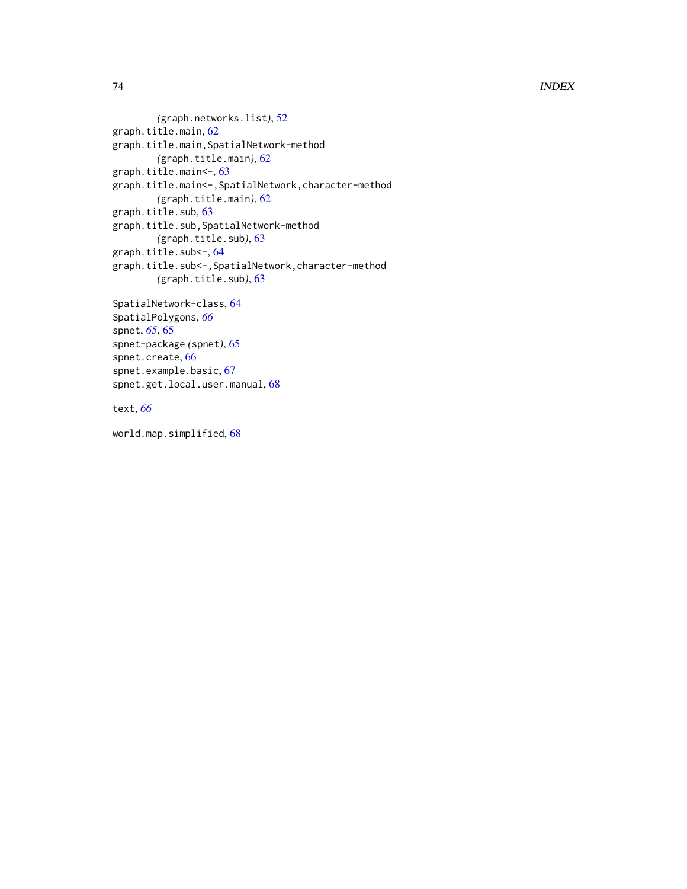(graph.networks.list), 52
graph.title.main, 62
graph.title.main,SpatialNetwork-method
        (graph.title.main), 62
graph.title.main<-, 63
graph.title.main<-,SpatialNetwork,character-method
        (graph.title.main), 62
graph.title.sub, 63
graph.title.sub,SpatialNetwork-method
        (graph.title.sub), 63
graph.title.sub<-, 64
graph.title.sub<-,SpatialNetwork,character-method
        (graph.title.sub), 63

SpatialNetwork-class, 64
SpatialPolygons, *66*
spnet, *65*, 65
spnet-package (spnet), 65
spnet.create, 66
spnet.example.basic, 67
spnet.get.local.user.manual, 68

text, *66*

world.map.simplified, 68